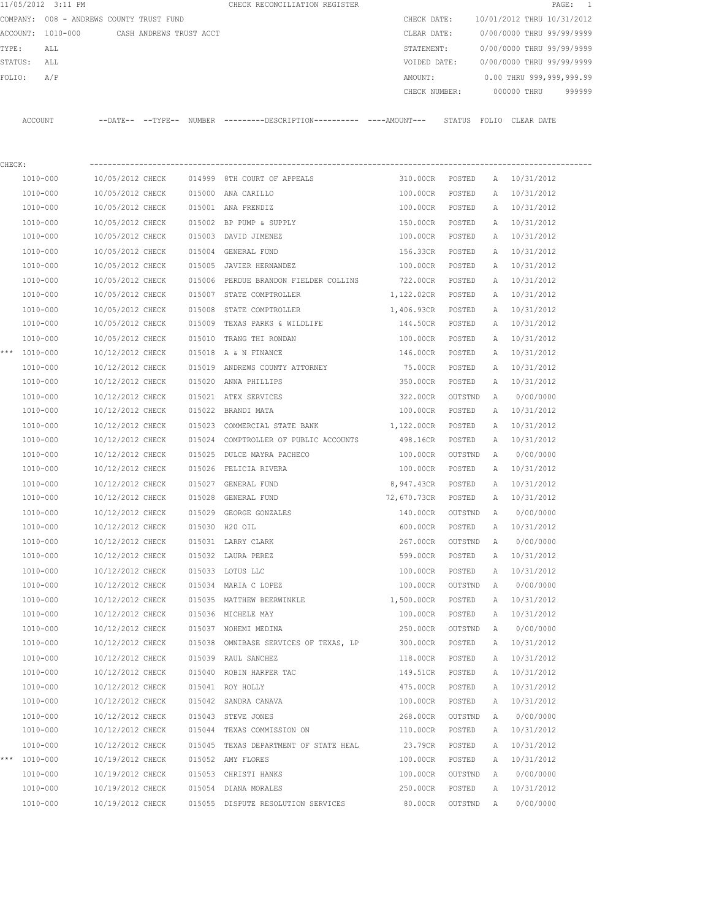11/05/2012 3:11 PM CHECK RECONCILIATION REGISTER

COMPANY: 008 - ANDREWS COUNTY TRUST FUND

ACCOUNT: 1010-000 CASH ANDREWS TRUST ACCT

TYPE: ALL

STATUS: ALL

FOLIO: A/P

CHECK DATE: 10/01/2012 THRU 10/31/2012

CLEAR DATE: 0/00/0000 THRU 99/99/9999

STATEMENT: 0/00/0000 THRU 99/99/9999

VOIDED DATE: 0/00/0000 THRU 99/99/9999

AMOUNT: 0.00 THRU 999,999,999.99

CHECK NUMBER: 000000 THRU 999999

CHECK:

| | ACCOUNT | --DATE-- | --TYPE-- | NUMBER | ---------DESCRIPTION---------- | ----AMOUNT--- | STATUS | FOLIO | CLEAR DATE |
|---|---|---|---|---|---|---|---|---|---|
| | 1010-000 | 10/05/2012 | CHECK | 014999 | 8TH COURT OF APPEALS | 310.00CR | POSTED | A | 10/31/2012 |
| | 1010-000 | 10/05/2012 | CHECK | 015000 | ANA CARILLO | 100.00CR | POSTED | A | 10/31/2012 |
| | 1010-000 | 10/05/2012 | CHECK | 015001 | ANA PRENDIZ | 100.00CR | POSTED | A | 10/31/2012 |
| | 1010-000 | 10/05/2012 | CHECK | 015002 | BP PUMP & SUPPLY | 150.00CR | POSTED | A | 10/31/2012 |
| | 1010-000 | 10/05/2012 | CHECK | 015003 | DAVID JIMENEZ | 100.00CR | POSTED | A | 10/31/2012 |
| | 1010-000 | 10/05/2012 | CHECK | 015004 | GENERAL FUND | 156.33CR | POSTED | A | 10/31/2012 |
| | 1010-000 | 10/05/2012 | CHECK | 015005 | JAVIER HERNANDEZ | 100.00CR | POSTED | A | 10/31/2012 |
| | 1010-000 | 10/05/2012 | CHECK | 015006 | PERDUE BRANDON FIELDER COLLINS | 722.00CR | POSTED | A | 10/31/2012 |
| | 1010-000 | 10/05/2012 | CHECK | 015007 | STATE COMPTROLLER | 1,122.02CR | POSTED | A | 10/31/2012 |
| | 1010-000 | 10/05/2012 | CHECK | 015008 | STATE COMPTROLLER | 1,406.93CR | POSTED | A | 10/31/2012 |
| | 1010-000 | 10/05/2012 | CHECK | 015009 | TEXAS PARKS & WILDLIFE | 144.50CR | POSTED | A | 10/31/2012 |
| | 1010-000 | 10/05/2012 | CHECK | 015010 | TRANG THI RONDAN | 100.00CR | POSTED | A | 10/31/2012 |
| *** | 1010-000 | 10/12/2012 | CHECK | 015018 | A & N FINANCE | 146.00CR | POSTED | A | 10/31/2012 |
| | 1010-000 | 10/12/2012 | CHECK | 015019 | ANDREWS COUNTY ATTORNEY | 75.00CR | POSTED | A | 10/31/2012 |
| | 1010-000 | 10/12/2012 | CHECK | 015020 | ANNA PHILLIPS | 350.00CR | POSTED | A | 10/31/2012 |
| | 1010-000 | 10/12/2012 | CHECK | 015021 | ATEX SERVICES | 322.00CR | OUTSTND | A | 0/00/0000 |
| | 1010-000 | 10/12/2012 | CHECK | 015022 | BRANDI MATA | 100.00CR | POSTED | A | 10/31/2012 |
| | 1010-000 | 10/12/2012 | CHECK | 015023 | COMMERCIAL STATE BANK | 1,122.00CR | POSTED | A | 10/31/2012 |
| | 1010-000 | 10/12/2012 | CHECK | 015024 | COMPTROLLER OF PUBLIC ACCOUNTS | 498.16CR | POSTED | A | 10/31/2012 |
| | 1010-000 | 10/12/2012 | CHECK | 015025 | DULCE MAYRA PACHECO | 100.00CR | OUTSTND | A | 0/00/0000 |
| | 1010-000 | 10/12/2012 | CHECK | 015026 | FELICIA RIVERA | 100.00CR | POSTED | A | 10/31/2012 |
| | 1010-000 | 10/12/2012 | CHECK | 015027 | GENERAL FUND | 8,947.43CR | POSTED | A | 10/31/2012 |
| | 1010-000 | 10/12/2012 | CHECK | 015028 | GENERAL FUND | 72,670.73CR | POSTED | A | 10/31/2012 |
| | 1010-000 | 10/12/2012 | CHECK | 015029 | GEORGE GONZALES | 140.00CR | OUTSTND | A | 0/00/0000 |
| | 1010-000 | 10/12/2012 | CHECK | 015030 | H20 OIL | 600.00CR | POSTED | A | 10/31/2012 |
| | 1010-000 | 10/12/2012 | CHECK | 015031 | LARRY CLARK | 267.00CR | OUTSTND | A | 0/00/0000 |
| | 1010-000 | 10/12/2012 | CHECK | 015032 | LAURA PEREZ | 599.00CR | POSTED | A | 10/31/2012 |
| | 1010-000 | 10/12/2012 | CHECK | 015033 | LOTUS LLC | 100.00CR | POSTED | A | 10/31/2012 |
| | 1010-000 | 10/12/2012 | CHECK | 015034 | MARIA C LOPEZ | 100.00CR | OUTSTND | A | 0/00/0000 |
| | 1010-000 | 10/12/2012 | CHECK | 015035 | MATTHEW BEERWINKLE | 1,500.00CR | POSTED | A | 10/31/2012 |
| | 1010-000 | 10/12/2012 | CHECK | 015036 | MICHELE MAY | 100.00CR | POSTED | A | 10/31/2012 |
| | 1010-000 | 10/12/2012 | CHECK | 015037 | NOHEMI MEDINA | 250.00CR | OUTSTND | A | 0/00/0000 |
| | 1010-000 | 10/12/2012 | CHECK | 015038 | OMNIBASE SERVICES OF TEXAS, LP | 300.00CR | POSTED | A | 10/31/2012 |
| | 1010-000 | 10/12/2012 | CHECK | 015039 | RAUL SANCHEZ | 118.00CR | POSTED | A | 10/31/2012 |
| | 1010-000 | 10/12/2012 | CHECK | 015040 | ROBIN HARPER TAC | 149.51CR | POSTED | A | 10/31/2012 |
| | 1010-000 | 10/12/2012 | CHECK | 015041 | ROY HOLLY | 475.00CR | POSTED | A | 10/31/2012 |
| | 1010-000 | 10/12/2012 | CHECK | 015042 | SANDRA CANAVA | 100.00CR | POSTED | A | 10/31/2012 |
| | 1010-000 | 10/12/2012 | CHECK | 015043 | STEVE JONES | 268.00CR | OUTSTND | A | 0/00/0000 |
| | 1010-000 | 10/12/2012 | CHECK | 015044 | TEXAS COMMISSION ON | 110.00CR | POSTED | A | 10/31/2012 |
| | 1010-000 | 10/12/2012 | CHECK | 015045 | TEXAS DEPARTMENT OF STATE HEAL | 23.79CR | POSTED | A | 10/31/2012 |
| *** | 1010-000 | 10/19/2012 | CHECK | 015052 | AMY FLORES | 100.00CR | POSTED | A | 10/31/2012 |
| | 1010-000 | 10/19/2012 | CHECK | 015053 | CHRISTI HANKS | 100.00CR | OUTSTND | A | 0/00/0000 |
| | 1010-000 | 10/19/2012 | CHECK | 015054 | DIANA MORALES | 250.00CR | POSTED | A | 10/31/2012 |
| | 1010-000 | 10/19/2012 | CHECK | 015055 | DISPUTE RESOLUTION SERVICES | 80.00CR | OUTSTND | A | 0/00/0000 |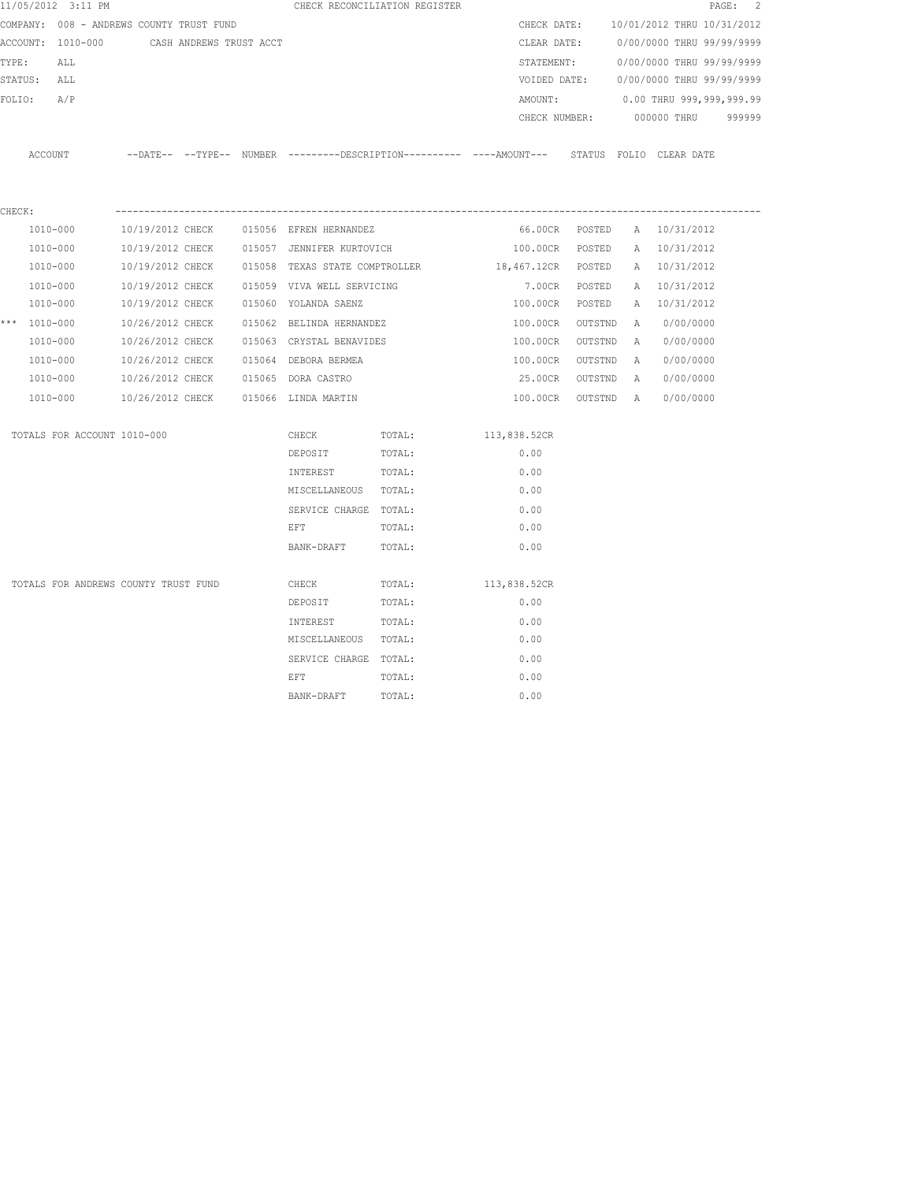11/05/2012 3:11 PM — CHECK RECONCILIATION REGISTER

COMPANY: 008 - ANDREWS COUNTY TRUST FUND
ACCOUNT: 1010-000 CASH ANDREWS TRUST ACCT
TYPE: ALL
STATUS: ALL
FOLIO: A/P

CHECK DATE: 10/01/2012 THRU 10/31/2012
CLEAR DATE: 0/00/0000 THRU 99/99/9999
STATEMENT: 0/00/0000 THRU 99/99/9999
VOIDED DATE: 0/00/0000 THRU 99/99/9999
AMOUNT: 0.00 THRU 999,999,999.99
CHECK NUMBER: 000000 THRU 999999

CHECK:

| | ACCOUNT | DATE | TYPE | NUMBER | DESCRIPTION | AMOUNT | STATUS | FOLIO | CLEAR DATE |
|---|---|---|---|---|---|---|---|---|---|
| | 1010-000 | 10/19/2012 | CHECK | 015056 | EFREN HERNANDEZ | 66.00CR | POSTED | A | 10/31/2012 |
| | 1010-000 | 10/19/2012 | CHECK | 015057 | JENNIFER KURTOVICH | 100.00CR | POSTED | A | 10/31/2012 |
| | 1010-000 | 10/19/2012 | CHECK | 015058 | TEXAS STATE COMPTROLLER | 18,467.12CR | POSTED | A | 10/31/2012 |
| | 1010-000 | 10/19/2012 | CHECK | 015059 | VIVA WELL SERVICING | 7.00CR | POSTED | A | 10/31/2012 |
| | 1010-000 | 10/19/2012 | CHECK | 015060 | YOLANDA SAENZ | 100.00CR | POSTED | A | 10/31/2012 |
| *** | 1010-000 | 10/26/2012 | CHECK | 015062 | BELINDA HERNANDEZ | 100.00CR | OUTSTND | A | 0/00/0000 |
| | 1010-000 | 10/26/2012 | CHECK | 015063 | CRYSTAL BENAVIDES | 100.00CR | OUTSTND | A | 0/00/0000 |
| | 1010-000 | 10/26/2012 | CHECK | 015064 | DEBORA BERMEA | 100.00CR | OUTSTND | A | 0/00/0000 |
| | 1010-000 | 10/26/2012 | CHECK | 015065 | DORA CASTRO | 25.00CR | OUTSTND | A | 0/00/0000 |
| | 1010-000 | 10/26/2012 | CHECK | 015066 | LINDA MARTIN | 100.00CR | OUTSTND | A | 0/00/0000 |

| | | | |
|---|---|---|---|
| TOTALS FOR ACCOUNT 1010-000 | CHECK | TOTAL: | 113,838.52CR |
| | DEPOSIT | TOTAL: | 0.00 |
| | INTEREST | TOTAL: | 0.00 |
| | MISCELLANEOUS | TOTAL: | 0.00 |
| | SERVICE CHARGE | TOTAL: | 0.00 |
| | EFT | TOTAL: | 0.00 |
| | BANK-DRAFT | TOTAL: | 0.00 |
| TOTALS FOR ANDREWS COUNTY TRUST FUND | CHECK | TOTAL: | 113,838.52CR |
| | DEPOSIT | TOTAL: | 0.00 |
| | INTEREST | TOTAL: | 0.00 |
| | MISCELLANEOUS | TOTAL: | 0.00 |
| | SERVICE CHARGE | TOTAL: | 0.00 |
| | EFT | TOTAL: | 0.00 |
| | BANK-DRAFT | TOTAL: | 0.00 |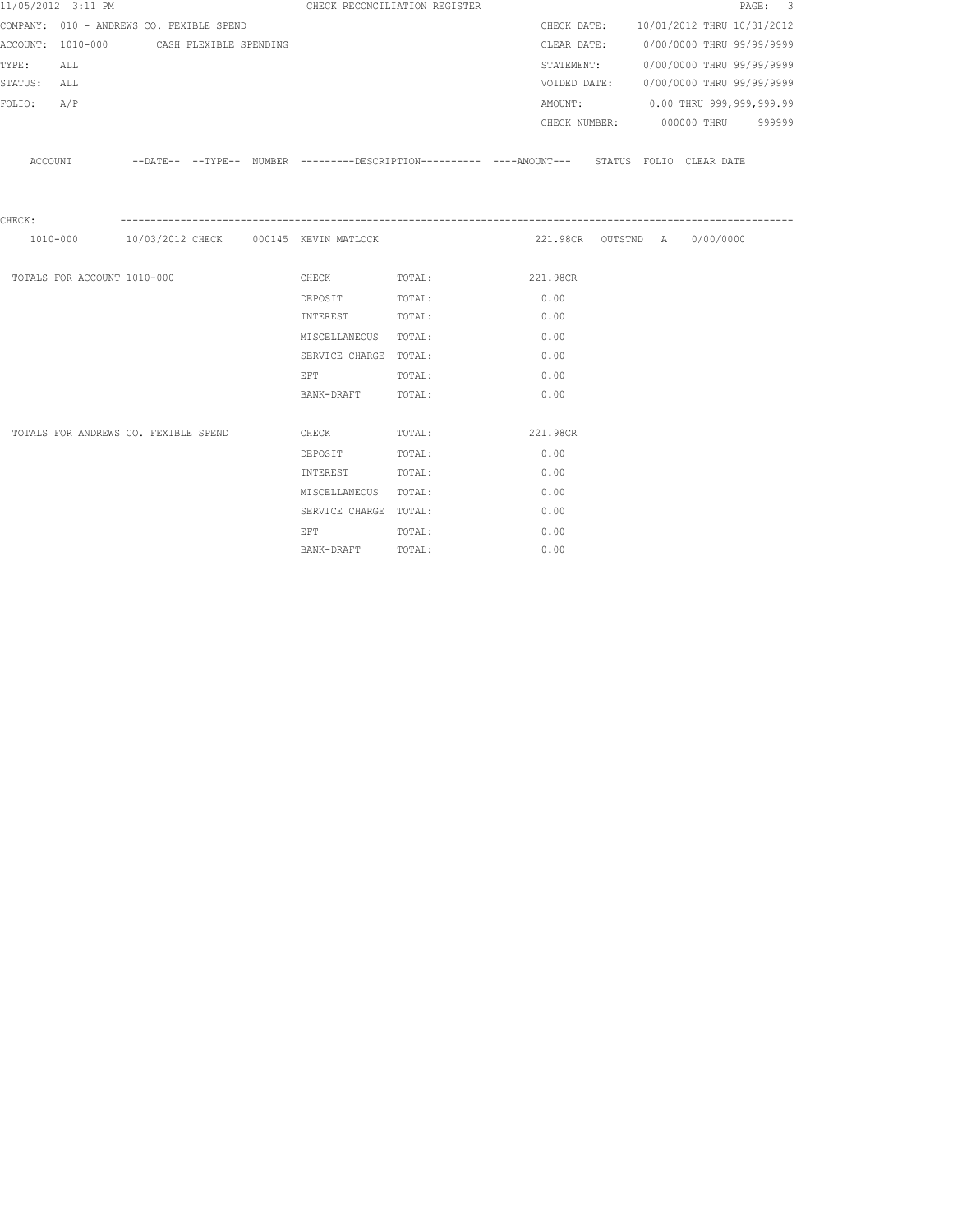11/05/2012 3:11 PM CHECK RECONCILIATION REGISTER

COMPANY: 010 - ANDREWS CO. FEXIBLE SPEND

ACCOUNT: 1010-000 CASH FLEXIBLE SPENDING

TYPE: ALL

STATUS: ALL

FOLIO: A/P

CHECK DATE: 10/01/2012 THRU 10/31/2012

CLEAR DATE: 0/00/0000 THRU 99/99/9999

STATEMENT: 0/00/0000 THRU 99/99/9999

VOIDED DATE: 0/00/0000 THRU 99/99/9999

AMOUNT: 0.00 THRU 999,999,999.99

CHECK NUMBER: 000000 THRU 999999

| ACCOUNT | --DATE-- | --TYPE-- | NUMBER | ---------DESCRIPTION---------- | ----AMOUNT--- | STATUS | FOLIO | CLEAR DATE |
|---|---|---|---|---|---|---|---|---|
| CHECK: | | | | | | | | |
| 1010-000 | 10/03/2012 | CHECK | 000145 | KEVIN MATLOCK | 221.98CR | OUTSTND | A | 0/00/0000 |

| | | | |
|---|---|---|---|
| TOTALS FOR ACCOUNT 1010-000 | CHECK | TOTAL: | 221.98CR |
| | DEPOSIT | TOTAL: | 0.00 |
| | INTEREST | TOTAL: | 0.00 |
| | MISCELLANEOUS | TOTAL: | 0.00 |
| | SERVICE CHARGE | TOTAL: | 0.00 |
| | EFT | TOTAL: | 0.00 |
| | BANK-DRAFT | TOTAL: | 0.00 |
| TOTALS FOR ANDREWS CO. FEXIBLE SPEND | CHECK | TOTAL: | 221.98CR |
| | DEPOSIT | TOTAL: | 0.00 |
| | INTEREST | TOTAL: | 0.00 |
| | MISCELLANEOUS | TOTAL: | 0.00 |
| | SERVICE CHARGE | TOTAL: | 0.00 |
| | EFT | TOTAL: | 0.00 |
| | BANK-DRAFT | TOTAL: | 0.00 |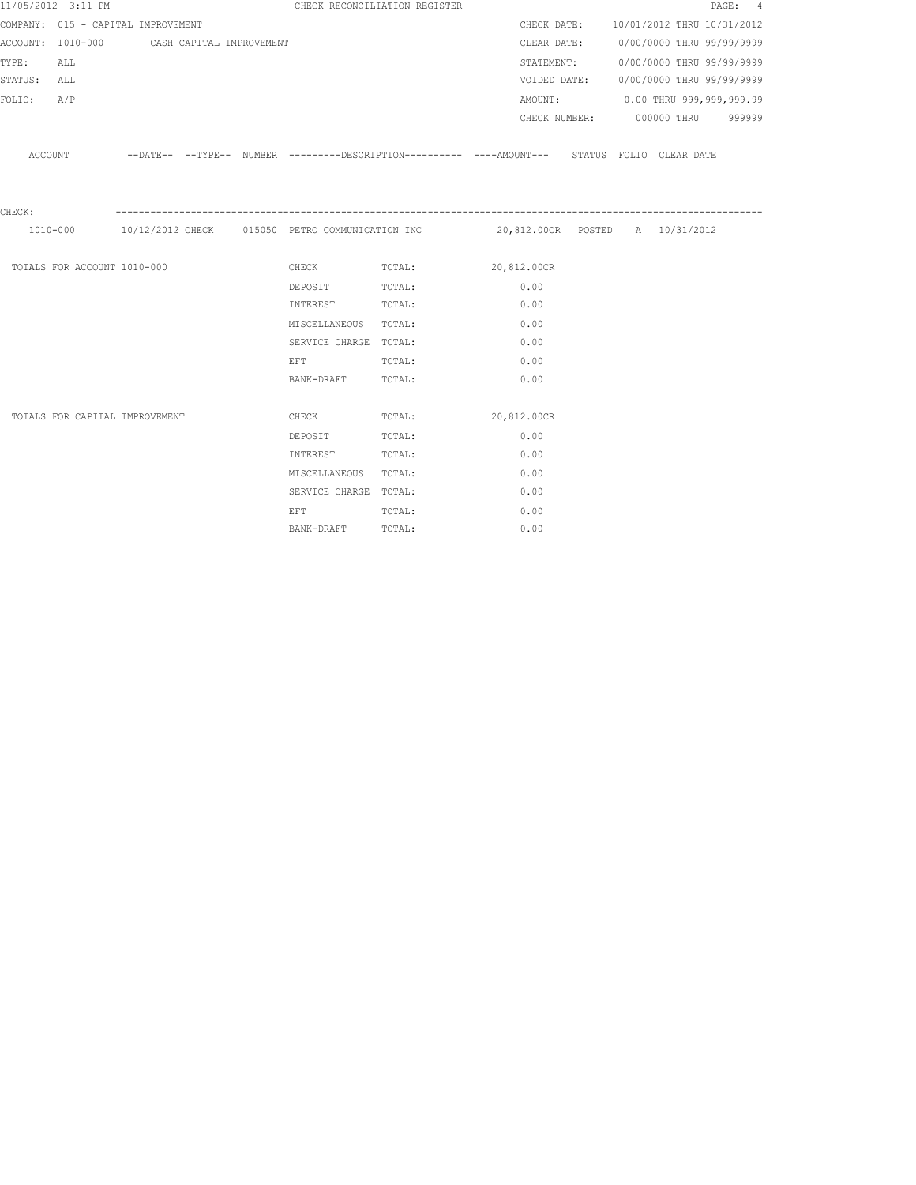11/05/2012 3:11 PM CHECK RECONCILIATION REGISTER

COMPANY: 015 - CAPITAL IMPROVEMENT CHECK DATE: 10/01/2012 THRU 10/31/2012

ACCOUNT: 1010-000 CASH CAPITAL IMPROVEMENT CLEAR DATE: 0/00/0000 THRU 99/99/9999

TYPE: ALL STATEMENT: 0/00/0000 THRU 99/99/9999

STATUS: ALL VOIDED DATE: 0/00/0000 THRU 99/99/9999

FOLIO: A/P AMOUNT: 0.00 THRU 999,999,999.99

CHECK NUMBER: 000000 THRU 999999

| ACCOUNT | --DATE-- | --TYPE-- | NUMBER | ---------DESCRIPTION---------- | ----AMOUNT--- | STATUS | FOLIO | CLEAR DATE |
|---|---|---|---|---|---|---|---|---|
| CHECK: | | | | | | | | |
| 1010-000 | 10/12/2012 | CHECK | 015050 | PETRO COMMUNICATION INC | 20,812.00CR | POSTED | A | 10/31/2012 |

| | | | |
|---|---|---|---|
| TOTALS FOR ACCOUNT 1010-000 | CHECK | TOTAL: | 20,812.00CR |
| | DEPOSIT | TOTAL: | 0.00 |
| | INTEREST | TOTAL: | 0.00 |
| | MISCELLANEOUS | TOTAL: | 0.00 |
| | SERVICE CHARGE | TOTAL: | 0.00 |
| | EFT | TOTAL: | 0.00 |
| | BANK-DRAFT | TOTAL: | 0.00 |
| TOTALS FOR CAPITAL IMPROVEMENT | CHECK | TOTAL: | 20,812.00CR |
| | DEPOSIT | TOTAL: | 0.00 |
| | INTEREST | TOTAL: | 0.00 |
| | MISCELLANEOUS | TOTAL: | 0.00 |
| | SERVICE CHARGE | TOTAL: | 0.00 |
| | EFT | TOTAL: | 0.00 |
| | BANK-DRAFT | TOTAL: | 0.00 |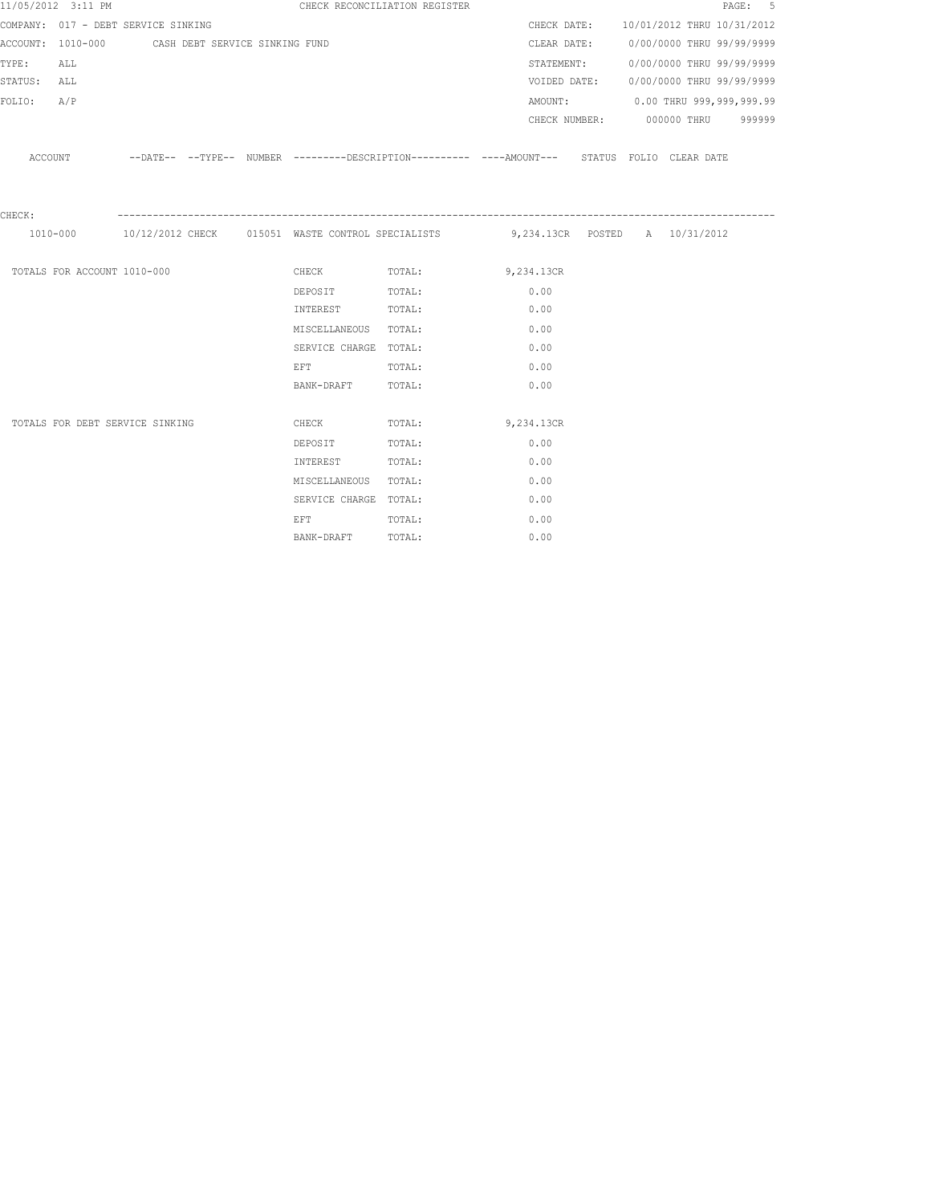11/05/2012 3:11 PM CHECK RECONCILIATION REGISTER

COMPANY: 017 - DEBT SERVICE SINKING

ACCOUNT: 1010-000 CASH DEBT SERVICE SINKING FUND

TYPE: ALL

STATUS: ALL

FOLIO: A/P

CHECK DATE: 10/01/2012 THRU 10/31/2012

CLEAR DATE: 0/00/0000 THRU 99/99/9999

STATEMENT: 0/00/0000 THRU 99/99/9999

VOIDED DATE: 0/00/0000 THRU 99/99/9999

AMOUNT: 0.00 THRU 999,999,999.99

CHECK NUMBER: 000000 THRU 999999

| ACCOUNT | --DATE-- | --TYPE-- | NUMBER | ---------DESCRIPTION---------- | ----AMOUNT--- | STATUS | FOLIO | CLEAR DATE |
|---|---|---|---|---|---|---|---|---|
| CHECK: | | | | | | | | |
| 1010-000 | 10/12/2012 | CHECK | 015051 | WASTE CONTROL SPECIALISTS | 9,234.13CR | POSTED | A | 10/31/2012 |

| | | | |
|---|---|---|---|
| TOTALS FOR ACCOUNT 1010-000 | CHECK | TOTAL: | 9,234.13CR |
| | DEPOSIT | TOTAL: | 0.00 |
| | INTEREST | TOTAL: | 0.00 |
| | MISCELLANEOUS | TOTAL: | 0.00 |
| | SERVICE CHARGE | TOTAL: | 0.00 |
| | EFT | TOTAL: | 0.00 |
| | BANK-DRAFT | TOTAL: | 0.00 |
| TOTALS FOR DEBT SERVICE SINKING | CHECK | TOTAL: | 9,234.13CR |
| | DEPOSIT | TOTAL: | 0.00 |
| | INTEREST | TOTAL: | 0.00 |
| | MISCELLANEOUS | TOTAL: | 0.00 |
| | SERVICE CHARGE | TOTAL: | 0.00 |
| | EFT | TOTAL: | 0.00 |
| | BANK-DRAFT | TOTAL: | 0.00 |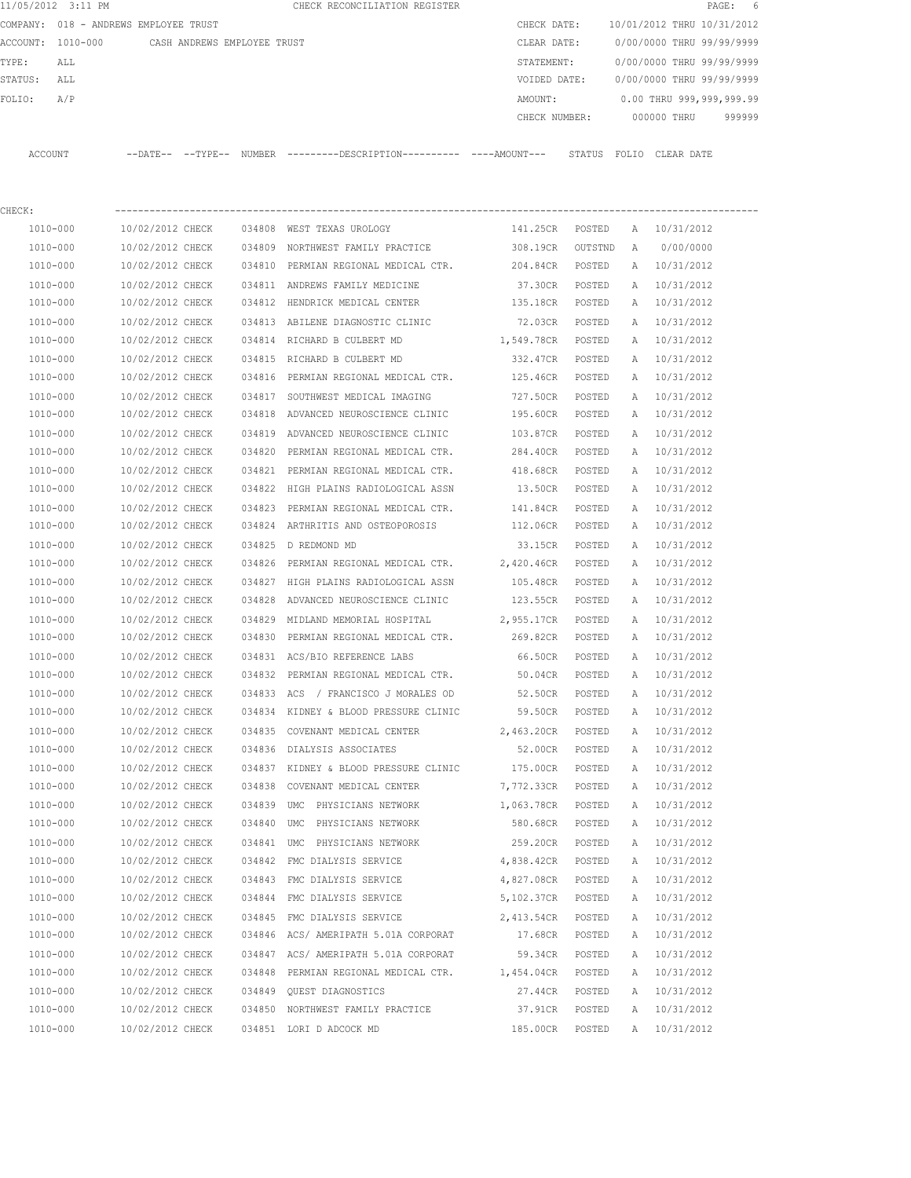11/05/2012 3:11 PM CHECK RECONCILIATION REGISTER

COMPANY: 018 - ANDREWS EMPLOYEE TRUST

ACCOUNT: 1010-000 CASH ANDREWS EMPLOYEE TRUST

TYPE: ALL

STATUS: ALL

FOLIO: A/P

CHECK DATE: 10/01/2012 THRU 10/31/2012

CLEAR DATE: 0/00/0000 THRU 99/99/9999

STATEMENT: 0/00/0000 THRU 99/99/9999

VOIDED DATE: 0/00/0000 THRU 99/99/9999

AMOUNT: 0.00 THRU 999,999,999.99

CHECK NUMBER: 000000 THRU 999999

CHECK:

| ACCOUNT | --DATE-- | --TYPE-- | NUMBER | ---------DESCRIPTION---------- | ----AMOUNT--- | STATUS | FOLIO | CLEAR DATE |
|---|---|---|---|---|---|---|---|---|
| 1010-000 | 10/02/2012 | CHECK | 034808 | WEST TEXAS UROLOGY | 141.25CR | POSTED | A | 10/31/2012 |
| 1010-000 | 10/02/2012 | CHECK | 034809 | NORTHWEST FAMILY PRACTICE | 308.19CR | OUTSTND | A | 0/00/0000 |
| 1010-000 | 10/02/2012 | CHECK | 034810 | PERMIAN REGIONAL MEDICAL CTR. | 204.84CR | POSTED | A | 10/31/2012 |
| 1010-000 | 10/02/2012 | CHECK | 034811 | ANDREWS FAMILY MEDICINE | 37.30CR | POSTED | A | 10/31/2012 |
| 1010-000 | 10/02/2012 | CHECK | 034812 | HENDRICK MEDICAL CENTER | 135.18CR | POSTED | A | 10/31/2012 |
| 1010-000 | 10/02/2012 | CHECK | 034813 | ABILENE DIAGNOSTIC CLINIC | 72.03CR | POSTED | A | 10/31/2012 |
| 1010-000 | 10/02/2012 | CHECK | 034814 | RICHARD B CULBERT MD | 1,549.78CR | POSTED | A | 10/31/2012 |
| 1010-000 | 10/02/2012 | CHECK | 034815 | RICHARD B CULBERT MD | 332.47CR | POSTED | A | 10/31/2012 |
| 1010-000 | 10/02/2012 | CHECK | 034816 | PERMIAN REGIONAL MEDICAL CTR. | 125.46CR | POSTED | A | 10/31/2012 |
| 1010-000 | 10/02/2012 | CHECK | 034817 | SOUTHWEST MEDICAL IMAGING | 727.50CR | POSTED | A | 10/31/2012 |
| 1010-000 | 10/02/2012 | CHECK | 034818 | ADVANCED NEUROSCIENCE CLINIC | 195.60CR | POSTED | A | 10/31/2012 |
| 1010-000 | 10/02/2012 | CHECK | 034819 | ADVANCED NEUROSCIENCE CLINIC | 103.87CR | POSTED | A | 10/31/2012 |
| 1010-000 | 10/02/2012 | CHECK | 034820 | PERMIAN REGIONAL MEDICAL CTR. | 284.40CR | POSTED | A | 10/31/2012 |
| 1010-000 | 10/02/2012 | CHECK | 034821 | PERMIAN REGIONAL MEDICAL CTR. | 418.68CR | POSTED | A | 10/31/2012 |
| 1010-000 | 10/02/2012 | CHECK | 034822 | HIGH PLAINS RADIOLOGICAL ASSN | 13.50CR | POSTED | A | 10/31/2012 |
| 1010-000 | 10/02/2012 | CHECK | 034823 | PERMIAN REGIONAL MEDICAL CTR. | 141.84CR | POSTED | A | 10/31/2012 |
| 1010-000 | 10/02/2012 | CHECK | 034824 | ARTHRITIS AND OSTEOPOROSIS | 112.06CR | POSTED | A | 10/31/2012 |
| 1010-000 | 10/02/2012 | CHECK | 034825 | D REDMOND MD | 33.15CR | POSTED | A | 10/31/2012 |
| 1010-000 | 10/02/2012 | CHECK | 034826 | PERMIAN REGIONAL MEDICAL CTR. | 2,420.46CR | POSTED | A | 10/31/2012 |
| 1010-000 | 10/02/2012 | CHECK | 034827 | HIGH PLAINS RADIOLOGICAL ASSN | 105.48CR | POSTED | A | 10/31/2012 |
| 1010-000 | 10/02/2012 | CHECK | 034828 | ADVANCED NEUROSCIENCE CLINIC | 123.55CR | POSTED | A | 10/31/2012 |
| 1010-000 | 10/02/2012 | CHECK | 034829 | MIDLAND MEMORIAL HOSPITAL | 2,955.17CR | POSTED | A | 10/31/2012 |
| 1010-000 | 10/02/2012 | CHECK | 034830 | PERMIAN REGIONAL MEDICAL CTR. | 269.82CR | POSTED | A | 10/31/2012 |
| 1010-000 | 10/02/2012 | CHECK | 034831 | ACS/BIO REFERENCE LABS | 66.50CR | POSTED | A | 10/31/2012 |
| 1010-000 | 10/02/2012 | CHECK | 034832 | PERMIAN REGIONAL MEDICAL CTR. | 50.04CR | POSTED | A | 10/31/2012 |
| 1010-000 | 10/02/2012 | CHECK | 034833 | ACS / FRANCISCO J MORALES OD | 52.50CR | POSTED | A | 10/31/2012 |
| 1010-000 | 10/02/2012 | CHECK | 034834 | KIDNEY & BLOOD PRESSURE CLINIC | 59.50CR | POSTED | A | 10/31/2012 |
| 1010-000 | 10/02/2012 | CHECK | 034835 | COVENANT MEDICAL CENTER | 2,463.20CR | POSTED | A | 10/31/2012 |
| 1010-000 | 10/02/2012 | CHECK | 034836 | DIALYSIS ASSOCIATES | 52.00CR | POSTED | A | 10/31/2012 |
| 1010-000 | 10/02/2012 | CHECK | 034837 | KIDNEY & BLOOD PRESSURE CLINIC | 175.00CR | POSTED | A | 10/31/2012 |
| 1010-000 | 10/02/2012 | CHECK | 034838 | COVENANT MEDICAL CENTER | 7,772.33CR | POSTED | A | 10/31/2012 |
| 1010-000 | 10/02/2012 | CHECK | 034839 | UMC PHYSICIANS NETWORK | 1,063.78CR | POSTED | A | 10/31/2012 |
| 1010-000 | 10/02/2012 | CHECK | 034840 | UMC PHYSICIANS NETWORK | 580.68CR | POSTED | A | 10/31/2012 |
| 1010-000 | 10/02/2012 | CHECK | 034841 | UMC PHYSICIANS NETWORK | 259.20CR | POSTED | A | 10/31/2012 |
| 1010-000 | 10/02/2012 | CHECK | 034842 | FMC DIALYSIS SERVICE | 4,838.42CR | POSTED | A | 10/31/2012 |
| 1010-000 | 10/02/2012 | CHECK | 034843 | FMC DIALYSIS SERVICE | 4,827.08CR | POSTED | A | 10/31/2012 |
| 1010-000 | 10/02/2012 | CHECK | 034844 | FMC DIALYSIS SERVICE | 5,102.37CR | POSTED | A | 10/31/2012 |
| 1010-000 | 10/02/2012 | CHECK | 034845 | FMC DIALYSIS SERVICE | 2,413.54CR | POSTED | A | 10/31/2012 |
| 1010-000 | 10/02/2012 | CHECK | 034846 | ACS/ AMERIPATH 5.01A CORPORAT | 17.68CR | POSTED | A | 10/31/2012 |
| 1010-000 | 10/02/2012 | CHECK | 034847 | ACS/ AMERIPATH 5.01A CORPORAT | 59.34CR | POSTED | A | 10/31/2012 |
| 1010-000 | 10/02/2012 | CHECK | 034848 | PERMIAN REGIONAL MEDICAL CTR. | 1,454.04CR | POSTED | A | 10/31/2012 |
| 1010-000 | 10/02/2012 | CHECK | 034849 | QUEST DIAGNOSTICS | 27.44CR | POSTED | A | 10/31/2012 |
| 1010-000 | 10/02/2012 | CHECK | 034850 | NORTHWEST FAMILY PRACTICE | 37.91CR | POSTED | A | 10/31/2012 |
| 1010-000 | 10/02/2012 | CHECK | 034851 | LORI D ADCOCK MD | 185.00CR | POSTED | A | 10/31/2012 |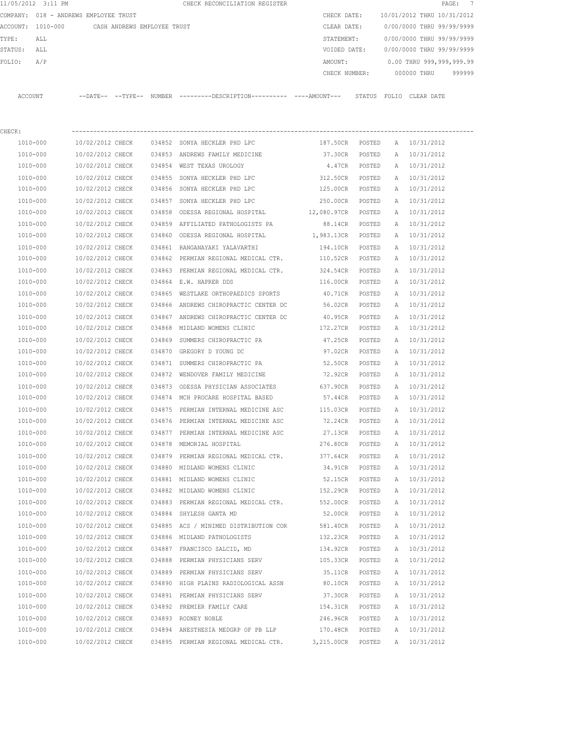11/05/2012 3:11 PM CHECK RECONCILIATION REGISTER

COMPANY: 018 - ANDREWS EMPLOYEE TRUST

ACCOUNT: 1010-000 CASH ANDREWS EMPLOYEE TRUST

TYPE: ALL

STATUS: ALL

FOLIO: A/P

CHECK DATE: 10/01/2012 THRU 10/31/2012

CLEAR DATE: 0/00/0000 THRU 99/99/9999

STATEMENT: 0/00/0000 THRU 99/99/9999

VOIDED DATE: 0/00/0000 THRU 99/99/9999

AMOUNT: 0.00 THRU 999,999,999.99

CHECK NUMBER: 000000 THRU 999999

CHECK:

| ACCOUNT | --DATE-- | --TYPE-- | NUMBER | ---------DESCRIPTION---------- | ----AMOUNT--- | STATUS | FOLIO | CLEAR DATE |
|---|---|---|---|---|---|---|---|---|
| 1010-000 | 10/02/2012 | CHECK | 034852 | SONYA HECKLER PHD LPC | 187.50CR | POSTED | A | 10/31/2012 |
| 1010-000 | 10/02/2012 | CHECK | 034853 | ANDREWS FAMILY MEDICINE | 37.30CR | POSTED | A | 10/31/2012 |
| 1010-000 | 10/02/2012 | CHECK | 034854 | WEST TEXAS UROLOGY | 4.47CR | POSTED | A | 10/31/2012 |
| 1010-000 | 10/02/2012 | CHECK | 034855 | SONYA HECKLER PHD LPC | 312.50CR | POSTED | A | 10/31/2012 |
| 1010-000 | 10/02/2012 | CHECK | 034856 | SONYA HECKLER PHD LPC | 125.00CR | POSTED | A | 10/31/2012 |
| 1010-000 | 10/02/2012 | CHECK | 034857 | SONYA HECKLER PHD LPC | 250.00CR | POSTED | A | 10/31/2012 |
| 1010-000 | 10/02/2012 | CHECK | 034858 | ODESSA REGIONAL HOSPITAL | 12,080.97CR | POSTED | A | 10/31/2012 |
| 1010-000 | 10/02/2012 | CHECK | 034859 | AFFILIATED PATHOLOGISTS PA | 88.14CR | POSTED | A | 10/31/2012 |
| 1010-000 | 10/02/2012 | CHECK | 034860 | ODESSA REGIONAL HOSPITAL | 1,983.13CR | POSTED | A | 10/31/2012 |
| 1010-000 | 10/02/2012 | CHECK | 034861 | RANGANAYAKI YALAVARTHI | 194.10CR | POSTED | A | 10/31/2012 |
| 1010-000 | 10/02/2012 | CHECK | 034862 | PERMIAN REGIONAL MEDICAL CTR. | 110.52CR | POSTED | A | 10/31/2012 |
| 1010-000 | 10/02/2012 | CHECK | 034863 | PERMIAN REGIONAL MEDICAL CTR. | 324.54CR | POSTED | A | 10/31/2012 |
| 1010-000 | 10/02/2012 | CHECK | 034864 | E.W. HAPRER DDS | 116.00CR | POSTED | A | 10/31/2012 |
| 1010-000 | 10/02/2012 | CHECK | 034865 | WESTLAKE ORTHOPAEDICS SPORTS | 40.71CR | POSTED | A | 10/31/2012 |
| 1010-000 | 10/02/2012 | CHECK | 034866 | ANDREWS CHIROPRACTIC CENTER DC | 56.02CR | POSTED | A | 10/31/2012 |
| 1010-000 | 10/02/2012 | CHECK | 034867 | ANDREWS CHIROPRACTIC CENTER DC | 40.95CR | POSTED | A | 10/31/2012 |
| 1010-000 | 10/02/2012 | CHECK | 034868 | MIDLAND WOMENS CLINIC | 172.27CR | POSTED | A | 10/31/2012 |
| 1010-000 | 10/02/2012 | CHECK | 034869 | SUMMERS CHIROPRACTIC PA | 47.25CR | POSTED | A | 10/31/2012 |
| 1010-000 | 10/02/2012 | CHECK | 034870 | GREGORY D YOUNG DC | 97.02CR | POSTED | A | 10/31/2012 |
| 1010-000 | 10/02/2012 | CHECK | 034871 | SUMMERS CHIROPRACTIC PA | 52.50CR | POSTED | A | 10/31/2012 |
| 1010-000 | 10/02/2012 | CHECK | 034872 | WENDOVER FAMILY MEDICINE | 72.92CR | POSTED | A | 10/31/2012 |
| 1010-000 | 10/02/2012 | CHECK | 034873 | ODESSA PHYSICIAN ASSOCIATES | 637.90CR | POSTED | A | 10/31/2012 |
| 1010-000 | 10/02/2012 | CHECK | 034874 | MCH PROCARE HOSPITAL BASED | 57.44CR | POSTED | A | 10/31/2012 |
| 1010-000 | 10/02/2012 | CHECK | 034875 | PERMIAN INTERNAL MEDICINE ASC | 115.03CR | POSTED | A | 10/31/2012 |
| 1010-000 | 10/02/2012 | CHECK | 034876 | PERMIAN INTERNAL MEDICINE ASC | 72.24CR | POSTED | A | 10/31/2012 |
| 1010-000 | 10/02/2012 | CHECK | 034877 | PERMIAN INTERNAL MEDICINE ASC | 27.13CR | POSTED | A | 10/31/2012 |
| 1010-000 | 10/02/2012 | CHECK | 034878 | MEMORIAL HOSPITAL | 276.80CR | POSTED | A | 10/31/2012 |
| 1010-000 | 10/02/2012 | CHECK | 034879 | PERMIAN REGIONAL MEDICAL CTR. | 377.64CR | POSTED | A | 10/31/2012 |
| 1010-000 | 10/02/2012 | CHECK | 034880 | MIDLAND WOMENS CLINIC | 34.91CR | POSTED | A | 10/31/2012 |
| 1010-000 | 10/02/2012 | CHECK | 034881 | MIDLAND WOMENS CLINIC | 52.15CR | POSTED | A | 10/31/2012 |
| 1010-000 | 10/02/2012 | CHECK | 034882 | MIDLAND WOMENS CLINIC | 152.29CR | POSTED | A | 10/31/2012 |
| 1010-000 | 10/02/2012 | CHECK | 034883 | PERMIAN REGIONAL MEDICAL CTR. | 552.00CR | POSTED | A | 10/31/2012 |
| 1010-000 | 10/02/2012 | CHECK | 034884 | SHYLESH GANTA MD | 52.00CR | POSTED | A | 10/31/2012 |
| 1010-000 | 10/02/2012 | CHECK | 034885 | ACS / MINIMED DISTRIBUTION COR | 581.40CR | POSTED | A | 10/31/2012 |
| 1010-000 | 10/02/2012 | CHECK | 034886 | MIDLAND PATHOLOGISTS | 132.23CR | POSTED | A | 10/31/2012 |
| 1010-000 | 10/02/2012 | CHECK | 034887 | FRANCISCO SALCID, MD | 134.92CR | POSTED | A | 10/31/2012 |
| 1010-000 | 10/02/2012 | CHECK | 034888 | PERMIAN PHYSICIANS SERV | 105.33CR | POSTED | A | 10/31/2012 |
| 1010-000 | 10/02/2012 | CHECK | 034889 | PERMIAN PHYSICIANS SERV | 35.11CR | POSTED | A | 10/31/2012 |
| 1010-000 | 10/02/2012 | CHECK | 034890 | HIGH PLAINS RADIOLOGICAL ASSN | 80.10CR | POSTED | A | 10/31/2012 |
| 1010-000 | 10/02/2012 | CHECK | 034891 | PERMIAN PHYSICIANS SERV | 37.30CR | POSTED | A | 10/31/2012 |
| 1010-000 | 10/02/2012 | CHECK | 034892 | PREMIER FAMILY CARE | 154.31CR | POSTED | A | 10/31/2012 |
| 1010-000 | 10/02/2012 | CHECK | 034893 | RODNEY NOBLE | 246.96CR | POSTED | A | 10/31/2012 |
| 1010-000 | 10/02/2012 | CHECK | 034894 | ANESTHESIA MEDGRP OF PB LLP | 170.48CR | POSTED | A | 10/31/2012 |
| 1010-000 | 10/02/2012 | CHECK | 034895 | PERMIAN REGIONAL MEDICAL CTR. | 3,215.00CR | POSTED | A | 10/31/2012 |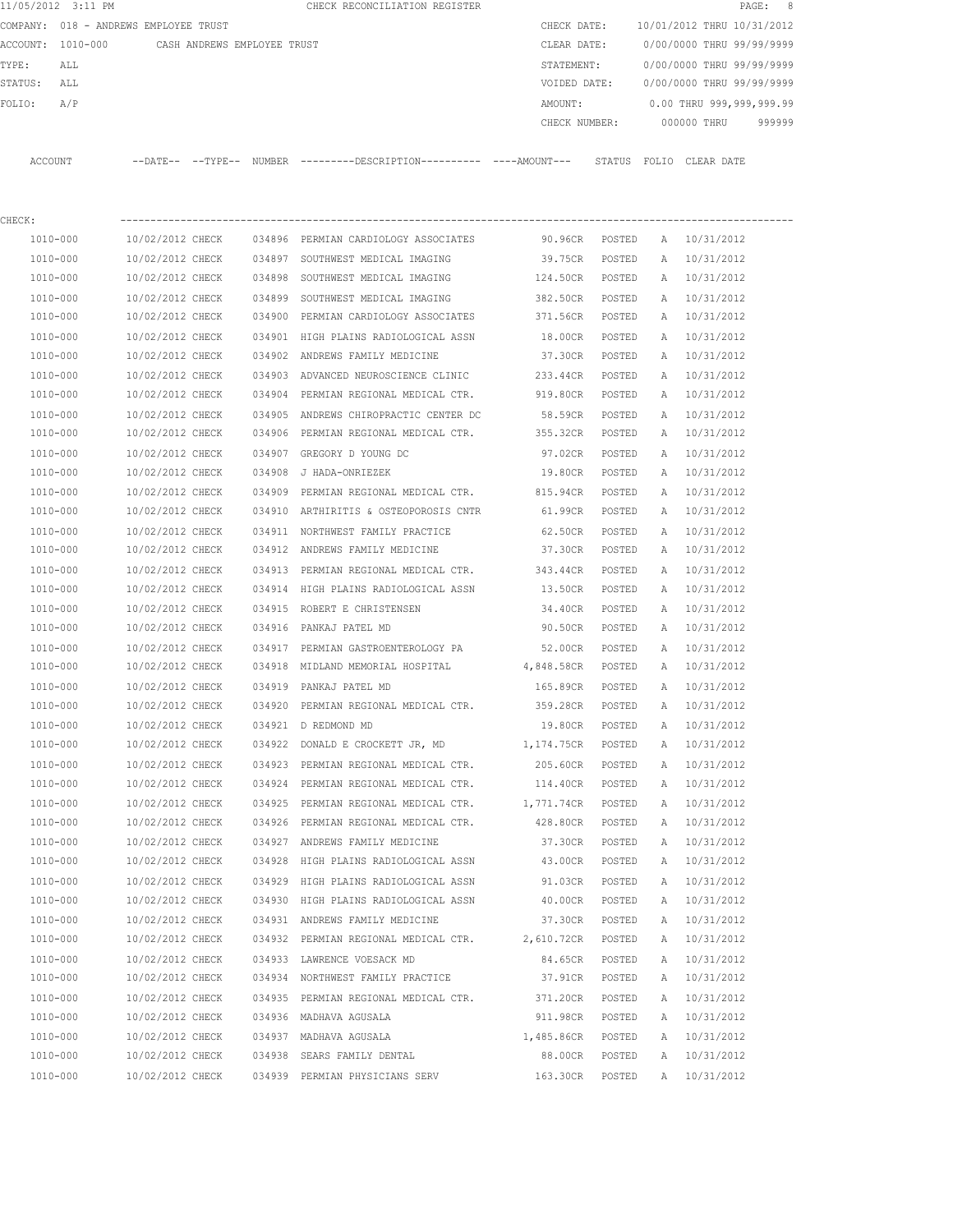11/05/2012 3:11 PM CHECK RECONCILIATION REGISTER

COMPANY: 018 - ANDREWS EMPLOYEE TRUST

ACCOUNT: 1010-000 CASH ANDREWS EMPLOYEE TRUST

TYPE: ALL

STATUS: ALL

FOLIO: A/P

CHECK DATE: 10/01/2012 THRU 10/31/2012

CLEAR DATE: 0/00/0000 THRU 99/99/9999

STATEMENT: 0/00/0000 THRU 99/99/9999

VOIDED DATE: 0/00/0000 THRU 99/99/9999

AMOUNT: 0.00 THRU 999,999,999.99

CHECK NUMBER: 000000 THRU 999999

CHECK:

| ACCOUNT | --DATE-- | --TYPE-- | NUMBER | ---------DESCRIPTION---------- | ----AMOUNT--- | STATUS | FOLIO | CLEAR DATE |
|---|---|---|---|---|---|---|---|---|
| 1010-000 | 10/02/2012 | CHECK | 034896 | PERMIAN CARDIOLOGY ASSOCIATES | 90.96CR | POSTED | A | 10/31/2012 |
| 1010-000 | 10/02/2012 | CHECK | 034897 | SOUTHWEST MEDICAL IMAGING | 39.75CR | POSTED | A | 10/31/2012 |
| 1010-000 | 10/02/2012 | CHECK | 034898 | SOUTHWEST MEDICAL IMAGING | 124.50CR | POSTED | A | 10/31/2012 |
| 1010-000 | 10/02/2012 | CHECK | 034899 | SOUTHWEST MEDICAL IMAGING | 382.50CR | POSTED | A | 10/31/2012 |
| 1010-000 | 10/02/2012 | CHECK | 034900 | PERMIAN CARDIOLOGY ASSOCIATES | 371.56CR | POSTED | A | 10/31/2012 |
| 1010-000 | 10/02/2012 | CHECK | 034901 | HIGH PLAINS RADIOLOGICAL ASSN | 18.00CR | POSTED | A | 10/31/2012 |
| 1010-000 | 10/02/2012 | CHECK | 034902 | ANDREWS FAMILY MEDICINE | 37.30CR | POSTED | A | 10/31/2012 |
| 1010-000 | 10/02/2012 | CHECK | 034903 | ADVANCED NEUROSCIENCE CLINIC | 233.44CR | POSTED | A | 10/31/2012 |
| 1010-000 | 10/02/2012 | CHECK | 034904 | PERMIAN REGIONAL MEDICAL CTR. | 919.80CR | POSTED | A | 10/31/2012 |
| 1010-000 | 10/02/2012 | CHECK | 034905 | ANDREWS CHIROPRACTIC CENTER DC | 58.59CR | POSTED | A | 10/31/2012 |
| 1010-000 | 10/02/2012 | CHECK | 034906 | PERMIAN REGIONAL MEDICAL CTR. | 355.32CR | POSTED | A | 10/31/2012 |
| 1010-000 | 10/02/2012 | CHECK | 034907 | GREGORY D YOUNG DC | 97.02CR | POSTED | A | 10/31/2012 |
| 1010-000 | 10/02/2012 | CHECK | 034908 | J HADA-ONRIEZEK | 19.80CR | POSTED | A | 10/31/2012 |
| 1010-000 | 10/02/2012 | CHECK | 034909 | PERMIAN REGIONAL MEDICAL CTR. | 815.94CR | POSTED | A | 10/31/2012 |
| 1010-000 | 10/02/2012 | CHECK | 034910 | ARTHIRITIS & OSTEOPOROSIS CNTR | 61.99CR | POSTED | A | 10/31/2012 |
| 1010-000 | 10/02/2012 | CHECK | 034911 | NORTHWEST FAMILY PRACTICE | 62.50CR | POSTED | A | 10/31/2012 |
| 1010-000 | 10/02/2012 | CHECK | 034912 | ANDREWS FAMILY MEDICINE | 37.30CR | POSTED | A | 10/31/2012 |
| 1010-000 | 10/02/2012 | CHECK | 034913 | PERMIAN REGIONAL MEDICAL CTR. | 343.44CR | POSTED | A | 10/31/2012 |
| 1010-000 | 10/02/2012 | CHECK | 034914 | HIGH PLAINS RADIOLOGICAL ASSN | 13.50CR | POSTED | A | 10/31/2012 |
| 1010-000 | 10/02/2012 | CHECK | 034915 | ROBERT E CHRISTENSEN | 34.40CR | POSTED | A | 10/31/2012 |
| 1010-000 | 10/02/2012 | CHECK | 034916 | PANKAJ PATEL MD | 90.50CR | POSTED | A | 10/31/2012 |
| 1010-000 | 10/02/2012 | CHECK | 034917 | PERMIAN GASTROENTEROLOGY PA | 52.00CR | POSTED | A | 10/31/2012 |
| 1010-000 | 10/02/2012 | CHECK | 034918 | MIDLAND MEMORIAL HOSPITAL | 4,848.58CR | POSTED | A | 10/31/2012 |
| 1010-000 | 10/02/2012 | CHECK | 034919 | PANKAJ PATEL MD | 165.89CR | POSTED | A | 10/31/2012 |
| 1010-000 | 10/02/2012 | CHECK | 034920 | PERMIAN REGIONAL MEDICAL CTR. | 359.28CR | POSTED | A | 10/31/2012 |
| 1010-000 | 10/02/2012 | CHECK | 034921 | D REDMOND MD | 19.80CR | POSTED | A | 10/31/2012 |
| 1010-000 | 10/02/2012 | CHECK | 034922 | DONALD E CROCKETT JR, MD | 1,174.75CR | POSTED | A | 10/31/2012 |
| 1010-000 | 10/02/2012 | CHECK | 034923 | PERMIAN REGIONAL MEDICAL CTR. | 205.60CR | POSTED | A | 10/31/2012 |
| 1010-000 | 10/02/2012 | CHECK | 034924 | PERMIAN REGIONAL MEDICAL CTR. | 114.40CR | POSTED | A | 10/31/2012 |
| 1010-000 | 10/02/2012 | CHECK | 034925 | PERMIAN REGIONAL MEDICAL CTR. | 1,771.74CR | POSTED | A | 10/31/2012 |
| 1010-000 | 10/02/2012 | CHECK | 034926 | PERMIAN REGIONAL MEDICAL CTR. | 428.80CR | POSTED | A | 10/31/2012 |
| 1010-000 | 10/02/2012 | CHECK | 034927 | ANDREWS FAMILY MEDICINE | 37.30CR | POSTED | A | 10/31/2012 |
| 1010-000 | 10/02/2012 | CHECK | 034928 | HIGH PLAINS RADIOLOGICAL ASSN | 43.00CR | POSTED | A | 10/31/2012 |
| 1010-000 | 10/02/2012 | CHECK | 034929 | HIGH PLAINS RADIOLOGICAL ASSN | 91.03CR | POSTED | A | 10/31/2012 |
| 1010-000 | 10/02/2012 | CHECK | 034930 | HIGH PLAINS RADIOLOGICAL ASSN | 40.00CR | POSTED | A | 10/31/2012 |
| 1010-000 | 10/02/2012 | CHECK | 034931 | ANDREWS FAMILY MEDICINE | 37.30CR | POSTED | A | 10/31/2012 |
| 1010-000 | 10/02/2012 | CHECK | 034932 | PERMIAN REGIONAL MEDICAL CTR. | 2,610.72CR | POSTED | A | 10/31/2012 |
| 1010-000 | 10/02/2012 | CHECK | 034933 | LAWRENCE VOESACK MD | 84.65CR | POSTED | A | 10/31/2012 |
| 1010-000 | 10/02/2012 | CHECK | 034934 | NORTHWEST FAMILY PRACTICE | 37.91CR | POSTED | A | 10/31/2012 |
| 1010-000 | 10/02/2012 | CHECK | 034935 | PERMIAN REGIONAL MEDICAL CTR. | 371.20CR | POSTED | A | 10/31/2012 |
| 1010-000 | 10/02/2012 | CHECK | 034936 | MADHAVA AGUSALA | 911.98CR | POSTED | A | 10/31/2012 |
| 1010-000 | 10/02/2012 | CHECK | 034937 | MADHAVA AGUSALA | 1,485.86CR | POSTED | A | 10/31/2012 |
| 1010-000 | 10/02/2012 | CHECK | 034938 | SEARS FAMILY DENTAL | 88.00CR | POSTED | A | 10/31/2012 |
| 1010-000 | 10/02/2012 | CHECK | 034939 | PERMIAN PHYSICIANS SERV | 163.30CR | POSTED | A | 10/31/2012 |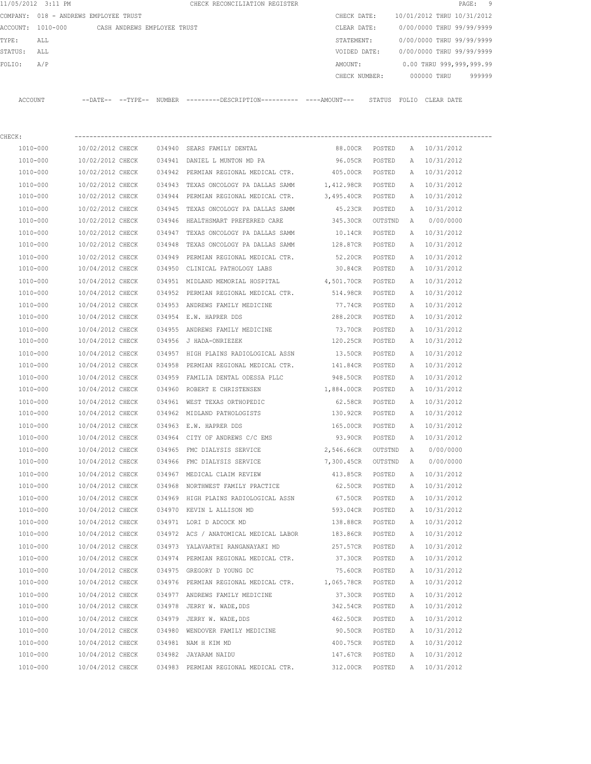11/05/2012 3:11 PM CHECK RECONCILIATION REGISTER

COMPANY: 018 - ANDREWS EMPLOYEE TRUST

ACCOUNT: 1010-000 CASH ANDREWS EMPLOYEE TRUST

TYPE: ALL

STATUS: ALL

FOLIO: A/P

CHECK DATE: 10/01/2012 THRU 10/31/2012

CLEAR DATE: 0/00/0000 THRU 99/99/9999

STATEMENT: 0/00/0000 THRU 99/99/9999

VOIDED DATE: 0/00/0000 THRU 99/99/9999

AMOUNT: 0.00 THRU 999,999,999.99

CHECK NUMBER: 000000 THRU 999999

CHECK:

| ACCOUNT | --DATE-- | --TYPE-- | NUMBER | ---------DESCRIPTION---------- | ----AMOUNT--- | STATUS | FOLIO | CLEAR DATE |
|---|---|---|---|---|---|---|---|---|
| 1010-000 | 10/02/2012 | CHECK | 034940 | SEARS FAMILY DENTAL | 88.00CR | POSTED | A | 10/31/2012 |
| 1010-000 | 10/02/2012 | CHECK | 034941 | DANIEL L MUNTON MD PA | 96.05CR | POSTED | A | 10/31/2012 |
| 1010-000 | 10/02/2012 | CHECK | 034942 | PERMIAN REGIONAL MEDICAL CTR. | 405.00CR | POSTED | A | 10/31/2012 |
| 1010-000 | 10/02/2012 | CHECK | 034943 | TEXAS ONCOLOGY PA DALLAS SAMM | 1,412.98CR | POSTED | A | 10/31/2012 |
| 1010-000 | 10/02/2012 | CHECK | 034944 | PERMIAN REGIONAL MEDICAL CTR. | 3,495.40CR | POSTED | A | 10/31/2012 |
| 1010-000 | 10/02/2012 | CHECK | 034945 | TEXAS ONCOLOGY PA DALLAS SAMM | 45.23CR | POSTED | A | 10/31/2012 |
| 1010-000 | 10/02/2012 | CHECK | 034946 | HEALTHSMART PREFERRED CARE | 345.30CR | OUTSTND | A | 0/00/0000 |
| 1010-000 | 10/02/2012 | CHECK | 034947 | TEXAS ONCOLOGY PA DALLAS SAMM | 10.14CR | POSTED | A | 10/31/2012 |
| 1010-000 | 10/02/2012 | CHECK | 034948 | TEXAS ONCOLOGY PA DALLAS SAMM | 128.87CR | POSTED | A | 10/31/2012 |
| 1010-000 | 10/02/2012 | CHECK | 034949 | PERMIAN REGIONAL MEDICAL CTR. | 52.20CR | POSTED | A | 10/31/2012 |
| 1010-000 | 10/04/2012 | CHECK | 034950 | CLINICAL PATHOLOGY LABS | 30.84CR | POSTED | A | 10/31/2012 |
| 1010-000 | 10/04/2012 | CHECK | 034951 | MIDLAND MEMORIAL HOSPITAL | 4,501.70CR | POSTED | A | 10/31/2012 |
| 1010-000 | 10/04/2012 | CHECK | 034952 | PERMIAN REGIONAL MEDICAL CTR. | 514.98CR | POSTED | A | 10/31/2012 |
| 1010-000 | 10/04/2012 | CHECK | 034953 | ANDREWS FAMILY MEDICINE | 77.74CR | POSTED | A | 10/31/2012 |
| 1010-000 | 10/04/2012 | CHECK | 034954 | E.W. HAPRER DDS | 288.20CR | POSTED | A | 10/31/2012 |
| 1010-000 | 10/04/2012 | CHECK | 034955 | ANDREWS FAMILY MEDICINE | 73.70CR | POSTED | A | 10/31/2012 |
| 1010-000 | 10/04/2012 | CHECK | 034956 | J HADA-ONRIEZEK | 120.25CR | POSTED | A | 10/31/2012 |
| 1010-000 | 10/04/2012 | CHECK | 034957 | HIGH PLAINS RADIOLOGICAL ASSN | 13.50CR | POSTED | A | 10/31/2012 |
| 1010-000 | 10/04/2012 | CHECK | 034958 | PERMIAN REGIONAL MEDICAL CTR. | 141.84CR | POSTED | A | 10/31/2012 |
| 1010-000 | 10/04/2012 | CHECK | 034959 | FAMILIA DENTAL ODESSA PLLC | 948.50CR | POSTED | A | 10/31/2012 |
| 1010-000 | 10/04/2012 | CHECK | 034960 | ROBERT E CHRISTENSEN | 1,884.00CR | POSTED | A | 10/31/2012 |
| 1010-000 | 10/04/2012 | CHECK | 034961 | WEST TEXAS ORTHOPEDIC | 62.58CR | POSTED | A | 10/31/2012 |
| 1010-000 | 10/04/2012 | CHECK | 034962 | MIDLAND PATHOLOGISTS | 130.92CR | POSTED | A | 10/31/2012 |
| 1010-000 | 10/04/2012 | CHECK | 034963 | E.W. HAPRER DDS | 165.00CR | POSTED | A | 10/31/2012 |
| 1010-000 | 10/04/2012 | CHECK | 034964 | CITY OF ANDREWS C/C EMS | 93.90CR | POSTED | A | 10/31/2012 |
| 1010-000 | 10/04/2012 | CHECK | 034965 | FMC DIALYSIS SERVICE | 2,546.66CR | OUTSTND | A | 0/00/0000 |
| 1010-000 | 10/04/2012 | CHECK | 034966 | FMC DIALYSIS SERVICE | 7,300.45CR | OUTSTND | A | 0/00/0000 |
| 1010-000 | 10/04/2012 | CHECK | 034967 | MEDICAL CLAIM REVIEW | 413.85CR | POSTED | A | 10/31/2012 |
| 1010-000 | 10/04/2012 | CHECK | 034968 | NORTHWEST FAMILY PRACTICE | 62.50CR | POSTED | A | 10/31/2012 |
| 1010-000 | 10/04/2012 | CHECK | 034969 | HIGH PLAINS RADIOLOGICAL ASSN | 67.50CR | POSTED | A | 10/31/2012 |
| 1010-000 | 10/04/2012 | CHECK | 034970 | KEVIN L ALLISON MD | 593.04CR | POSTED | A | 10/31/2012 |
| 1010-000 | 10/04/2012 | CHECK | 034971 | LORI D ADCOCK MD | 138.88CR | POSTED | A | 10/31/2012 |
| 1010-000 | 10/04/2012 | CHECK | 034972 | ACS / ANATOMICAL MEDICAL LABOR | 183.86CR | POSTED | A | 10/31/2012 |
| 1010-000 | 10/04/2012 | CHECK | 034973 | YALAVARTHI RANGANAYAKI MD | 257.57CR | POSTED | A | 10/31/2012 |
| 1010-000 | 10/04/2012 | CHECK | 034974 | PERMIAN REGIONAL MEDICAL CTR. | 37.30CR | POSTED | A | 10/31/2012 |
| 1010-000 | 10/04/2012 | CHECK | 034975 | GREGORY D YOUNG DC | 75.60CR | POSTED | A | 10/31/2012 |
| 1010-000 | 10/04/2012 | CHECK | 034976 | PERMIAN REGIONAL MEDICAL CTR. | 1,065.78CR | POSTED | A | 10/31/2012 |
| 1010-000 | 10/04/2012 | CHECK | 034977 | ANDREWS FAMILY MEDICINE | 37.30CR | POSTED | A | 10/31/2012 |
| 1010-000 | 10/04/2012 | CHECK | 034978 | JERRY W. WADE,DDS | 342.54CR | POSTED | A | 10/31/2012 |
| 1010-000 | 10/04/2012 | CHECK | 034979 | JERRY W. WADE,DDS | 462.50CR | POSTED | A | 10/31/2012 |
| 1010-000 | 10/04/2012 | CHECK | 034980 | WENDOVER FAMILY MEDICINE | 90.50CR | POSTED | A | 10/31/2012 |
| 1010-000 | 10/04/2012 | CHECK | 034981 | NAM H KIM MD | 400.75CR | POSTED | A | 10/31/2012 |
| 1010-000 | 10/04/2012 | CHECK | 034982 | JAYARAM NAIDU | 147.67CR | POSTED | A | 10/31/2012 |
| 1010-000 | 10/04/2012 | CHECK | 034983 | PERMIAN REGIONAL MEDICAL CTR. | 312.00CR | POSTED | A | 10/31/2012 |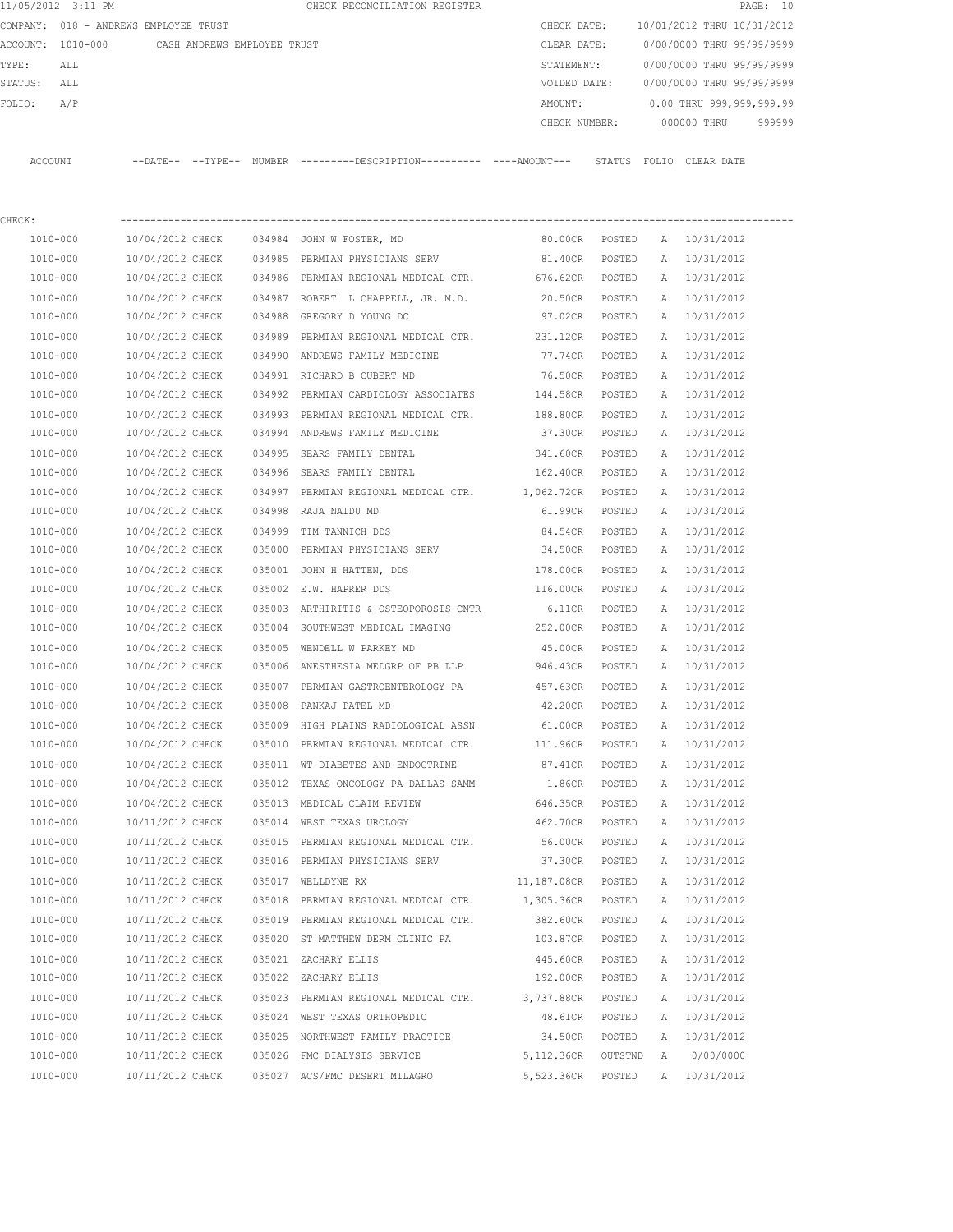11/05/2012 3:11 PM CHECK RECONCILIATION REGISTER

COMPANY: 018 - ANDREWS EMPLOYEE TRUST  
ACCOUNT: 1010-000 CASH ANDREWS EMPLOYEE TRUST  
TYPE: ALL  
STATUS: ALL  
FOLIO: A/P

CHECK DATE: 10/01/2012 THRU 10/31/2012  
CLEAR DATE: 0/00/0000 THRU 99/99/9999  
STATEMENT: 0/00/0000 THRU 99/99/9999  
VOIDED DATE: 0/00/0000 THRU 99/99/9999  
AMOUNT: 0.00 THRU 999,999,999.99  
CHECK NUMBER: 000000 THRU 999999

CHECK:

| ACCOUNT | --DATE-- | --TYPE-- | NUMBER | ---------DESCRIPTION---------- | ----AMOUNT--- | STATUS | FOLIO | CLEAR DATE |
|---|---|---|---|---|---|---|---|---|
| 1010-000 | 10/04/2012 | CHECK | 034984 | JOHN W FOSTER, MD | 80.00CR | POSTED | A | 10/31/2012 |
| 1010-000 | 10/04/2012 | CHECK | 034985 | PERMIAN PHYSICIANS SERV | 81.40CR | POSTED | A | 10/31/2012 |
| 1010-000 | 10/04/2012 | CHECK | 034986 | PERMIAN REGIONAL MEDICAL CTR. | 676.62CR | POSTED | A | 10/31/2012 |
| 1010-000 | 10/04/2012 | CHECK | 034987 | ROBERT L CHAPPELL, JR. M.D. | 20.50CR | POSTED | A | 10/31/2012 |
| 1010-000 | 10/04/2012 | CHECK | 034988 | GREGORY D YOUNG DC | 97.02CR | POSTED | A | 10/31/2012 |
| 1010-000 | 10/04/2012 | CHECK | 034989 | PERMIAN REGIONAL MEDICAL CTR. | 231.12CR | POSTED | A | 10/31/2012 |
| 1010-000 | 10/04/2012 | CHECK | 034990 | ANDREWS FAMILY MEDICINE | 77.74CR | POSTED | A | 10/31/2012 |
| 1010-000 | 10/04/2012 | CHECK | 034991 | RICHARD B CUBERT MD | 76.50CR | POSTED | A | 10/31/2012 |
| 1010-000 | 10/04/2012 | CHECK | 034992 | PERMIAN CARDIOLOGY ASSOCIATES | 144.58CR | POSTED | A | 10/31/2012 |
| 1010-000 | 10/04/2012 | CHECK | 034993 | PERMIAN REGIONAL MEDICAL CTR. | 188.80CR | POSTED | A | 10/31/2012 |
| 1010-000 | 10/04/2012 | CHECK | 034994 | ANDREWS FAMILY MEDICINE | 37.30CR | POSTED | A | 10/31/2012 |
| 1010-000 | 10/04/2012 | CHECK | 034995 | SEARS FAMILY DENTAL | 341.60CR | POSTED | A | 10/31/2012 |
| 1010-000 | 10/04/2012 | CHECK | 034996 | SEARS FAMILY DENTAL | 162.40CR | POSTED | A | 10/31/2012 |
| 1010-000 | 10/04/2012 | CHECK | 034997 | PERMIAN REGIONAL MEDICAL CTR. | 1,062.72CR | POSTED | A | 10/31/2012 |
| 1010-000 | 10/04/2012 | CHECK | 034998 | RAJA NAIDU MD | 61.99CR | POSTED | A | 10/31/2012 |
| 1010-000 | 10/04/2012 | CHECK | 034999 | TIM TANNICH DDS | 84.54CR | POSTED | A | 10/31/2012 |
| 1010-000 | 10/04/2012 | CHECK | 035000 | PERMIAN PHYSICIANS SERV | 34.50CR | POSTED | A | 10/31/2012 |
| 1010-000 | 10/04/2012 | CHECK | 035001 | JOHN H HATTEN, DDS | 178.00CR | POSTED | A | 10/31/2012 |
| 1010-000 | 10/04/2012 | CHECK | 035002 | E.W. HAPRER DDS | 116.00CR | POSTED | A | 10/31/2012 |
| 1010-000 | 10/04/2012 | CHECK | 035003 | ARTHIRITIS & OSTEOPOROSIS CNTR | 6.11CR | POSTED | A | 10/31/2012 |
| 1010-000 | 10/04/2012 | CHECK | 035004 | SOUTHWEST MEDICAL IMAGING | 252.00CR | POSTED | A | 10/31/2012 |
| 1010-000 | 10/04/2012 | CHECK | 035005 | WENDELL W PARKEY MD | 45.00CR | POSTED | A | 10/31/2012 |
| 1010-000 | 10/04/2012 | CHECK | 035006 | ANESTHESIA MEDGRP OF PB LLP | 946.43CR | POSTED | A | 10/31/2012 |
| 1010-000 | 10/04/2012 | CHECK | 035007 | PERMIAN GASTROENTEROLOGY PA | 457.63CR | POSTED | A | 10/31/2012 |
| 1010-000 | 10/04/2012 | CHECK | 035008 | PANKAJ PATEL MD | 42.20CR | POSTED | A | 10/31/2012 |
| 1010-000 | 10/04/2012 | CHECK | 035009 | HIGH PLAINS RADIOLOGICAL ASSN | 61.00CR | POSTED | A | 10/31/2012 |
| 1010-000 | 10/04/2012 | CHECK | 035010 | PERMIAN REGIONAL MEDICAL CTR. | 111.96CR | POSTED | A | 10/31/2012 |
| 1010-000 | 10/04/2012 | CHECK | 035011 | WT DIABETES AND ENDOCTRINE | 87.41CR | POSTED | A | 10/31/2012 |
| 1010-000 | 10/04/2012 | CHECK | 035012 | TEXAS ONCOLOGY PA DALLAS SAMM | 1.86CR | POSTED | A | 10/31/2012 |
| 1010-000 | 10/04/2012 | CHECK | 035013 | MEDICAL CLAIM REVIEW | 646.35CR | POSTED | A | 10/31/2012 |
| 1010-000 | 10/11/2012 | CHECK | 035014 | WEST TEXAS UROLOGY | 462.70CR | POSTED | A | 10/31/2012 |
| 1010-000 | 10/11/2012 | CHECK | 035015 | PERMIAN REGIONAL MEDICAL CTR. | 56.00CR | POSTED | A | 10/31/2012 |
| 1010-000 | 10/11/2012 | CHECK | 035016 | PERMIAN PHYSICIANS SERV | 37.30CR | POSTED | A | 10/31/2012 |
| 1010-000 | 10/11/2012 | CHECK | 035017 | WELLDYNE RX | 11,187.08CR | POSTED | A | 10/31/2012 |
| 1010-000 | 10/11/2012 | CHECK | 035018 | PERMIAN REGIONAL MEDICAL CTR. | 1,305.36CR | POSTED | A | 10/31/2012 |
| 1010-000 | 10/11/2012 | CHECK | 035019 | PERMIAN REGIONAL MEDICAL CTR. | 382.60CR | POSTED | A | 10/31/2012 |
| 1010-000 | 10/11/2012 | CHECK | 035020 | ST MATTHEW DERM CLINIC PA | 103.87CR | POSTED | A | 10/31/2012 |
| 1010-000 | 10/11/2012 | CHECK | 035021 | ZACHARY ELLIS | 445.60CR | POSTED | A | 10/31/2012 |
| 1010-000 | 10/11/2012 | CHECK | 035022 | ZACHARY ELLIS | 192.00CR | POSTED | A | 10/31/2012 |
| 1010-000 | 10/11/2012 | CHECK | 035023 | PERMIAN REGIONAL MEDICAL CTR. | 3,737.88CR | POSTED | A | 10/31/2012 |
| 1010-000 | 10/11/2012 | CHECK | 035024 | WEST TEXAS ORTHOPEDIC | 48.61CR | POSTED | A | 10/31/2012 |
| 1010-000 | 10/11/2012 | CHECK | 035025 | NORTHWEST FAMILY PRACTICE | 34.50CR | POSTED | A | 10/31/2012 |
| 1010-000 | 10/11/2012 | CHECK | 035026 | FMC DIALYSIS SERVICE | 5,112.36CR | OUTSTND | A | 0/00/0000 |
| 1010-000 | 10/11/2012 | CHECK | 035027 | ACS/FMC DESERT MILAGRO | 5,523.36CR | POSTED | A | 10/31/2012 |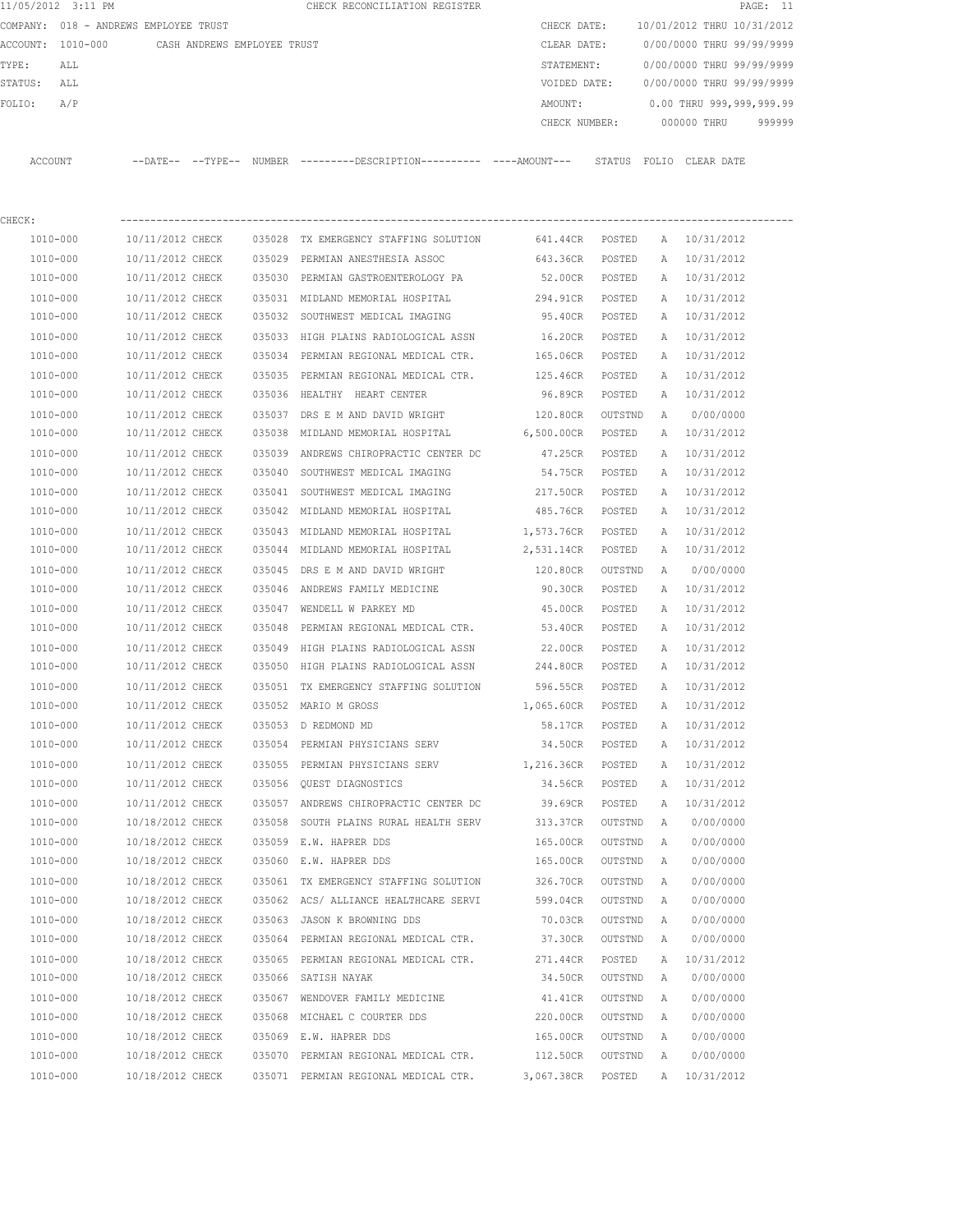11/05/2012 3:11 PM CHECK RECONCILIATION REGISTER

COMPANY: 018 - ANDREWS EMPLOYEE TRUST

ACCOUNT: 1010-000 CASH ANDREWS EMPLOYEE TRUST

TYPE: ALL

STATUS: ALL

FOLIO: A/P

CHECK DATE: 10/01/2012 THRU 10/31/2012

CLEAR DATE: 0/00/0000 THRU 99/99/9999

STATEMENT: 0/00/0000 THRU 99/99/9999

VOIDED DATE: 0/00/0000 THRU 99/99/9999

AMOUNT: 0.00 THRU 999,999,999.99

CHECK NUMBER: 000000 THRU 999999

CHECK:

| ACCOUNT | --DATE-- | --TYPE-- | NUMBER | ---------DESCRIPTION---------- | ----AMOUNT--- | STATUS | FOLIO | CLEAR DATE |
|---|---|---|---|---|---|---|---|---|
| 1010-000 | 10/11/2012 | CHECK | 035028 | TX EMERGENCY STAFFING SOLUTION | 641.44CR | POSTED | A | 10/31/2012 |
| 1010-000 | 10/11/2012 | CHECK | 035029 | PERMIAN ANESTHESIA ASSOC | 643.36CR | POSTED | A | 10/31/2012 |
| 1010-000 | 10/11/2012 | CHECK | 035030 | PERMIAN GASTROENTEROLOGY PA | 52.00CR | POSTED | A | 10/31/2012 |
| 1010-000 | 10/11/2012 | CHECK | 035031 | MIDLAND MEMORIAL HOSPITAL | 294.91CR | POSTED | A | 10/31/2012 |
| 1010-000 | 10/11/2012 | CHECK | 035032 | SOUTHWEST MEDICAL IMAGING | 95.40CR | POSTED | A | 10/31/2012 |
| 1010-000 | 10/11/2012 | CHECK | 035033 | HIGH PLAINS RADIOLOGICAL ASSN | 16.20CR | POSTED | A | 10/31/2012 |
| 1010-000 | 10/11/2012 | CHECK | 035034 | PERMIAN REGIONAL MEDICAL CTR. | 165.06CR | POSTED | A | 10/31/2012 |
| 1010-000 | 10/11/2012 | CHECK | 035035 | PERMIAN REGIONAL MEDICAL CTR. | 125.46CR | POSTED | A | 10/31/2012 |
| 1010-000 | 10/11/2012 | CHECK | 035036 | HEALTHY HEART CENTER | 96.89CR | POSTED | A | 10/31/2012 |
| 1010-000 | 10/11/2012 | CHECK | 035037 | DRS E M AND DAVID WRIGHT | 120.80CR | OUTSTND | A | 0/00/0000 |
| 1010-000 | 10/11/2012 | CHECK | 035038 | MIDLAND MEMORIAL HOSPITAL | 6,500.00CR | POSTED | A | 10/31/2012 |
| 1010-000 | 10/11/2012 | CHECK | 035039 | ANDREWS CHIROPRACTIC CENTER DC | 47.25CR | POSTED | A | 10/31/2012 |
| 1010-000 | 10/11/2012 | CHECK | 035040 | SOUTHWEST MEDICAL IMAGING | 54.75CR | POSTED | A | 10/31/2012 |
| 1010-000 | 10/11/2012 | CHECK | 035041 | SOUTHWEST MEDICAL IMAGING | 217.50CR | POSTED | A | 10/31/2012 |
| 1010-000 | 10/11/2012 | CHECK | 035042 | MIDLAND MEMORIAL HOSPITAL | 485.76CR | POSTED | A | 10/31/2012 |
| 1010-000 | 10/11/2012 | CHECK | 035043 | MIDLAND MEMORIAL HOSPITAL | 1,573.76CR | POSTED | A | 10/31/2012 |
| 1010-000 | 10/11/2012 | CHECK | 035044 | MIDLAND MEMORIAL HOSPITAL | 2,531.14CR | POSTED | A | 10/31/2012 |
| 1010-000 | 10/11/2012 | CHECK | 035045 | DRS E M AND DAVID WRIGHT | 120.80CR | OUTSTND | A | 0/00/0000 |
| 1010-000 | 10/11/2012 | CHECK | 035046 | ANDREWS FAMILY MEDICINE | 90.30CR | POSTED | A | 10/31/2012 |
| 1010-000 | 10/11/2012 | CHECK | 035047 | WENDELL W PARKEY MD | 45.00CR | POSTED | A | 10/31/2012 |
| 1010-000 | 10/11/2012 | CHECK | 035048 | PERMIAN REGIONAL MEDICAL CTR. | 53.40CR | POSTED | A | 10/31/2012 |
| 1010-000 | 10/11/2012 | CHECK | 035049 | HIGH PLAINS RADIOLOGICAL ASSN | 22.00CR | POSTED | A | 10/31/2012 |
| 1010-000 | 10/11/2012 | CHECK | 035050 | HIGH PLAINS RADIOLOGICAL ASSN | 244.80CR | POSTED | A | 10/31/2012 |
| 1010-000 | 10/11/2012 | CHECK | 035051 | TX EMERGENCY STAFFING SOLUTION | 596.55CR | POSTED | A | 10/31/2012 |
| 1010-000 | 10/11/2012 | CHECK | 035052 | MARIO M GROSS | 1,065.60CR | POSTED | A | 10/31/2012 |
| 1010-000 | 10/11/2012 | CHECK | 035053 | D REDMOND MD | 58.17CR | POSTED | A | 10/31/2012 |
| 1010-000 | 10/11/2012 | CHECK | 035054 | PERMIAN PHYSICIANS SERV | 34.50CR | POSTED | A | 10/31/2012 |
| 1010-000 | 10/11/2012 | CHECK | 035055 | PERMIAN PHYSICIANS SERV | 1,216.36CR | POSTED | A | 10/31/2012 |
| 1010-000 | 10/11/2012 | CHECK | 035056 | QUEST DIAGNOSTICS | 34.56CR | POSTED | A | 10/31/2012 |
| 1010-000 | 10/11/2012 | CHECK | 035057 | ANDREWS CHIROPRACTIC CENTER DC | 39.69CR | POSTED | A | 10/31/2012 |
| 1010-000 | 10/18/2012 | CHECK | 035058 | SOUTH PLAINS RURAL HEALTH SERV | 313.37CR | OUTSTND | A | 0/00/0000 |
| 1010-000 | 10/18/2012 | CHECK | 035059 | E.W. HAPRER DDS | 165.00CR | OUTSTND | A | 0/00/0000 |
| 1010-000 | 10/18/2012 | CHECK | 035060 | E.W. HAPRER DDS | 165.00CR | OUTSTND | A | 0/00/0000 |
| 1010-000 | 10/18/2012 | CHECK | 035061 | TX EMERGENCY STAFFING SOLUTION | 326.70CR | OUTSTND | A | 0/00/0000 |
| 1010-000 | 10/18/2012 | CHECK | 035062 | ACS/ ALLIANCE HEALTHCARE SERVI | 599.04CR | OUTSTND | A | 0/00/0000 |
| 1010-000 | 10/18/2012 | CHECK | 035063 | JASON K BROWNING DDS | 70.03CR | OUTSTND | A | 0/00/0000 |
| 1010-000 | 10/18/2012 | CHECK | 035064 | PERMIAN REGIONAL MEDICAL CTR. | 37.30CR | OUTSTND | A | 0/00/0000 |
| 1010-000 | 10/18/2012 | CHECK | 035065 | PERMIAN REGIONAL MEDICAL CTR. | 271.44CR | POSTED | A | 10/31/2012 |
| 1010-000 | 10/18/2012 | CHECK | 035066 | SATISH NAYAK | 34.50CR | OUTSTND | A | 0/00/0000 |
| 1010-000 | 10/18/2012 | CHECK | 035067 | WENDOVER FAMILY MEDICINE | 41.41CR | OUTSTND | A | 0/00/0000 |
| 1010-000 | 10/18/2012 | CHECK | 035068 | MICHAEL C COURTER DDS | 220.00CR | OUTSTND | A | 0/00/0000 |
| 1010-000 | 10/18/2012 | CHECK | 035069 | E.W. HAPRER DDS | 165.00CR | OUTSTND | A | 0/00/0000 |
| 1010-000 | 10/18/2012 | CHECK | 035070 | PERMIAN REGIONAL MEDICAL CTR. | 112.50CR | OUTSTND | A | 0/00/0000 |
| 1010-000 | 10/18/2012 | CHECK | 035071 | PERMIAN REGIONAL MEDICAL CTR. | 3,067.38CR | POSTED | A | 10/31/2012 |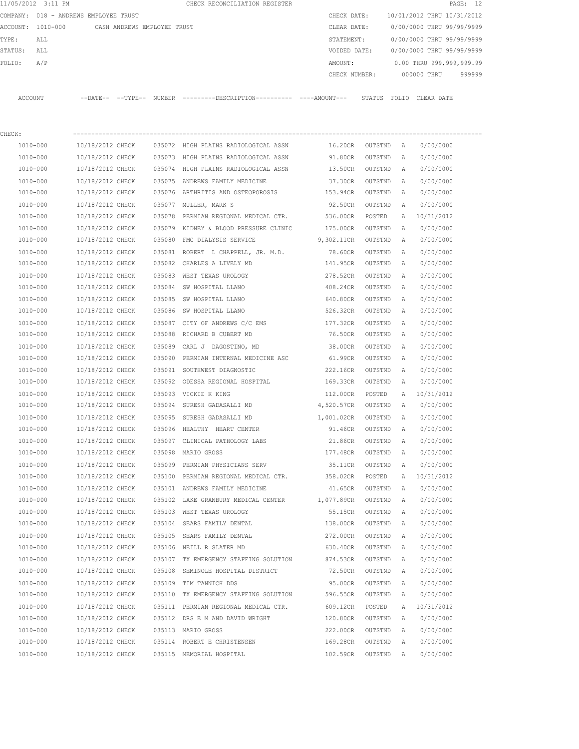11/05/2012 3:11 PM CHECK RECONCILIATION REGISTER

COMPANY: 018 - ANDREWS EMPLOYEE TRUST

ACCOUNT: 1010-000 CASH ANDREWS EMPLOYEE TRUST

TYPE: ALL

STATUS: ALL

FOLIO: A/P

CHECK DATE: 10/01/2012 THRU 10/31/2012

CLEAR DATE: 0/00/0000 THRU 99/99/9999

STATEMENT: 0/00/0000 THRU 99/99/9999

VOIDED DATE: 0/00/0000 THRU 99/99/9999

AMOUNT: 0.00 THRU 999,999,999.99

CHECK NUMBER: 000000 THRU 999999

CHECK:

| ACCOUNT | --DATE-- | --TYPE-- | NUMBER | ---------DESCRIPTION---------- | ----AMOUNT--- | STATUS | FOLIO | CLEAR DATE |
|---|---|---|---|---|---|---|---|---|
| 1010-000 | 10/18/2012 | CHECK | 035072 | HIGH PLAINS RADIOLOGICAL ASSN | 16.20CR | OUTSTND | A | 0/00/0000 |
| 1010-000 | 10/18/2012 | CHECK | 035073 | HIGH PLAINS RADIOLOGICAL ASSN | 91.80CR | OUTSTND | A | 0/00/0000 |
| 1010-000 | 10/18/2012 | CHECK | 035074 | HIGH PLAINS RADIOLOGICAL ASSN | 13.50CR | OUTSTND | A | 0/00/0000 |
| 1010-000 | 10/18/2012 | CHECK | 035075 | ANDREWS FAMILY MEDICINE | 37.30CR | OUTSTND | A | 0/00/0000 |
| 1010-000 | 10/18/2012 | CHECK | 035076 | ARTHRITIS AND OSTEOPOROSIS | 153.94CR | OUTSTND | A | 0/00/0000 |
| 1010-000 | 10/18/2012 | CHECK | 035077 | MULLER, MARK S | 92.50CR | OUTSTND | A | 0/00/0000 |
| 1010-000 | 10/18/2012 | CHECK | 035078 | PERMIAN REGIONAL MEDICAL CTR. | 536.00CR | POSTED | A | 10/31/2012 |
| 1010-000 | 10/18/2012 | CHECK | 035079 | KIDNEY & BLOOD PRESSURE CLINIC | 175.00CR | OUTSTND | A | 0/00/0000 |
| 1010-000 | 10/18/2012 | CHECK | 035080 | FMC DIALYSIS SERVICE | 9,302.11CR | OUTSTND | A | 0/00/0000 |
| 1010-000 | 10/18/2012 | CHECK | 035081 | ROBERT L CHAPPELL, JR. M.D. | 78.60CR | OUTSTND | A | 0/00/0000 |
| 1010-000 | 10/18/2012 | CHECK | 035082 | CHARLES A LIVELY MD | 141.95CR | OUTSTND | A | 0/00/0000 |
| 1010-000 | 10/18/2012 | CHECK | 035083 | WEST TEXAS UROLOGY | 278.52CR | OUTSTND | A | 0/00/0000 |
| 1010-000 | 10/18/2012 | CHECK | 035084 | SW HOSPITAL LLANO | 408.24CR | OUTSTND | A | 0/00/0000 |
| 1010-000 | 10/18/2012 | CHECK | 035085 | SW HOSPITAL LLANO | 640.80CR | OUTSTND | A | 0/00/0000 |
| 1010-000 | 10/18/2012 | CHECK | 035086 | SW HOSPITAL LLANO | 526.32CR | OUTSTND | A | 0/00/0000 |
| 1010-000 | 10/18/2012 | CHECK | 035087 | CITY OF ANDREWS C/C EMS | 177.32CR | OUTSTND | A | 0/00/0000 |
| 1010-000 | 10/18/2012 | CHECK | 035088 | RICHARD B CUBERT MD | 76.50CR | OUTSTND | A | 0/00/0000 |
| 1010-000 | 10/18/2012 | CHECK | 035089 | CARL J DAGOSTINO, MD | 38.00CR | OUTSTND | A | 0/00/0000 |
| 1010-000 | 10/18/2012 | CHECK | 035090 | PERMIAN INTERNAL MEDICINE ASC | 61.99CR | OUTSTND | A | 0/00/0000 |
| 1010-000 | 10/18/2012 | CHECK | 035091 | SOUTHWEST DIAGNOSTIC | 222.16CR | OUTSTND | A | 0/00/0000 |
| 1010-000 | 10/18/2012 | CHECK | 035092 | ODESSA REGIONAL HOSPITAL | 169.33CR | OUTSTND | A | 0/00/0000 |
| 1010-000 | 10/18/2012 | CHECK | 035093 | VICKIE K KING | 112.00CR | POSTED | A | 10/31/2012 |
| 1010-000 | 10/18/2012 | CHECK | 035094 | SURESH GADASALLI MD | 4,520.57CR | OUTSTND | A | 0/00/0000 |
| 1010-000 | 10/18/2012 | CHECK | 035095 | SURESH GADASALLI MD | 1,001.02CR | OUTSTND | A | 0/00/0000 |
| 1010-000 | 10/18/2012 | CHECK | 035096 | HEALTHY HEART CENTER | 91.46CR | OUTSTND | A | 0/00/0000 |
| 1010-000 | 10/18/2012 | CHECK | 035097 | CLINICAL PATHOLOGY LABS | 21.86CR | OUTSTND | A | 0/00/0000 |
| 1010-000 | 10/18/2012 | CHECK | 035098 | MARIO GROSS | 177.48CR | OUTSTND | A | 0/00/0000 |
| 1010-000 | 10/18/2012 | CHECK | 035099 | PERMIAN PHYSICIANS SERV | 35.11CR | OUTSTND | A | 0/00/0000 |
| 1010-000 | 10/18/2012 | CHECK | 035100 | PERMIAN REGIONAL MEDICAL CTR. | 358.02CR | POSTED | A | 10/31/2012 |
| 1010-000 | 10/18/2012 | CHECK | 035101 | ANDREWS FAMILY MEDICINE | 41.65CR | OUTSTND | A | 0/00/0000 |
| 1010-000 | 10/18/2012 | CHECK | 035102 | LAKE GRANBURY MEDICAL CENTER | 1,077.89CR | OUTSTND | A | 0/00/0000 |
| 1010-000 | 10/18/2012 | CHECK | 035103 | WEST TEXAS UROLOGY | 55.15CR | OUTSTND | A | 0/00/0000 |
| 1010-000 | 10/18/2012 | CHECK | 035104 | SEARS FAMILY DENTAL | 138.00CR | OUTSTND | A | 0/00/0000 |
| 1010-000 | 10/18/2012 | CHECK | 035105 | SEARS FAMILY DENTAL | 272.00CR | OUTSTND | A | 0/00/0000 |
| 1010-000 | 10/18/2012 | CHECK | 035106 | NEILL R SLATER MD | 630.40CR | OUTSTND | A | 0/00/0000 |
| 1010-000 | 10/18/2012 | CHECK | 035107 | TX EMERGENCY STAFFING SOLUTION | 874.53CR | OUTSTND | A | 0/00/0000 |
| 1010-000 | 10/18/2012 | CHECK | 035108 | SEMINOLE HOSPITAL DISTRICT | 72.50CR | OUTSTND | A | 0/00/0000 |
| 1010-000 | 10/18/2012 | CHECK | 035109 | TIM TANNICH DDS | 95.00CR | OUTSTND | A | 0/00/0000 |
| 1010-000 | 10/18/2012 | CHECK | 035110 | TX EMERGENCY STAFFING SOLUTION | 596.55CR | OUTSTND | A | 0/00/0000 |
| 1010-000 | 10/18/2012 | CHECK | 035111 | PERMIAN REGIONAL MEDICAL CTR. | 609.12CR | POSTED | A | 10/31/2012 |
| 1010-000 | 10/18/2012 | CHECK | 035112 | DRS E M AND DAVID WRIGHT | 120.80CR | OUTSTND | A | 0/00/0000 |
| 1010-000 | 10/18/2012 | CHECK | 035113 | MARIO GROSS | 222.00CR | OUTSTND | A | 0/00/0000 |
| 1010-000 | 10/18/2012 | CHECK | 035114 | ROBERT E CHRISTENSEN | 169.28CR | OUTSTND | A | 0/00/0000 |
| 1010-000 | 10/18/2012 | CHECK | 035115 | MEMORIAL HOSPITAL | 102.59CR | OUTSTND | A | 0/00/0000 |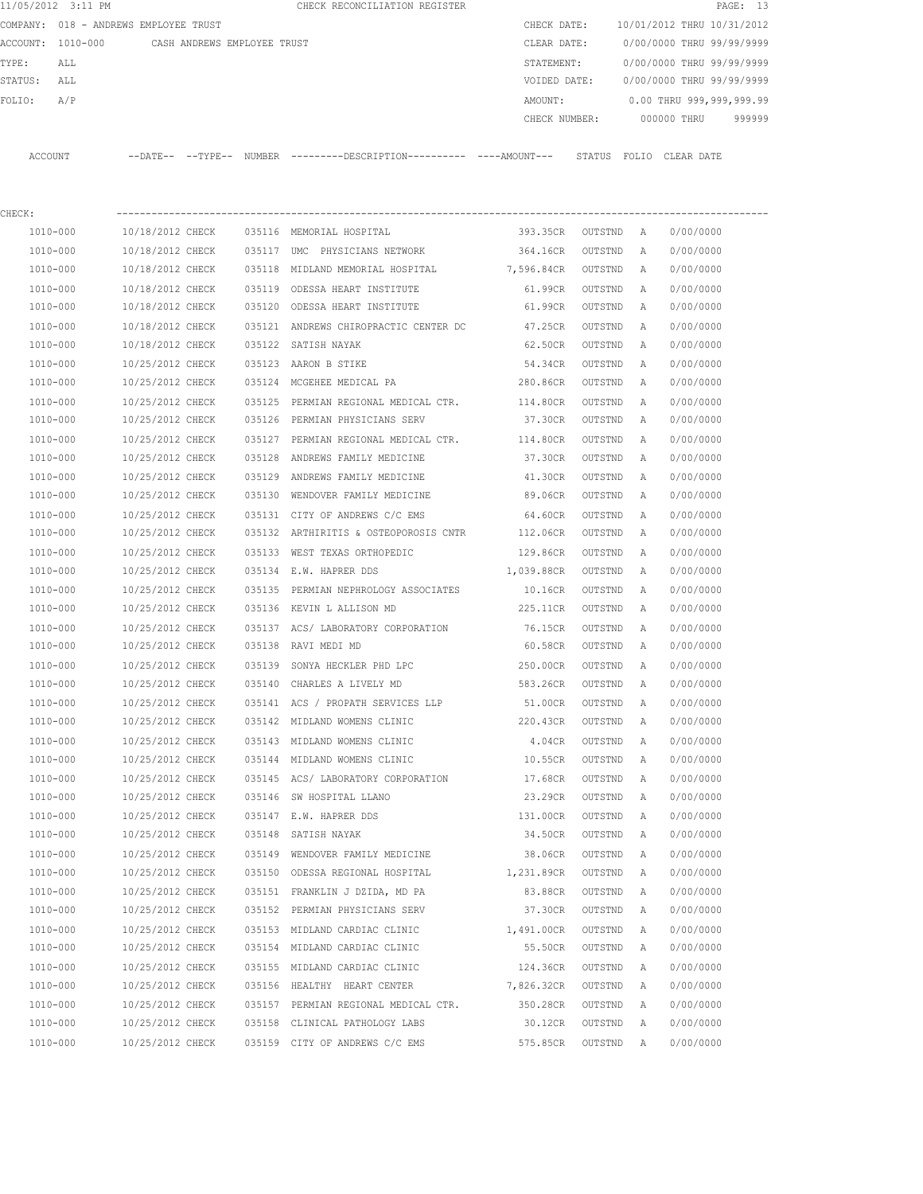11/05/2012 3:11 PM CHECK RECONCILIATION REGISTER

COMPANY: 018 - ANDREWS EMPLOYEE TRUST

ACCOUNT: 1010-000 CASH ANDREWS EMPLOYEE TRUST

TYPE: ALL

STATUS: ALL

FOLIO: A/P

CHECK DATE: 10/01/2012 THRU 10/31/2012

CLEAR DATE: 0/00/0000 THRU 99/99/9999

STATEMENT: 0/00/0000 THRU 99/99/9999

VOIDED DATE: 0/00/0000 THRU 99/99/9999

AMOUNT: 0.00 THRU 999,999,999.99

CHECK NUMBER: 000000 THRU 999999

CHECK:

| ACCOUNT | --DATE-- | --TYPE-- | NUMBER | ---------DESCRIPTION---------- | ----AMOUNT--- | STATUS | FOLIO | CLEAR DATE |
|---|---|---|---|---|---|---|---|---|
| 1010-000 | 10/18/2012 | CHECK | 035116 | MEMORIAL HOSPITAL | 393.35CR | OUTSTND | A | 0/00/0000 |
| 1010-000 | 10/18/2012 | CHECK | 035117 | UMC PHYSICIANS NETWORK | 364.16CR | OUTSTND | A | 0/00/0000 |
| 1010-000 | 10/18/2012 | CHECK | 035118 | MIDLAND MEMORIAL HOSPITAL | 7,596.84CR | OUTSTND | A | 0/00/0000 |
| 1010-000 | 10/18/2012 | CHECK | 035119 | ODESSA HEART INSTITUTE | 61.99CR | OUTSTND | A | 0/00/0000 |
| 1010-000 | 10/18/2012 | CHECK | 035120 | ODESSA HEART INSTITUTE | 61.99CR | OUTSTND | A | 0/00/0000 |
| 1010-000 | 10/18/2012 | CHECK | 035121 | ANDREWS CHIROPRACTIC CENTER DC | 47.25CR | OUTSTND | A | 0/00/0000 |
| 1010-000 | 10/18/2012 | CHECK | 035122 | SATISH NAYAK | 62.50CR | OUTSTND | A | 0/00/0000 |
| 1010-000 | 10/25/2012 | CHECK | 035123 | AARON B STIKE | 54.34CR | OUTSTND | A | 0/00/0000 |
| 1010-000 | 10/25/2012 | CHECK | 035124 | MCGEHEE MEDICAL PA | 280.86CR | OUTSTND | A | 0/00/0000 |
| 1010-000 | 10/25/2012 | CHECK | 035125 | PERMIAN REGIONAL MEDICAL CTR. | 114.80CR | OUTSTND | A | 0/00/0000 |
| 1010-000 | 10/25/2012 | CHECK | 035126 | PERMIAN PHYSICIANS SERV | 37.30CR | OUTSTND | A | 0/00/0000 |
| 1010-000 | 10/25/2012 | CHECK | 035127 | PERMIAN REGIONAL MEDICAL CTR. | 114.80CR | OUTSTND | A | 0/00/0000 |
| 1010-000 | 10/25/2012 | CHECK | 035128 | ANDREWS FAMILY MEDICINE | 37.30CR | OUTSTND | A | 0/00/0000 |
| 1010-000 | 10/25/2012 | CHECK | 035129 | ANDREWS FAMILY MEDICINE | 41.30CR | OUTSTND | A | 0/00/0000 |
| 1010-000 | 10/25/2012 | CHECK | 035130 | WENDOVER FAMILY MEDICINE | 89.06CR | OUTSTND | A | 0/00/0000 |
| 1010-000 | 10/25/2012 | CHECK | 035131 | CITY OF ANDREWS C/C EMS | 64.60CR | OUTSTND | A | 0/00/0000 |
| 1010-000 | 10/25/2012 | CHECK | 035132 | ARTHIRITIS & OSTEOPOROSIS CNTR | 112.06CR | OUTSTND | A | 0/00/0000 |
| 1010-000 | 10/25/2012 | CHECK | 035133 | WEST TEXAS ORTHOPEDIC | 129.86CR | OUTSTND | A | 0/00/0000 |
| 1010-000 | 10/25/2012 | CHECK | 035134 | E.W. HAPRER DDS | 1,039.88CR | OUTSTND | A | 0/00/0000 |
| 1010-000 | 10/25/2012 | CHECK | 035135 | PERMIAN NEPHROLOGY ASSOCIATES | 10.16CR | OUTSTND | A | 0/00/0000 |
| 1010-000 | 10/25/2012 | CHECK | 035136 | KEVIN L ALLISON MD | 225.11CR | OUTSTND | A | 0/00/0000 |
| 1010-000 | 10/25/2012 | CHECK | 035137 | ACS/ LABORATORY CORPORATION | 76.15CR | OUTSTND | A | 0/00/0000 |
| 1010-000 | 10/25/2012 | CHECK | 035138 | RAVI MEDI MD | 60.58CR | OUTSTND | A | 0/00/0000 |
| 1010-000 | 10/25/2012 | CHECK | 035139 | SONYA HECKLER PHD LPC | 250.00CR | OUTSTND | A | 0/00/0000 |
| 1010-000 | 10/25/2012 | CHECK | 035140 | CHARLES A LIVELY MD | 583.26CR | OUTSTND | A | 0/00/0000 |
| 1010-000 | 10/25/2012 | CHECK | 035141 | ACS / PROPATH SERVICES LLP | 51.00CR | OUTSTND | A | 0/00/0000 |
| 1010-000 | 10/25/2012 | CHECK | 035142 | MIDLAND WOMENS CLINIC | 220.43CR | OUTSTND | A | 0/00/0000 |
| 1010-000 | 10/25/2012 | CHECK | 035143 | MIDLAND WOMENS CLINIC | 4.04CR | OUTSTND | A | 0/00/0000 |
| 1010-000 | 10/25/2012 | CHECK | 035144 | MIDLAND WOMENS CLINIC | 10.55CR | OUTSTND | A | 0/00/0000 |
| 1010-000 | 10/25/2012 | CHECK | 035145 | ACS/ LABORATORY CORPORATION | 17.68CR | OUTSTND | A | 0/00/0000 |
| 1010-000 | 10/25/2012 | CHECK | 035146 | SW HOSPITAL LLANO | 23.29CR | OUTSTND | A | 0/00/0000 |
| 1010-000 | 10/25/2012 | CHECK | 035147 | E.W. HAPRER DDS | 131.00CR | OUTSTND | A | 0/00/0000 |
| 1010-000 | 10/25/2012 | CHECK | 035148 | SATISH NAYAK | 34.50CR | OUTSTND | A | 0/00/0000 |
| 1010-000 | 10/25/2012 | CHECK | 035149 | WENDOVER FAMILY MEDICINE | 38.06CR | OUTSTND | A | 0/00/0000 |
| 1010-000 | 10/25/2012 | CHECK | 035150 | ODESSA REGIONAL HOSPITAL | 1,231.89CR | OUTSTND | A | 0/00/0000 |
| 1010-000 | 10/25/2012 | CHECK | 035151 | FRANKLIN J DZIDA, MD PA | 83.88CR | OUTSTND | A | 0/00/0000 |
| 1010-000 | 10/25/2012 | CHECK | 035152 | PERMIAN PHYSICIANS SERV | 37.30CR | OUTSTND | A | 0/00/0000 |
| 1010-000 | 10/25/2012 | CHECK | 035153 | MIDLAND CARDIAC CLINIC | 1,491.00CR | OUTSTND | A | 0/00/0000 |
| 1010-000 | 10/25/2012 | CHECK | 035154 | MIDLAND CARDIAC CLINIC | 55.50CR | OUTSTND | A | 0/00/0000 |
| 1010-000 | 10/25/2012 | CHECK | 035155 | MIDLAND CARDIAC CLINIC | 124.36CR | OUTSTND | A | 0/00/0000 |
| 1010-000 | 10/25/2012 | CHECK | 035156 | HEALTHY HEART CENTER | 7,826.32CR | OUTSTND | A | 0/00/0000 |
| 1010-000 | 10/25/2012 | CHECK | 035157 | PERMIAN REGIONAL MEDICAL CTR. | 350.28CR | OUTSTND | A | 0/00/0000 |
| 1010-000 | 10/25/2012 | CHECK | 035158 | CLINICAL PATHOLOGY LABS | 30.12CR | OUTSTND | A | 0/00/0000 |
| 1010-000 | 10/25/2012 | CHECK | 035159 | CITY OF ANDREWS C/C EMS | 575.85CR | OUTSTND | A | 0/00/0000 |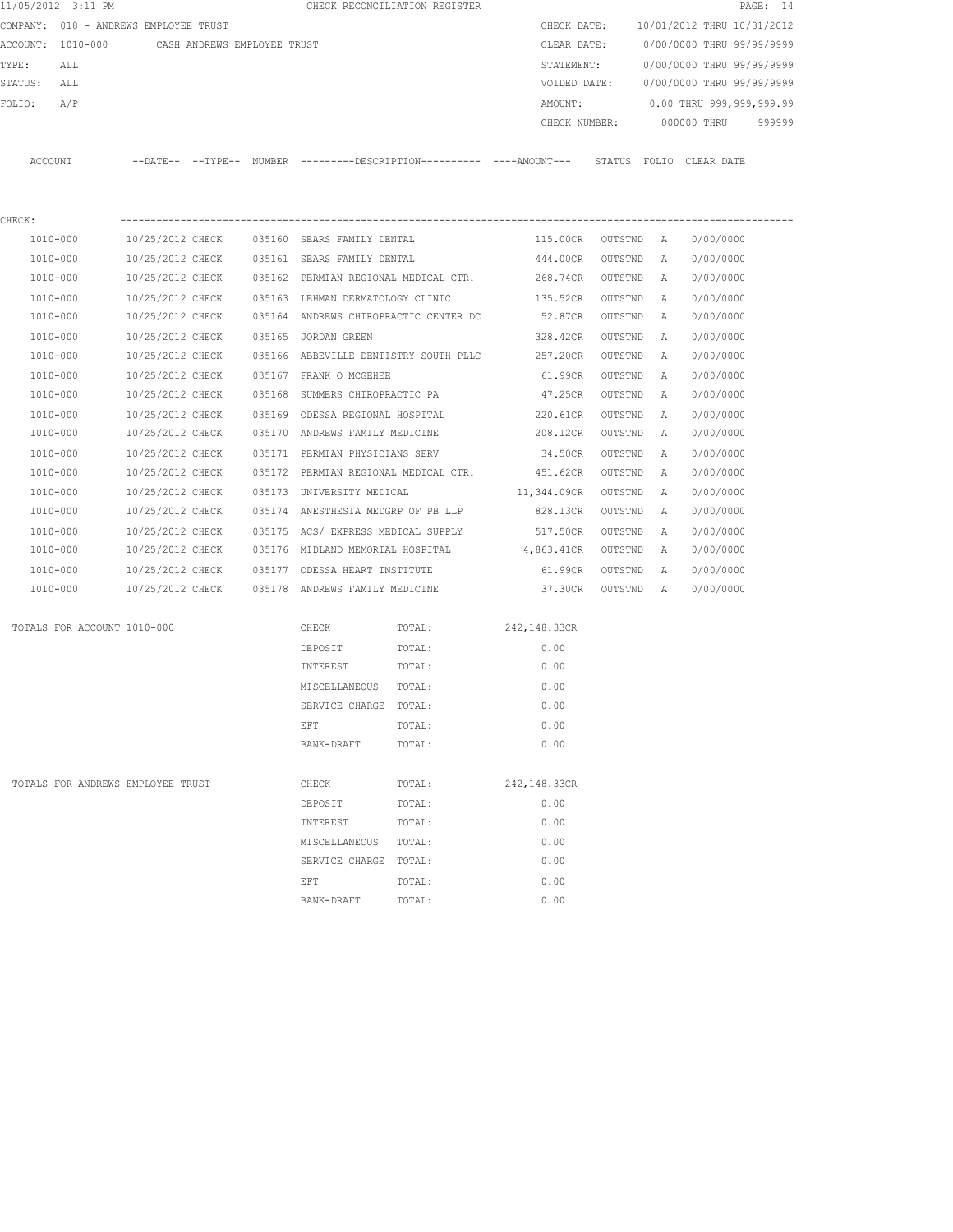11/05/2012 3:11 PM CHECK RECONCILIATION REGISTER

COMPANY: 018 - ANDREWS EMPLOYEE TRUST

ACCOUNT: 1010-000 CASH ANDREWS EMPLOYEE TRUST

TYPE: ALL

STATUS: ALL

FOLIO: A/P

CHECK DATE: 10/01/2012 THRU 10/31/2012

CLEAR DATE: 0/00/0000 THRU 99/99/9999

STATEMENT: 0/00/0000 THRU 99/99/9999

VOIDED DATE: 0/00/0000 THRU 99/99/9999

AMOUNT: 0.00 THRU 999,999,999.99

CHECK NUMBER: 000000 THRU 999999

CHECK:

| ACCOUNT | --DATE-- | --TYPE-- | NUMBER | ---------DESCRIPTION---------- | ----AMOUNT--- | STATUS | FOLIO | CLEAR DATE |
|---|---|---|---|---|---|---|---|---|
| 1010-000 | 10/25/2012 | CHECK | 035160 | SEARS FAMILY DENTAL | 115.00CR | OUTSTND | A | 0/00/0000 |
| 1010-000 | 10/25/2012 | CHECK | 035161 | SEARS FAMILY DENTAL | 444.00CR | OUTSTND | A | 0/00/0000 |
| 1010-000 | 10/25/2012 | CHECK | 035162 | PERMIAN REGIONAL MEDICAL CTR. | 268.74CR | OUTSTND | A | 0/00/0000 |
| 1010-000 | 10/25/2012 | CHECK | 035163 | LEHMAN DERMATOLOGY CLINIC | 135.52CR | OUTSTND | A | 0/00/0000 |
| 1010-000 | 10/25/2012 | CHECK | 035164 | ANDREWS CHIROPRACTIC CENTER DC | 52.87CR | OUTSTND | A | 0/00/0000 |
| 1010-000 | 10/25/2012 | CHECK | 035165 | JORDAN GREEN | 328.42CR | OUTSTND | A | 0/00/0000 |
| 1010-000 | 10/25/2012 | CHECK | 035166 | ABBEVILLE DENTISTRY SOUTH PLLC | 257.20CR | OUTSTND | A | 0/00/0000 |
| 1010-000 | 10/25/2012 | CHECK | 035167 | FRANK O MCGEHEE | 61.99CR | OUTSTND | A | 0/00/0000 |
| 1010-000 | 10/25/2012 | CHECK | 035168 | SUMMERS CHIROPRACTIC PA | 47.25CR | OUTSTND | A | 0/00/0000 |
| 1010-000 | 10/25/2012 | CHECK | 035169 | ODESSA REGIONAL HOSPITAL | 220.61CR | OUTSTND | A | 0/00/0000 |
| 1010-000 | 10/25/2012 | CHECK | 035170 | ANDREWS FAMILY MEDICINE | 208.12CR | OUTSTND | A | 0/00/0000 |
| 1010-000 | 10/25/2012 | CHECK | 035171 | PERMIAN PHYSICIANS SERV | 34.50CR | OUTSTND | A | 0/00/0000 |
| 1010-000 | 10/25/2012 | CHECK | 035172 | PERMIAN REGIONAL MEDICAL CTR. | 451.62CR | OUTSTND | A | 0/00/0000 |
| 1010-000 | 10/25/2012 | CHECK | 035173 | UNIVERSITY MEDICAL | 11,344.09CR | OUTSTND | A | 0/00/0000 |
| 1010-000 | 10/25/2012 | CHECK | 035174 | ANESTHESIA MEDGRP OF PB LLP | 828.13CR | OUTSTND | A | 0/00/0000 |
| 1010-000 | 10/25/2012 | CHECK | 035175 | ACS/ EXPRESS MEDICAL SUPPLY | 517.50CR | OUTSTND | A | 0/00/0000 |
| 1010-000 | 10/25/2012 | CHECK | 035176 | MIDLAND MEMORIAL HOSPITAL | 4,863.41CR | OUTSTND | A | 0/00/0000 |
| 1010-000 | 10/25/2012 | CHECK | 035177 | ODESSA HEART INSTITUTE | 61.99CR | OUTSTND | A | 0/00/0000 |
| 1010-000 | 10/25/2012 | CHECK | 035178 | ANDREWS FAMILY MEDICINE | 37.30CR | OUTSTND | A | 0/00/0000 |

| | | | |
|---|---|---|---|
| TOTALS FOR ACCOUNT 1010-000 | CHECK | TOTAL: | 242,148.33CR |
| | DEPOSIT | TOTAL: | 0.00 |
| | INTEREST | TOTAL: | 0.00 |
| | MISCELLANEOUS | TOTAL: | 0.00 |
| | SERVICE CHARGE | TOTAL: | 0.00 |
| | EFT | TOTAL: | 0.00 |
| | BANK-DRAFT | TOTAL: | 0.00 |
| TOTALS FOR ANDREWS EMPLOYEE TRUST | CHECK | TOTAL: | 242,148.33CR |
| | DEPOSIT | TOTAL: | 0.00 |
| | INTEREST | TOTAL: | 0.00 |
| | MISCELLANEOUS | TOTAL: | 0.00 |
| | SERVICE CHARGE | TOTAL: | 0.00 |
| | EFT | TOTAL: | 0.00 |
| | BANK-DRAFT | TOTAL: | 0.00 |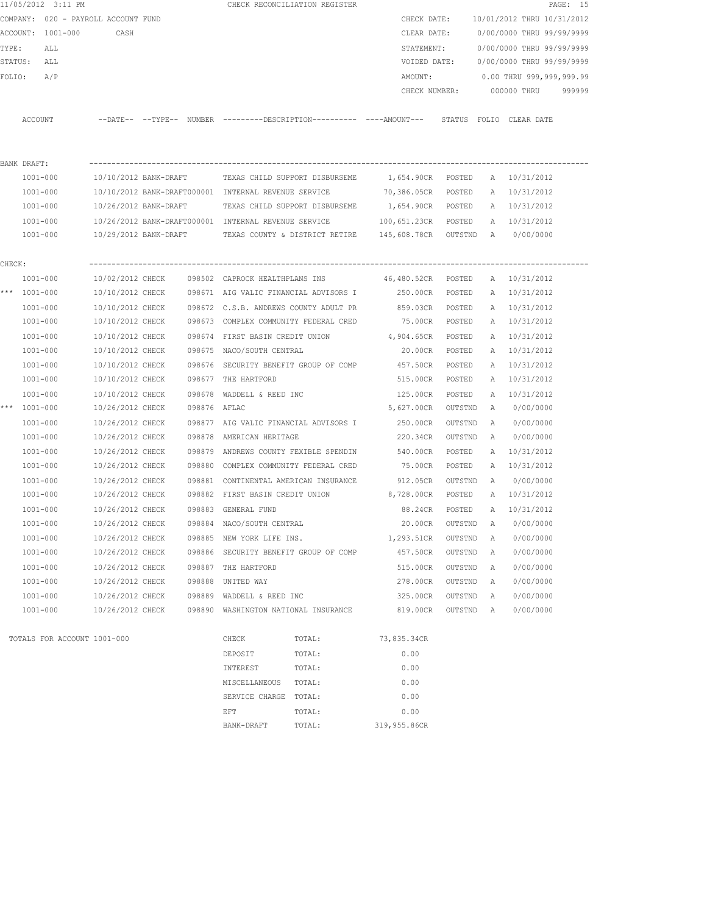11/05/2012 3:11 PM CHECK RECONCILIATION REGISTER

COMPANY: 020 - PAYROLL ACCOUNT FUND
ACCOUNT: 1001-000 CASH
TYPE: ALL
STATUS: ALL
FOLIO: A/P

CHECK DATE: 10/01/2012 THRU 10/31/2012
CLEAR DATE: 0/00/0000 THRU 99/99/9999
STATEMENT: 0/00/0000 THRU 99/99/9999
VOIDED DATE: 0/00/0000 THRU 99/99/9999
AMOUNT: 0.00 THRU 999,999,999.99
CHECK NUMBER: 000000 THRU 999999

| | ACCOUNT | --DATE-- | --TYPE-- | NUMBER | ---------DESCRIPTION---------- | ----AMOUNT--- | STATUS | FOLIO | CLEAR DATE |
|---|---|---|---|---|---|---|---|---|---|
| BANK DRAFT: | | | | | | | | | |
| | 1001-000 | 10/10/2012 | BANK-DRAFT | | TEXAS CHILD SUPPORT DISBURSEME | 1,654.90CR | POSTED | A | 10/31/2012 |
| | 1001-000 | 10/10/2012 | BANK-DRAFT | 000001 | INTERNAL REVENUE SERVICE | 70,386.05CR | POSTED | A | 10/31/2012 |
| | 1001-000 | 10/26/2012 | BANK-DRAFT | | TEXAS CHILD SUPPORT DISBURSEME | 1,654.90CR | POSTED | A | 10/31/2012 |
| | 1001-000 | 10/26/2012 | BANK-DRAFT | 000001 | INTERNAL REVENUE SERVICE | 100,651.23CR | POSTED | A | 10/31/2012 |
| | 1001-000 | 10/29/2012 | BANK-DRAFT | | TEXAS COUNTY & DISTRICT RETIRE | 145,608.78CR | OUTSTND | A | 0/00/0000 |
| CHECK: | | | | | | | | | |
| | 1001-000 | 10/02/2012 | CHECK | 098502 | CAPROCK HEALTHPLANS INS | 46,480.52CR | POSTED | A | 10/31/2012 |
| *** | 1001-000 | 10/10/2012 | CHECK | 098671 | AIG VALIC FINANCIAL ADVISORS I | 250.00CR | POSTED | A | 10/31/2012 |
| | 1001-000 | 10/10/2012 | CHECK | 098672 | C.S.B. ANDREWS COUNTY ADULT PR | 859.03CR | POSTED | A | 10/31/2012 |
| | 1001-000 | 10/10/2012 | CHECK | 098673 | COMPLEX COMMUNITY FEDERAL CRED | 75.00CR | POSTED | A | 10/31/2012 |
| | 1001-000 | 10/10/2012 | CHECK | 098674 | FIRST BASIN CREDIT UNION | 4,904.65CR | POSTED | A | 10/31/2012 |
| | 1001-000 | 10/10/2012 | CHECK | 098675 | NACO/SOUTH CENTRAL | 20.00CR | POSTED | A | 10/31/2012 |
| | 1001-000 | 10/10/2012 | CHECK | 098676 | SECURITY BENEFIT GROUP OF COMP | 457.50CR | POSTED | A | 10/31/2012 |
| | 1001-000 | 10/10/2012 | CHECK | 098677 | THE HARTFORD | 515.00CR | POSTED | A | 10/31/2012 |
| | 1001-000 | 10/10/2012 | CHECK | 098678 | WADDELL & REED INC | 125.00CR | POSTED | A | 10/31/2012 |
| *** | 1001-000 | 10/26/2012 | CHECK | 098876 | AFLAC | 5,627.00CR | OUTSTND | A | 0/00/0000 |
| | 1001-000 | 10/26/2012 | CHECK | 098877 | AIG VALIC FINANCIAL ADVISORS I | 250.00CR | OUTSTND | A | 0/00/0000 |
| | 1001-000 | 10/26/2012 | CHECK | 098878 | AMERICAN HERITAGE | 220.34CR | OUTSTND | A | 0/00/0000 |
| | 1001-000 | 10/26/2012 | CHECK | 098879 | ANDREWS COUNTY FEXIBLE SPENDIN | 540.00CR | POSTED | A | 10/31/2012 |
| | 1001-000 | 10/26/2012 | CHECK | 098880 | COMPLEX COMMUNITY FEDERAL CRED | 75.00CR | POSTED | A | 10/31/2012 |
| | 1001-000 | 10/26/2012 | CHECK | 098881 | CONTINENTAL AMERICAN INSURANCE | 912.05CR | OUTSTND | A | 0/00/0000 |
| | 1001-000 | 10/26/2012 | CHECK | 098882 | FIRST BASIN CREDIT UNION | 8,728.00CR | POSTED | A | 10/31/2012 |
| | 1001-000 | 10/26/2012 | CHECK | 098883 | GENERAL FUND | 88.24CR | POSTED | A | 10/31/2012 |
| | 1001-000 | 10/26/2012 | CHECK | 098884 | NACO/SOUTH CENTRAL | 20.00CR | OUTSTND | A | 0/00/0000 |
| | 1001-000 | 10/26/2012 | CHECK | 098885 | NEW YORK LIFE INS. | 1,293.51CR | OUTSTND | A | 0/00/0000 |
| | 1001-000 | 10/26/2012 | CHECK | 098886 | SECURITY BENEFIT GROUP OF COMP | 457.50CR | OUTSTND | A | 0/00/0000 |
| | 1001-000 | 10/26/2012 | CHECK | 098887 | THE HARTFORD | 515.00CR | OUTSTND | A | 0/00/0000 |
| | 1001-000 | 10/26/2012 | CHECK | 098888 | UNITED WAY | 278.00CR | OUTSTND | A | 0/00/0000 |
| | 1001-000 | 10/26/2012 | CHECK | 098889 | WADDELL & REED INC | 325.00CR | OUTSTND | A | 0/00/0000 |
| | 1001-000 | 10/26/2012 | CHECK | 098890 | WASHINGTON NATIONAL INSURANCE | 819.00CR | OUTSTND | A | 0/00/0000 |

TOTALS FOR ACCOUNT 1001-000

| | | |
|---|---|---|
| CHECK | TOTAL: | 73,835.34CR |
| DEPOSIT | TOTAL: | 0.00 |
| INTEREST | TOTAL: | 0.00 |
| MISCELLANEOUS | TOTAL: | 0.00 |
| SERVICE CHARGE | TOTAL: | 0.00 |
| EFT | TOTAL: | 0.00 |
| BANK-DRAFT | TOTAL: | 319,955.86CR |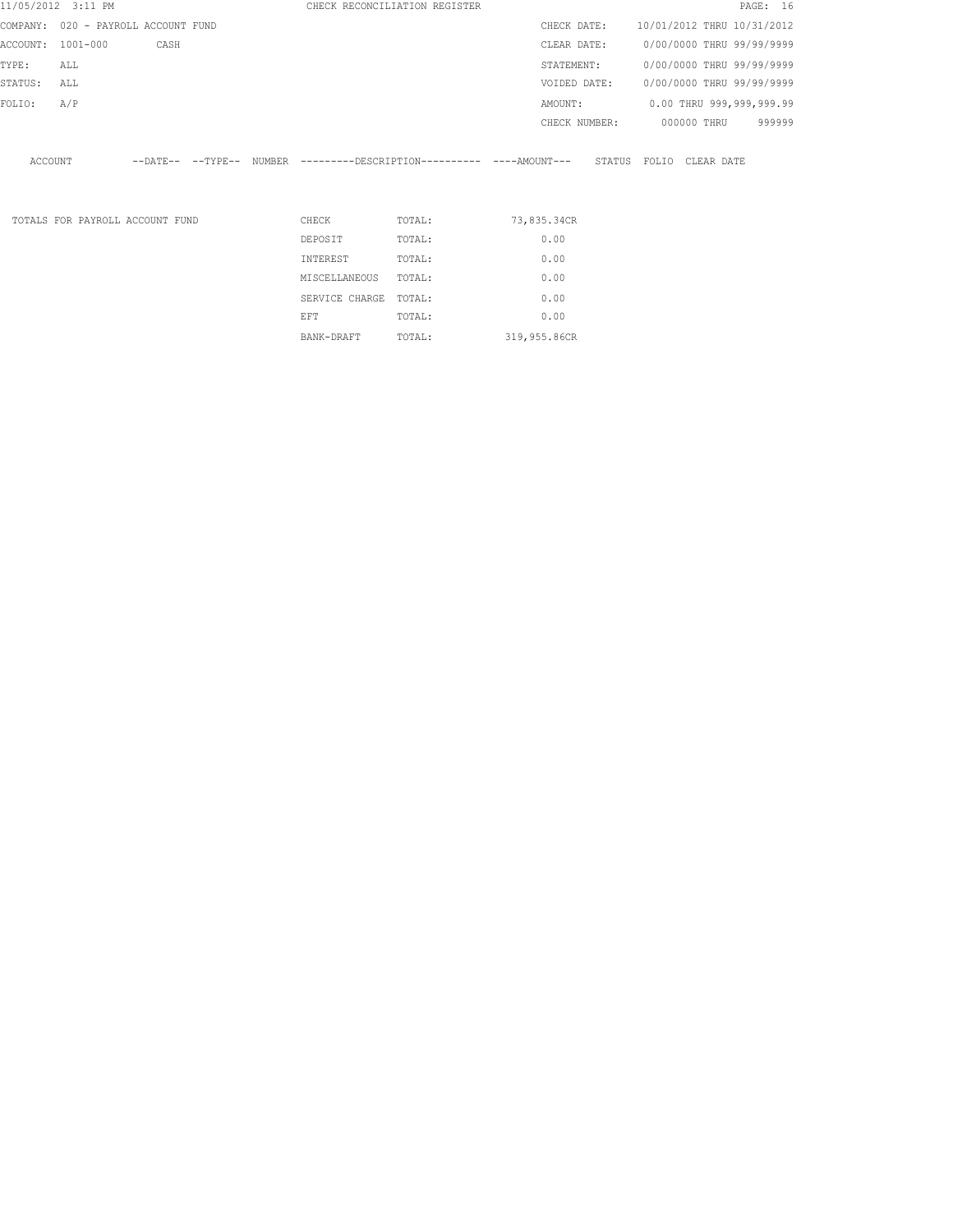11/05/2012 3:11 PM CHECK RECONCILIATION REGISTER

COMPANY: 020 - PAYROLL ACCOUNT FUND

ACCOUNT: 1001-000 CASH

TYPE: ALL

STATUS: ALL

FOLIO: A/P

CHECK DATE: 10/01/2012 THRU 10/31/2012

CLEAR DATE: 0/00/0000 THRU 99/99/9999

STATEMENT: 0/00/0000 THRU 99/99/9999

VOIDED DATE: 0/00/0000 THRU 99/99/9999

AMOUNT: 0.00 THRU 999,999,999.99

CHECK NUMBER: 000000 THRU 999999

| ACCOUNT | --DATE-- | --TYPE-- | NUMBER | ---------DESCRIPTION---------- | ----AMOUNT--- | STATUS | FOLIO | CLEAR DATE |
|---|---|---|---|---|---|---|---|---|

| | | | |
|---|---|---|---|
| TOTALS FOR PAYROLL ACCOUNT FUND | CHECK | TOTAL: | 73,835.34CR |
| | DEPOSIT | TOTAL: | 0.00 |
| | INTEREST | TOTAL: | 0.00 |
| | MISCELLANEOUS | TOTAL: | 0.00 |
| | SERVICE CHARGE | TOTAL: | 0.00 |
| | EFT | TOTAL: | 0.00 |
| | BANK-DRAFT | TOTAL: | 319,955.86CR |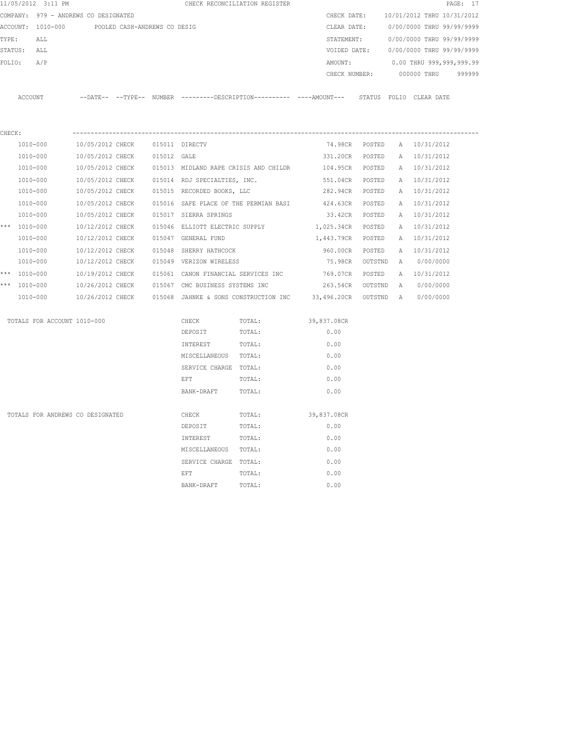11/05/2012 3:11 PM CHECK RECONCILIATION REGISTER PAGE: 17

COMPANY: 979 - ANDREWS CO DESIGNATED  CHECK DATE: 10/01/2012 THRU 10/31/2012
ACCOUNT: 1010-000 POOLED CASH-ANDREWS CO DESIG  CLEAR DATE: 0/00/0000 THRU 99/99/9999
TYPE: ALL  STATEMENT: 0/00/0000 THRU 99/99/9999
STATUS: ALL  VOIDED DATE: 0/00/0000 THRU 99/99/9999
FOLIO: A/P  AMOUNT: 0.00 THRU 999,999,999.99
CHECK NUMBER: 000000 THRU 999999

CHECK:

| | ACCOUNT | --DATE-- | --TYPE-- | NUMBER | ---------DESCRIPTION---------- | ----AMOUNT--- | STATUS | FOLIO | CLEAR DATE |
|---|---|---|---|---|---|---|---|---|---|
| | 1010-000 | 10/05/2012 | CHECK | 015011 | DIRECTV | 74.98CR | POSTED | A | 10/31/2012 |
| | 1010-000 | 10/05/2012 | CHECK | 015012 | GALE | 331.20CR | POSTED | A | 10/31/2012 |
| | 1010-000 | 10/05/2012 | CHECK | 015013 | MIDLAND RAPE CRISIS AND CHILDR | 104.95CR | POSTED | A | 10/31/2012 |
| | 1010-000 | 10/05/2012 | CHECK | 015014 | RDJ SPECIALTIES, INC. | 551.04CR | POSTED | A | 10/31/2012 |
| | 1010-000 | 10/05/2012 | CHECK | 015015 | RECORDED BOOKS, LLC | 282.94CR | POSTED | A | 10/31/2012 |
| | 1010-000 | 10/05/2012 | CHECK | 015016 | SAFE PLACE OF THE PERMIAN BASI | 424.63CR | POSTED | A | 10/31/2012 |
| | 1010-000 | 10/05/2012 | CHECK | 015017 | SIERRA SPRINGS | 33.42CR | POSTED | A | 10/31/2012 |
| *** | 1010-000 | 10/12/2012 | CHECK | 015046 | ELLIOTT ELECTRIC SUPPLY | 1,025.34CR | POSTED | A | 10/31/2012 |
| | 1010-000 | 10/12/2012 | CHECK | 015047 | GENERAL FUND | 1,443.79CR | POSTED | A | 10/31/2012 |
| | 1010-000 | 10/12/2012 | CHECK | 015048 | SHERRY HATHCOCK | 960.00CR | POSTED | A | 10/31/2012 |
| | 1010-000 | 10/12/2012 | CHECK | 015049 | VERIZON WIRELESS | 75.98CR | OUTSTND | A | 0/00/0000 |
| *** | 1010-000 | 10/19/2012 | CHECK | 015061 | CANON FINANCIAL SERVICES INC | 769.07CR | POSTED | A | 10/31/2012 |
| *** | 1010-000 | 10/26/2012 | CHECK | 015067 | CMC BUSINESS SYSTEMS INC | 263.54CR | OUTSTND | A | 0/00/0000 |
| | 1010-000 | 10/26/2012 | CHECK | 015068 | JAHNKE & SONS CONSTRUCTION INC | 33,496.20CR | OUTSTND | A | 0/00/0000 |

| TOTALS FOR ACCOUNT 1010-000 | | | |
|---|---|---|---|
| | CHECK | TOTAL: | 39,837.08CR |
| | DEPOSIT | TOTAL: | 0.00 |
| | INTEREST | TOTAL: | 0.00 |
| | MISCELLANEOUS | TOTAL: | 0.00 |
| | SERVICE CHARGE | TOTAL: | 0.00 |
| | EFT | TOTAL: | 0.00 |
| | BANK-DRAFT | TOTAL: | 0.00 |

| TOTALS FOR ANDREWS CO DESIGNATED | | | |
|---|---|---|---|
| | CHECK | TOTAL: | 39,837.08CR |
| | DEPOSIT | TOTAL: | 0.00 |
| | INTEREST | TOTAL: | 0.00 |
| | MISCELLANEOUS | TOTAL: | 0.00 |
| | SERVICE CHARGE | TOTAL: | 0.00 |
| | EFT | TOTAL: | 0.00 |
| | BANK-DRAFT | TOTAL: | 0.00 |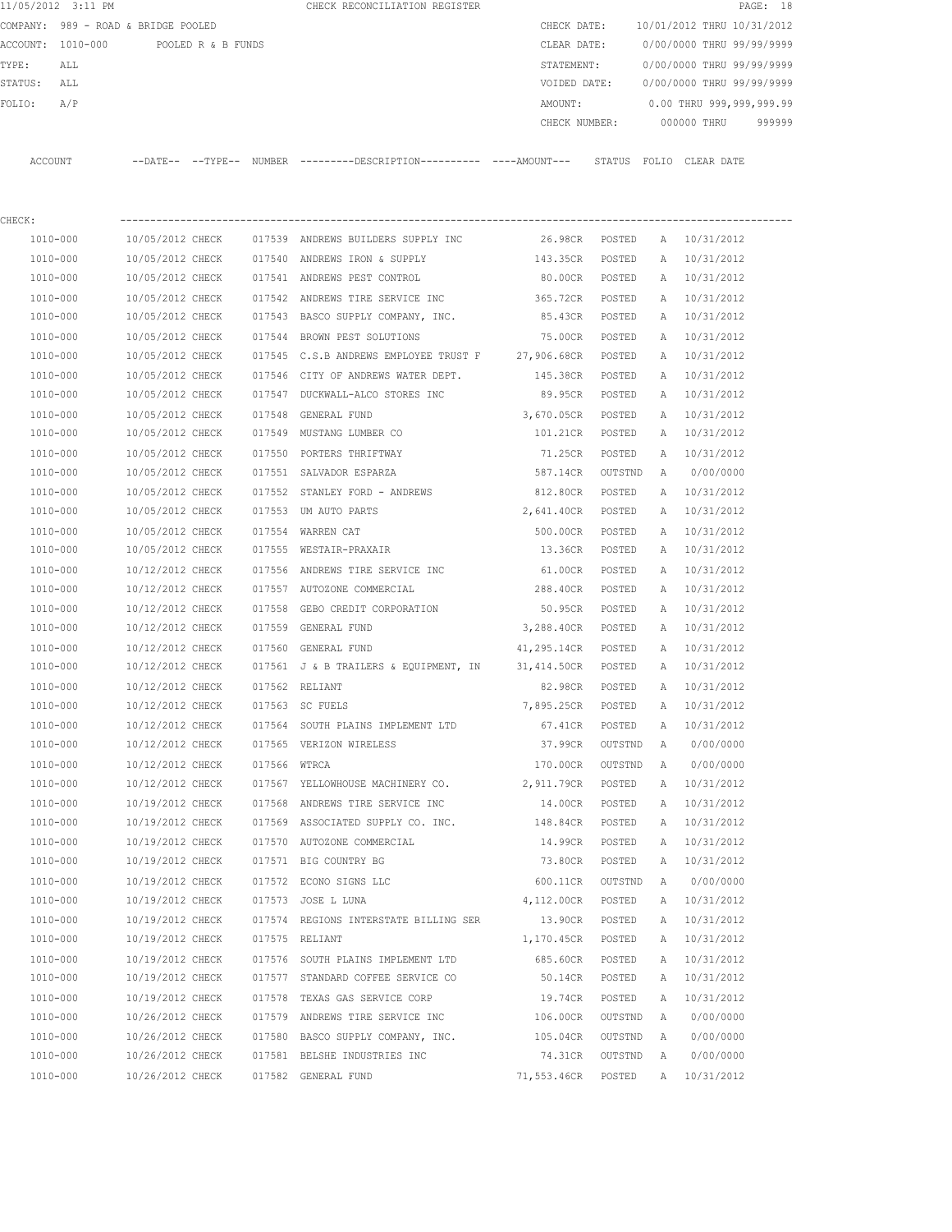11/05/2012 3:11 PM CHECK RECONCILIATION REGISTER

COMPANY: 989 - ROAD & BRIDGE POOLED
ACCOUNT: 1010-000 POOLED R & B FUNDS
TYPE: ALL
STATUS: ALL
FOLIO: A/P

CHECK DATE: 10/01/2012 THRU 10/31/2012
CLEAR DATE: 0/00/0000 THRU 99/99/9999
STATEMENT: 0/00/0000 THRU 99/99/9999
VOIDED DATE: 0/00/0000 THRU 99/99/9999
AMOUNT: 0.00 THRU 999,999,999.99
CHECK NUMBER: 000000 THRU 999999

CHECK:

| ACCOUNT | --DATE-- | --TYPE-- | NUMBER | ---------DESCRIPTION---------- | ----AMOUNT--- | STATUS | FOLIO | CLEAR DATE |
|---|---|---|---|---|---|---|---|---|
| 1010-000 | 10/05/2012 | CHECK | 017539 | ANDREWS BUILDERS SUPPLY INC | 26.98CR | POSTED | A | 10/31/2012 |
| 1010-000 | 10/05/2012 | CHECK | 017540 | ANDREWS IRON & SUPPLY | 143.35CR | POSTED | A | 10/31/2012 |
| 1010-000 | 10/05/2012 | CHECK | 017541 | ANDREWS PEST CONTROL | 80.00CR | POSTED | A | 10/31/2012 |
| 1010-000 | 10/05/2012 | CHECK | 017542 | ANDREWS TIRE SERVICE INC | 365.72CR | POSTED | A | 10/31/2012 |
| 1010-000 | 10/05/2012 | CHECK | 017543 | BASCO SUPPLY COMPANY, INC. | 85.43CR | POSTED | A | 10/31/2012 |
| 1010-000 | 10/05/2012 | CHECK | 017544 | BROWN PEST SOLUTIONS | 75.00CR | POSTED | A | 10/31/2012 |
| 1010-000 | 10/05/2012 | CHECK | 017545 | C.S.B ANDREWS EMPLOYEE TRUST F | 27,906.68CR | POSTED | A | 10/31/2012 |
| 1010-000 | 10/05/2012 | CHECK | 017546 | CITY OF ANDREWS WATER DEPT. | 145.38CR | POSTED | A | 10/31/2012 |
| 1010-000 | 10/05/2012 | CHECK | 017547 | DUCKWALL-ALCO STORES INC | 89.95CR | POSTED | A | 10/31/2012 |
| 1010-000 | 10/05/2012 | CHECK | 017548 | GENERAL FUND | 3,670.05CR | POSTED | A | 10/31/2012 |
| 1010-000 | 10/05/2012 | CHECK | 017549 | MUSTANG LUMBER CO | 101.21CR | POSTED | A | 10/31/2012 |
| 1010-000 | 10/05/2012 | CHECK | 017550 | PORTERS THRIFTWAY | 71.25CR | POSTED | A | 10/31/2012 |
| 1010-000 | 10/05/2012 | CHECK | 017551 | SALVADOR ESPARZA | 587.14CR | OUTSTND | A | 0/00/0000 |
| 1010-000 | 10/05/2012 | CHECK | 017552 | STANLEY FORD - ANDREWS | 812.80CR | POSTED | A | 10/31/2012 |
| 1010-000 | 10/05/2012 | CHECK | 017553 | UM AUTO PARTS | 2,641.40CR | POSTED | A | 10/31/2012 |
| 1010-000 | 10/05/2012 | CHECK | 017554 | WARREN CAT | 500.00CR | POSTED | A | 10/31/2012 |
| 1010-000 | 10/05/2012 | CHECK | 017555 | WESTAIR-PRAXAIR | 13.36CR | POSTED | A | 10/31/2012 |
| 1010-000 | 10/12/2012 | CHECK | 017556 | ANDREWS TIRE SERVICE INC | 61.00CR | POSTED | A | 10/31/2012 |
| 1010-000 | 10/12/2012 | CHECK | 017557 | AUTOZONE COMMERCIAL | 288.40CR | POSTED | A | 10/31/2012 |
| 1010-000 | 10/12/2012 | CHECK | 017558 | GEBO CREDIT CORPORATION | 50.95CR | POSTED | A | 10/31/2012 |
| 1010-000 | 10/12/2012 | CHECK | 017559 | GENERAL FUND | 3,288.40CR | POSTED | A | 10/31/2012 |
| 1010-000 | 10/12/2012 | CHECK | 017560 | GENERAL FUND | 41,295.14CR | POSTED | A | 10/31/2012 |
| 1010-000 | 10/12/2012 | CHECK | 017561 | J & B TRAILERS & EQUIPMENT, IN | 31,414.50CR | POSTED | A | 10/31/2012 |
| 1010-000 | 10/12/2012 | CHECK | 017562 | RELIANT | 82.98CR | POSTED | A | 10/31/2012 |
| 1010-000 | 10/12/2012 | CHECK | 017563 | SC FUELS | 7,895.25CR | POSTED | A | 10/31/2012 |
| 1010-000 | 10/12/2012 | CHECK | 017564 | SOUTH PLAINS IMPLEMENT LTD | 67.41CR | POSTED | A | 10/31/2012 |
| 1010-000 | 10/12/2012 | CHECK | 017565 | VERIZON WIRELESS | 37.99CR | OUTSTND | A | 0/00/0000 |
| 1010-000 | 10/12/2012 | CHECK | 017566 | WTRCA | 170.00CR | OUTSTND | A | 0/00/0000 |
| 1010-000 | 10/12/2012 | CHECK | 017567 | YELLOWHOUSE MACHINERY CO. | 2,911.79CR | POSTED | A | 10/31/2012 |
| 1010-000 | 10/19/2012 | CHECK | 017568 | ANDREWS TIRE SERVICE INC | 14.00CR | POSTED | A | 10/31/2012 |
| 1010-000 | 10/19/2012 | CHECK | 017569 | ASSOCIATED SUPPLY CO. INC. | 148.84CR | POSTED | A | 10/31/2012 |
| 1010-000 | 10/19/2012 | CHECK | 017570 | AUTOZONE COMMERCIAL | 14.99CR | POSTED | A | 10/31/2012 |
| 1010-000 | 10/19/2012 | CHECK | 017571 | BIG COUNTRY BG | 73.80CR | POSTED | A | 10/31/2012 |
| 1010-000 | 10/19/2012 | CHECK | 017572 | ECONO SIGNS LLC | 600.11CR | OUTSTND | A | 0/00/0000 |
| 1010-000 | 10/19/2012 | CHECK | 017573 | JOSE L LUNA | 4,112.00CR | POSTED | A | 10/31/2012 |
| 1010-000 | 10/19/2012 | CHECK | 017574 | REGIONS INTERSTATE BILLING SER | 13.90CR | POSTED | A | 10/31/2012 |
| 1010-000 | 10/19/2012 | CHECK | 017575 | RELIANT | 1,170.45CR | POSTED | A | 10/31/2012 |
| 1010-000 | 10/19/2012 | CHECK | 017576 | SOUTH PLAINS IMPLEMENT LTD | 685.60CR | POSTED | A | 10/31/2012 |
| 1010-000 | 10/19/2012 | CHECK | 017577 | STANDARD COFFEE SERVICE CO | 50.14CR | POSTED | A | 10/31/2012 |
| 1010-000 | 10/19/2012 | CHECK | 017578 | TEXAS GAS SERVICE CORP | 19.74CR | POSTED | A | 10/31/2012 |
| 1010-000 | 10/26/2012 | CHECK | 017579 | ANDREWS TIRE SERVICE INC | 106.00CR | OUTSTND | A | 0/00/0000 |
| 1010-000 | 10/26/2012 | CHECK | 017580 | BASCO SUPPLY COMPANY, INC. | 105.04CR | OUTSTND | A | 0/00/0000 |
| 1010-000 | 10/26/2012 | CHECK | 017581 | BELSHE INDUSTRIES INC | 74.31CR | OUTSTND | A | 0/00/0000 |
| 1010-000 | 10/26/2012 | CHECK | 017582 | GENERAL FUND | 71,553.46CR | POSTED | A | 10/31/2012 |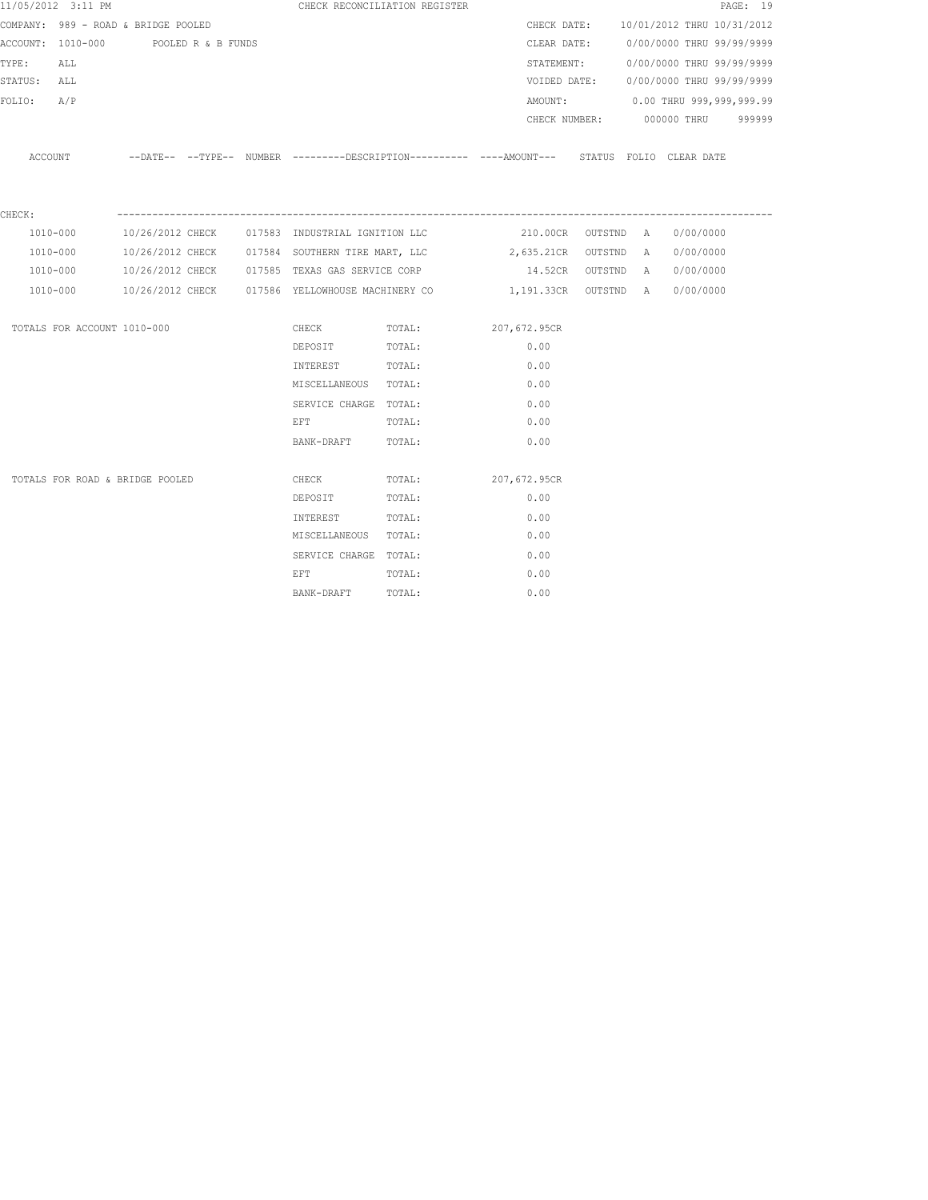11/05/2012 3:11 PM CHECK RECONCILIATION REGISTER

COMPANY: 989 - ROAD & BRIDGE POOLED CHECK DATE: 10/01/2012 THRU 10/31/2012

ACCOUNT: 1010-000 POOLED R & B FUNDS CLEAR DATE: 0/00/0000 THRU 99/99/9999

TYPE: ALL STATEMENT: 0/00/0000 THRU 99/99/9999

STATUS: ALL VOIDED DATE: 0/00/0000 THRU 99/99/9999

FOLIO: A/P AMOUNT: 0.00 THRU 999,999,999.99

CHECK NUMBER: 000000 THRU 999999

| ACCOUNT | --DATE-- | --TYPE-- | NUMBER | ---------DESCRIPTION---------- | ----AMOUNT--- | STATUS | FOLIO | CLEAR DATE |
|---|---|---|---|---|---|---|---|---|
| CHECK: | | | | | | | | |
| 1010-000 | 10/26/2012 | CHECK | 017583 | INDUSTRIAL IGNITION LLC | 210.00CR | OUTSTND | A | 0/00/0000 |
| 1010-000 | 10/26/2012 | CHECK | 017584 | SOUTHERN TIRE MART, LLC | 2,635.21CR | OUTSTND | A | 0/00/0000 |
| 1010-000 | 10/26/2012 | CHECK | 017585 | TEXAS GAS SERVICE CORP | 14.52CR | OUTSTND | A | 0/00/0000 |
| 1010-000 | 10/26/2012 | CHECK | 017586 | YELLOWHOUSE MACHINERY CO | 1,191.33CR | OUTSTND | A | 0/00/0000 |

| | | | |
|---|---|---|---|
| TOTALS FOR ACCOUNT 1010-000 | CHECK | TOTAL: | 207,672.95CR |
| | DEPOSIT | TOTAL: | 0.00 |
| | INTEREST | TOTAL: | 0.00 |
| | MISCELLANEOUS | TOTAL: | 0.00 |
| | SERVICE CHARGE | TOTAL: | 0.00 |
| | EFT | TOTAL: | 0.00 |
| | BANK-DRAFT | TOTAL: | 0.00 |
| TOTALS FOR ROAD & BRIDGE POOLED | CHECK | TOTAL: | 207,672.95CR |
| | DEPOSIT | TOTAL: | 0.00 |
| | INTEREST | TOTAL: | 0.00 |
| | MISCELLANEOUS | TOTAL: | 0.00 |
| | SERVICE CHARGE | TOTAL: | 0.00 |
| | EFT | TOTAL: | 0.00 |
| | BANK-DRAFT | TOTAL: | 0.00 |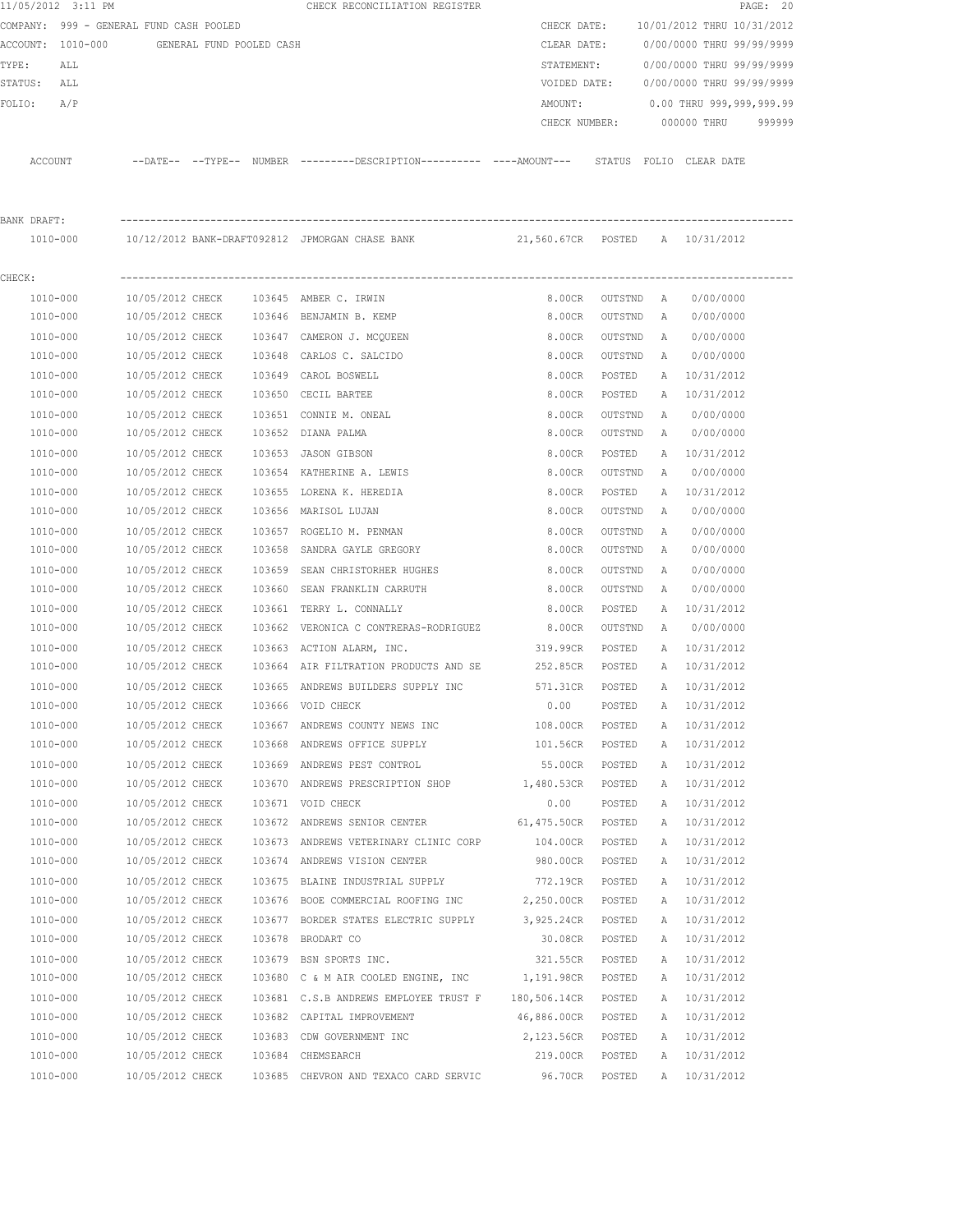11/05/2012 3:11 PM CHECK RECONCILIATION REGISTER

COMPANY: 999 - GENERAL FUND CASH POOLED
ACCOUNT: 1010-000 GENERAL FUND POOLED CASH
TYPE: ALL
STATUS: ALL
FOLIO: A/P

CHECK DATE: 10/01/2012 THRU 10/31/2012
CLEAR DATE: 0/00/0000 THRU 99/99/9999
STATEMENT: 0/00/0000 THRU 99/99/9999
VOIDED DATE: 0/00/0000 THRU 99/99/9999
AMOUNT: 0.00 THRU 999,999,999.99
CHECK NUMBER: 000000 THRU 999999

| ACCOUNT | --DATE-- | --TYPE-- | NUMBER | ---------DESCRIPTION---------- | ----AMOUNT--- | STATUS | FOLIO | CLEAR DATE |
|---|---|---|---|---|---|---|---|---|
| **BANK DRAFT:** | | | | | | | | |
| 1010-000 | 10/12/2012 | BANK-DRAFT | 092812 | JPMORGAN CHASE BANK | 21,560.67CR | POSTED | A | 10/31/2012 |
| **CHECK:** | | | | | | | | |
| 1010-000 | 10/05/2012 | CHECK | 103645 | AMBER C. IRWIN | 8.00CR | OUTSTND | A | 0/00/0000 |
| 1010-000 | 10/05/2012 | CHECK | 103646 | BENJAMIN B. KEMP | 8.00CR | OUTSTND | A | 0/00/0000 |
| 1010-000 | 10/05/2012 | CHECK | 103647 | CAMERON J. MCQUEEN | 8.00CR | OUTSTND | A | 0/00/0000 |
| 1010-000 | 10/05/2012 | CHECK | 103648 | CARLOS C. SALCIDO | 8.00CR | OUTSTND | A | 0/00/0000 |
| 1010-000 | 10/05/2012 | CHECK | 103649 | CAROL BOSWELL | 8.00CR | POSTED | A | 10/31/2012 |
| 1010-000 | 10/05/2012 | CHECK | 103650 | CECIL BARTEE | 8.00CR | POSTED | A | 10/31/2012 |
| 1010-000 | 10/05/2012 | CHECK | 103651 | CONNIE M. ONEAL | 8.00CR | OUTSTND | A | 0/00/0000 |
| 1010-000 | 10/05/2012 | CHECK | 103652 | DIANA PALMA | 8.00CR | OUTSTND | A | 0/00/0000 |
| 1010-000 | 10/05/2012 | CHECK | 103653 | JASON GIBSON | 8.00CR | POSTED | A | 10/31/2012 |
| 1010-000 | 10/05/2012 | CHECK | 103654 | KATHERINE A. LEWIS | 8.00CR | OUTSTND | A | 0/00/0000 |
| 1010-000 | 10/05/2012 | CHECK | 103655 | LORENA K. HEREDIA | 8.00CR | POSTED | A | 10/31/2012 |
| 1010-000 | 10/05/2012 | CHECK | 103656 | MARISOL LUJAN | 8.00CR | OUTSTND | A | 0/00/0000 |
| 1010-000 | 10/05/2012 | CHECK | 103657 | ROGELIO M. PENMAN | 8.00CR | OUTSTND | A | 0/00/0000 |
| 1010-000 | 10/05/2012 | CHECK | 103658 | SANDRA GAYLE GREGORY | 8.00CR | OUTSTND | A | 0/00/0000 |
| 1010-000 | 10/05/2012 | CHECK | 103659 | SEAN CHRISTORHER HUGHES | 8.00CR | OUTSTND | A | 0/00/0000 |
| 1010-000 | 10/05/2012 | CHECK | 103660 | SEAN FRANKLIN CARRUTH | 8.00CR | OUTSTND | A | 0/00/0000 |
| 1010-000 | 10/05/2012 | CHECK | 103661 | TERRY L. CONNALLY | 8.00CR | POSTED | A | 10/31/2012 |
| 1010-000 | 10/05/2012 | CHECK | 103662 | VERONICA C CONTRERAS-RODRIGUEZ | 8.00CR | OUTSTND | A | 0/00/0000 |
| 1010-000 | 10/05/2012 | CHECK | 103663 | ACTION ALARM, INC. | 319.99CR | POSTED | A | 10/31/2012 |
| 1010-000 | 10/05/2012 | CHECK | 103664 | AIR FILTRATION PRODUCTS AND SE | 252.85CR | POSTED | A | 10/31/2012 |
| 1010-000 | 10/05/2012 | CHECK | 103665 | ANDREWS BUILDERS SUPPLY INC | 571.31CR | POSTED | A | 10/31/2012 |
| 1010-000 | 10/05/2012 | CHECK | 103666 | VOID CHECK | 0.00 | POSTED | A | 10/31/2012 |
| 1010-000 | 10/05/2012 | CHECK | 103667 | ANDREWS COUNTY NEWS INC | 108.00CR | POSTED | A | 10/31/2012 |
| 1010-000 | 10/05/2012 | CHECK | 103668 | ANDREWS OFFICE SUPPLY | 101.56CR | POSTED | A | 10/31/2012 |
| 1010-000 | 10/05/2012 | CHECK | 103669 | ANDREWS PEST CONTROL | 55.00CR | POSTED | A | 10/31/2012 |
| 1010-000 | 10/05/2012 | CHECK | 103670 | ANDREWS PRESCRIPTION SHOP | 1,480.53CR | POSTED | A | 10/31/2012 |
| 1010-000 | 10/05/2012 | CHECK | 103671 | VOID CHECK | 0.00 | POSTED | A | 10/31/2012 |
| 1010-000 | 10/05/2012 | CHECK | 103672 | ANDREWS SENIOR CENTER | 61,475.50CR | POSTED | A | 10/31/2012 |
| 1010-000 | 10/05/2012 | CHECK | 103673 | ANDREWS VETERINARY CLINIC CORP | 104.00CR | POSTED | A | 10/31/2012 |
| 1010-000 | 10/05/2012 | CHECK | 103674 | ANDREWS VISION CENTER | 980.00CR | POSTED | A | 10/31/2012 |
| 1010-000 | 10/05/2012 | CHECK | 103675 | BLAINE INDUSTRIAL SUPPLY | 772.19CR | POSTED | A | 10/31/2012 |
| 1010-000 | 10/05/2012 | CHECK | 103676 | BOOE COMMERCIAL ROOFING INC | 2,250.00CR | POSTED | A | 10/31/2012 |
| 1010-000 | 10/05/2012 | CHECK | 103677 | BORDER STATES ELECTRIC SUPPLY | 3,925.24CR | POSTED | A | 10/31/2012 |
| 1010-000 | 10/05/2012 | CHECK | 103678 | BRODART CO | 30.08CR | POSTED | A | 10/31/2012 |
| 1010-000 | 10/05/2012 | CHECK | 103679 | BSN SPORTS INC. | 321.55CR | POSTED | A | 10/31/2012 |
| 1010-000 | 10/05/2012 | CHECK | 103680 | C & M AIR COOLED ENGINE, INC | 1,191.98CR | POSTED | A | 10/31/2012 |
| 1010-000 | 10/05/2012 | CHECK | 103681 | C.S.B ANDREWS EMPLOYEE TRUST F | 180,506.14CR | POSTED | A | 10/31/2012 |
| 1010-000 | 10/05/2012 | CHECK | 103682 | CAPITAL IMPROVEMENT | 46,886.00CR | POSTED | A | 10/31/2012 |
| 1010-000 | 10/05/2012 | CHECK | 103683 | CDW GOVERNMENT INC | 2,123.56CR | POSTED | A | 10/31/2012 |
| 1010-000 | 10/05/2012 | CHECK | 103684 | CHEMSEARCH | 219.00CR | POSTED | A | 10/31/2012 |
| 1010-000 | 10/05/2012 | CHECK | 103685 | CHEVRON AND TEXACO CARD SERVIC | 96.70CR | POSTED | A | 10/31/2012 |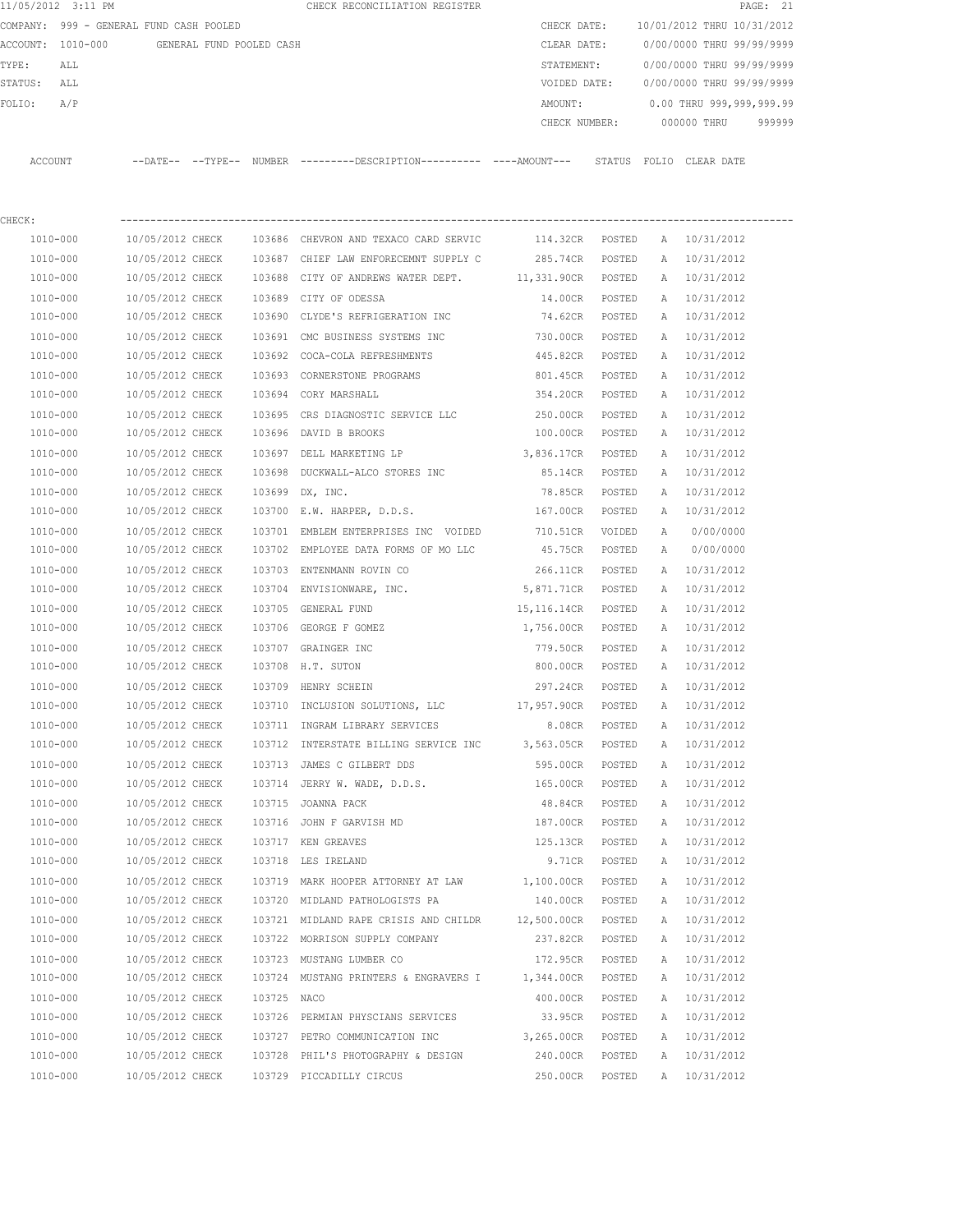11/05/2012 3:11 PM CHECK RECONCILIATION REGISTER

COMPANY: 999 - GENERAL FUND CASH POOLED

ACCOUNT: 1010-000 GENERAL FUND POOLED CASH

TYPE: ALL

STATUS: ALL

FOLIO: A/P

CHECK DATE: 10/01/2012 THRU 10/31/2012

CLEAR DATE: 0/00/0000 THRU 99/99/9999

STATEMENT: 0/00/0000 THRU 99/99/9999

VOIDED DATE: 0/00/0000 THRU 99/99/9999

AMOUNT: 0.00 THRU 999,999,999.99

CHECK NUMBER: 000000 THRU 999999

CHECK:

| ACCOUNT | --DATE-- | --TYPE-- | NUMBER | ---------DESCRIPTION---------- | ----AMOUNT--- | STATUS | FOLIO | CLEAR DATE |
|---|---|---|---|---|---|---|---|---|
| 1010-000 | 10/05/2012 | CHECK | 103686 | CHEVRON AND TEXACO CARD SERVIC | 114.32CR | POSTED | A | 10/31/2012 |
| 1010-000 | 10/05/2012 | CHECK | 103687 | CHIEF LAW ENFORECEMNT SUPPLY C | 285.74CR | POSTED | A | 10/31/2012 |
| 1010-000 | 10/05/2012 | CHECK | 103688 | CITY OF ANDREWS WATER DEPT. | 11,331.90CR | POSTED | A | 10/31/2012 |
| 1010-000 | 10/05/2012 | CHECK | 103689 | CITY OF ODESSA | 14.00CR | POSTED | A | 10/31/2012 |
| 1010-000 | 10/05/2012 | CHECK | 103690 | CLYDE'S REFRIGERATION INC | 74.62CR | POSTED | A | 10/31/2012 |
| 1010-000 | 10/05/2012 | CHECK | 103691 | CMC BUSINESS SYSTEMS INC | 730.00CR | POSTED | A | 10/31/2012 |
| 1010-000 | 10/05/2012 | CHECK | 103692 | COCA-COLA REFRESHMENTS | 445.82CR | POSTED | A | 10/31/2012 |
| 1010-000 | 10/05/2012 | CHECK | 103693 | CORNERSTONE PROGRAMS | 801.45CR | POSTED | A | 10/31/2012 |
| 1010-000 | 10/05/2012 | CHECK | 103694 | CORY MARSHALL | 354.20CR | POSTED | A | 10/31/2012 |
| 1010-000 | 10/05/2012 | CHECK | 103695 | CRS DIAGNOSTIC SERVICE LLC | 250.00CR | POSTED | A | 10/31/2012 |
| 1010-000 | 10/05/2012 | CHECK | 103696 | DAVID B BROOKS | 100.00CR | POSTED | A | 10/31/2012 |
| 1010-000 | 10/05/2012 | CHECK | 103697 | DELL MARKETING LP | 3,836.17CR | POSTED | A | 10/31/2012 |
| 1010-000 | 10/05/2012 | CHECK | 103698 | DUCKWALL-ALCO STORES INC | 85.14CR | POSTED | A | 10/31/2012 |
| 1010-000 | 10/05/2012 | CHECK | 103699 | DX, INC. | 78.85CR | POSTED | A | 10/31/2012 |
| 1010-000 | 10/05/2012 | CHECK | 103700 | E.W. HARPER, D.D.S. | 167.00CR | POSTED | A | 10/31/2012 |
| 1010-000 | 10/05/2012 | CHECK | 103701 | EMBLEM ENTERPRISES INC VOIDED | 710.51CR | VOIDED | A | 0/00/0000 |
| 1010-000 | 10/05/2012 | CHECK | 103702 | EMPLOYEE DATA FORMS OF MO LLC | 45.75CR | POSTED | A | 0/00/0000 |
| 1010-000 | 10/05/2012 | CHECK | 103703 | ENTENMANN ROVIN CO | 266.11CR | POSTED | A | 10/31/2012 |
| 1010-000 | 10/05/2012 | CHECK | 103704 | ENVISIONWARE, INC. | 5,871.71CR | POSTED | A | 10/31/2012 |
| 1010-000 | 10/05/2012 | CHECK | 103705 | GENERAL FUND | 15,116.14CR | POSTED | A | 10/31/2012 |
| 1010-000 | 10/05/2012 | CHECK | 103706 | GEORGE F GOMEZ | 1,756.00CR | POSTED | A | 10/31/2012 |
| 1010-000 | 10/05/2012 | CHECK | 103707 | GRAINGER INC | 779.50CR | POSTED | A | 10/31/2012 |
| 1010-000 | 10/05/2012 | CHECK | 103708 | H.T. SUTON | 800.00CR | POSTED | A | 10/31/2012 |
| 1010-000 | 10/05/2012 | CHECK | 103709 | HENRY SCHEIN | 297.24CR | POSTED | A | 10/31/2012 |
| 1010-000 | 10/05/2012 | CHECK | 103710 | INCLUSION SOLUTIONS, LLC | 17,957.90CR | POSTED | A | 10/31/2012 |
| 1010-000 | 10/05/2012 | CHECK | 103711 | INGRAM LIBRARY SERVICES | 8.08CR | POSTED | A | 10/31/2012 |
| 1010-000 | 10/05/2012 | CHECK | 103712 | INTERSTATE BILLING SERVICE INC | 3,563.05CR | POSTED | A | 10/31/2012 |
| 1010-000 | 10/05/2012 | CHECK | 103713 | JAMES C GILBERT DDS | 595.00CR | POSTED | A | 10/31/2012 |
| 1010-000 | 10/05/2012 | CHECK | 103714 | JERRY W. WADE, D.D.S. | 165.00CR | POSTED | A | 10/31/2012 |
| 1010-000 | 10/05/2012 | CHECK | 103715 | JOANNA PACK | 48.84CR | POSTED | A | 10/31/2012 |
| 1010-000 | 10/05/2012 | CHECK | 103716 | JOHN F GARVISH MD | 187.00CR | POSTED | A | 10/31/2012 |
| 1010-000 | 10/05/2012 | CHECK | 103717 | KEN GREAVES | 125.13CR | POSTED | A | 10/31/2012 |
| 1010-000 | 10/05/2012 | CHECK | 103718 | LES IRELAND | 9.71CR | POSTED | A | 10/31/2012 |
| 1010-000 | 10/05/2012 | CHECK | 103719 | MARK HOOPER ATTORNEY AT LAW | 1,100.00CR | POSTED | A | 10/31/2012 |
| 1010-000 | 10/05/2012 | CHECK | 103720 | MIDLAND PATHOLOGISTS PA | 140.00CR | POSTED | A | 10/31/2012 |
| 1010-000 | 10/05/2012 | CHECK | 103721 | MIDLAND RAPE CRISIS AND CHILDR | 12,500.00CR | POSTED | A | 10/31/2012 |
| 1010-000 | 10/05/2012 | CHECK | 103722 | MORRISON SUPPLY COMPANY | 237.82CR | POSTED | A | 10/31/2012 |
| 1010-000 | 10/05/2012 | CHECK | 103723 | MUSTANG LUMBER CO | 172.95CR | POSTED | A | 10/31/2012 |
| 1010-000 | 10/05/2012 | CHECK | 103724 | MUSTANG PRINTERS & ENGRAVERS I | 1,344.00CR | POSTED | A | 10/31/2012 |
| 1010-000 | 10/05/2012 | CHECK | 103725 | NACO | 400.00CR | POSTED | A | 10/31/2012 |
| 1010-000 | 10/05/2012 | CHECK | 103726 | PERMIAN PHYSCIANS SERVICES | 33.95CR | POSTED | A | 10/31/2012 |
| 1010-000 | 10/05/2012 | CHECK | 103727 | PETRO COMMUNICATION INC | 3,265.00CR | POSTED | A | 10/31/2012 |
| 1010-000 | 10/05/2012 | CHECK | 103728 | PHIL'S PHOTOGRAPHY & DESIGN | 240.00CR | POSTED | A | 10/31/2012 |
| 1010-000 | 10/05/2012 | CHECK | 103729 | PICCADILLY CIRCUS | 250.00CR | POSTED | A | 10/31/2012 |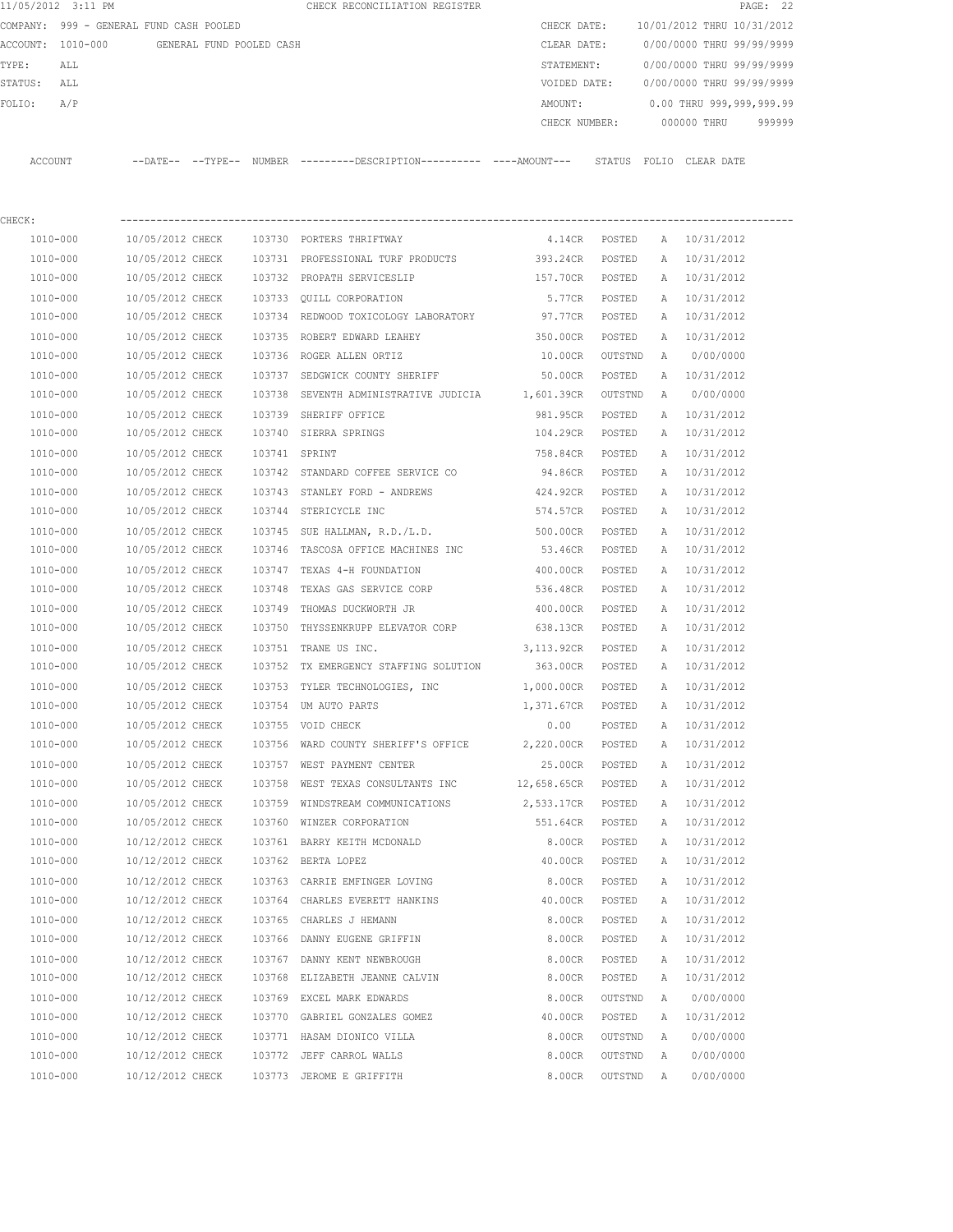11/05/2012 3:11 PM CHECK RECONCILIATION REGISTER

COMPANY: 999 - GENERAL FUND CASH POOLED
ACCOUNT: 1010-000 GENERAL FUND POOLED CASH
TYPE: ALL
STATUS: ALL
FOLIO: A/P

CHECK DATE: 10/01/2012 THRU 10/31/2012
CLEAR DATE: 0/00/0000 THRU 99/99/9999
STATEMENT: 0/00/0000 THRU 99/99/9999
VOIDED DATE: 0/00/0000 THRU 99/99/9999
AMOUNT: 0.00 THRU 999,999,999.99
CHECK NUMBER: 000000 THRU 999999

CHECK:

| ACCOUNT | --DATE-- | --TYPE-- | NUMBER | ---------DESCRIPTION---------- | ----AMOUNT--- | STATUS | FOLIO | CLEAR DATE |
|---|---|---|---|---|---|---|---|---|
| 1010-000 | 10/05/2012 | CHECK | 103730 | PORTERS THRIFTWAY | 4.14CR | POSTED | A | 10/31/2012 |
| 1010-000 | 10/05/2012 | CHECK | 103731 | PROFESSIONAL TURF PRODUCTS | 393.24CR | POSTED | A | 10/31/2012 |
| 1010-000 | 10/05/2012 | CHECK | 103732 | PROPATH SERVICESLIP | 157.70CR | POSTED | A | 10/31/2012 |
| 1010-000 | 10/05/2012 | CHECK | 103733 | QUILL CORPORATION | 5.77CR | POSTED | A | 10/31/2012 |
| 1010-000 | 10/05/2012 | CHECK | 103734 | REDWOOD TOXICOLOGY LABORATORY | 97.77CR | POSTED | A | 10/31/2012 |
| 1010-000 | 10/05/2012 | CHECK | 103735 | ROBERT EDWARD LEAHEY | 350.00CR | POSTED | A | 10/31/2012 |
| 1010-000 | 10/05/2012 | CHECK | 103736 | ROGER ALLEN ORTIZ | 10.00CR | OUTSTND | A | 0/00/0000 |
| 1010-000 | 10/05/2012 | CHECK | 103737 | SEDGWICK COUNTY SHERIFF | 50.00CR | POSTED | A | 10/31/2012 |
| 1010-000 | 10/05/2012 | CHECK | 103738 | SEVENTH ADMINISTRATIVE JUDICIA | 1,601.39CR | OUTSTND | A | 0/00/0000 |
| 1010-000 | 10/05/2012 | CHECK | 103739 | SHERIFF OFFICE | 981.95CR | POSTED | A | 10/31/2012 |
| 1010-000 | 10/05/2012 | CHECK | 103740 | SIERRA SPRINGS | 104.29CR | POSTED | A | 10/31/2012 |
| 1010-000 | 10/05/2012 | CHECK | 103741 | SPRINT | 758.84CR | POSTED | A | 10/31/2012 |
| 1010-000 | 10/05/2012 | CHECK | 103742 | STANDARD COFFEE SERVICE CO | 94.86CR | POSTED | A | 10/31/2012 |
| 1010-000 | 10/05/2012 | CHECK | 103743 | STANLEY FORD - ANDREWS | 424.92CR | POSTED | A | 10/31/2012 |
| 1010-000 | 10/05/2012 | CHECK | 103744 | STERICYCLE INC | 574.57CR | POSTED | A | 10/31/2012 |
| 1010-000 | 10/05/2012 | CHECK | 103745 | SUE HALLMAN, R.D./L.D. | 500.00CR | POSTED | A | 10/31/2012 |
| 1010-000 | 10/05/2012 | CHECK | 103746 | TASCOSA OFFICE MACHINES INC | 53.46CR | POSTED | A | 10/31/2012 |
| 1010-000 | 10/05/2012 | CHECK | 103747 | TEXAS 4-H FOUNDATION | 400.00CR | POSTED | A | 10/31/2012 |
| 1010-000 | 10/05/2012 | CHECK | 103748 | TEXAS GAS SERVICE CORP | 536.48CR | POSTED | A | 10/31/2012 |
| 1010-000 | 10/05/2012 | CHECK | 103749 | THOMAS DUCKWORTH JR | 400.00CR | POSTED | A | 10/31/2012 |
| 1010-000 | 10/05/2012 | CHECK | 103750 | THYSSENKRUPP ELEVATOR CORP | 638.13CR | POSTED | A | 10/31/2012 |
| 1010-000 | 10/05/2012 | CHECK | 103751 | TRANE US INC. | 3,113.92CR | POSTED | A | 10/31/2012 |
| 1010-000 | 10/05/2012 | CHECK | 103752 | TX EMERGENCY STAFFING SOLUTION | 363.00CR | POSTED | A | 10/31/2012 |
| 1010-000 | 10/05/2012 | CHECK | 103753 | TYLER TECHNOLOGIES, INC | 1,000.00CR | POSTED | A | 10/31/2012 |
| 1010-000 | 10/05/2012 | CHECK | 103754 | UM AUTO PARTS | 1,371.67CR | POSTED | A | 10/31/2012 |
| 1010-000 | 10/05/2012 | CHECK | 103755 | VOID CHECK | 0.00 | POSTED | A | 10/31/2012 |
| 1010-000 | 10/05/2012 | CHECK | 103756 | WARD COUNTY SHERIFF'S OFFICE | 2,220.00CR | POSTED | A | 10/31/2012 |
| 1010-000 | 10/05/2012 | CHECK | 103757 | WEST PAYMENT CENTER | 25.00CR | POSTED | A | 10/31/2012 |
| 1010-000 | 10/05/2012 | CHECK | 103758 | WEST TEXAS CONSULTANTS INC | 12,658.65CR | POSTED | A | 10/31/2012 |
| 1010-000 | 10/05/2012 | CHECK | 103759 | WINDSTREAM COMMUNICATIONS | 2,533.17CR | POSTED | A | 10/31/2012 |
| 1010-000 | 10/05/2012 | CHECK | 103760 | WINZER CORPORATION | 551.64CR | POSTED | A | 10/31/2012 |
| 1010-000 | 10/12/2012 | CHECK | 103761 | BARRY KEITH MCDONALD | 8.00CR | POSTED | A | 10/31/2012 |
| 1010-000 | 10/12/2012 | CHECK | 103762 | BERTA LOPEZ | 40.00CR | POSTED | A | 10/31/2012 |
| 1010-000 | 10/12/2012 | CHECK | 103763 | CARRIE EMFINGER LOVING | 8.00CR | POSTED | A | 10/31/2012 |
| 1010-000 | 10/12/2012 | CHECK | 103764 | CHARLES EVERETT HANKINS | 40.00CR | POSTED | A | 10/31/2012 |
| 1010-000 | 10/12/2012 | CHECK | 103765 | CHARLES J HEMANN | 8.00CR | POSTED | A | 10/31/2012 |
| 1010-000 | 10/12/2012 | CHECK | 103766 | DANNY EUGENE GRIFFIN | 8.00CR | POSTED | A | 10/31/2012 |
| 1010-000 | 10/12/2012 | CHECK | 103767 | DANNY KENT NEWBROUGH | 8.00CR | POSTED | A | 10/31/2012 |
| 1010-000 | 10/12/2012 | CHECK | 103768 | ELIZABETH JEANNE CALVIN | 8.00CR | POSTED | A | 10/31/2012 |
| 1010-000 | 10/12/2012 | CHECK | 103769 | EXCEL MARK EDWARDS | 8.00CR | OUTSTND | A | 0/00/0000 |
| 1010-000 | 10/12/2012 | CHECK | 103770 | GABRIEL GONZALES GOMEZ | 40.00CR | POSTED | A | 10/31/2012 |
| 1010-000 | 10/12/2012 | CHECK | 103771 | HASAM DIONICO VILLA | 8.00CR | OUTSTND | A | 0/00/0000 |
| 1010-000 | 10/12/2012 | CHECK | 103772 | JEFF CARROL WALLS | 8.00CR | OUTSTND | A | 0/00/0000 |
| 1010-000 | 10/12/2012 | CHECK | 103773 | JEROME E GRIFFITH | 8.00CR | OUTSTND | A | 0/00/0000 |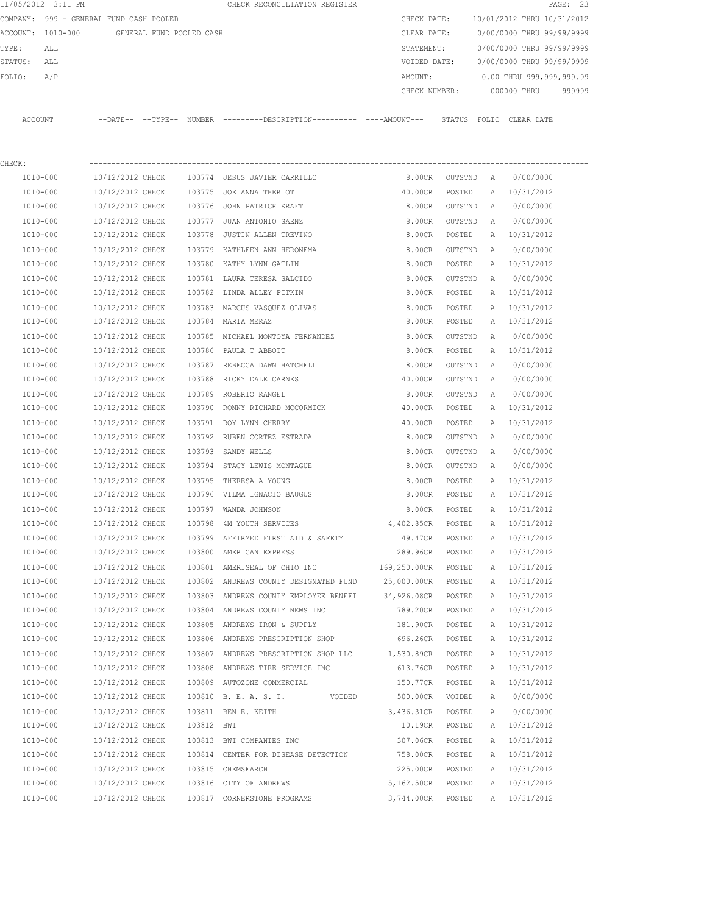11/05/2012 3:11 PM CHECK RECONCILIATION REGISTER

COMPANY: 999 - GENERAL FUND CASH POOLED
ACCOUNT: 1010-000 GENERAL FUND POOLED CASH
TYPE: ALL
STATUS: ALL
FOLIO: A/P

CHECK DATE: 10/01/2012 THRU 10/31/2012
CLEAR DATE: 0/00/0000 THRU 99/99/9999
STATEMENT: 0/00/0000 THRU 99/99/9999
VOIDED DATE: 0/00/0000 THRU 99/99/9999
AMOUNT: 0.00 THRU 999,999,999.99
CHECK NUMBER: 000000 THRU 999999

CHECK:

| ACCOUNT | --DATE-- | --TYPE-- | NUMBER | ---------DESCRIPTION---------- | ----AMOUNT--- | STATUS | FOLIO | CLEAR DATE |
|---|---|---|---|---|---|---|---|---|
| 1010-000 | 10/12/2012 | CHECK | 103774 | JESUS JAVIER CARRILLO | 8.00CR | OUTSTND | A | 0/00/0000 |
| 1010-000 | 10/12/2012 | CHECK | 103775 | JOE ANNA THERIOT | 40.00CR | POSTED | A | 10/31/2012 |
| 1010-000 | 10/12/2012 | CHECK | 103776 | JOHN PATRICK KRAFT | 8.00CR | OUTSTND | A | 0/00/0000 |
| 1010-000 | 10/12/2012 | CHECK | 103777 | JUAN ANTONIO SAENZ | 8.00CR | OUTSTND | A | 0/00/0000 |
| 1010-000 | 10/12/2012 | CHECK | 103778 | JUSTIN ALLEN TREVINO | 8.00CR | POSTED | A | 10/31/2012 |
| 1010-000 | 10/12/2012 | CHECK | 103779 | KATHLEEN ANN HERONEMA | 8.00CR | OUTSTND | A | 0/00/0000 |
| 1010-000 | 10/12/2012 | CHECK | 103780 | KATHY LYNN GATLIN | 8.00CR | POSTED | A | 10/31/2012 |
| 1010-000 | 10/12/2012 | CHECK | 103781 | LAURA TERESA SALCIDO | 8.00CR | OUTSTND | A | 0/00/0000 |
| 1010-000 | 10/12/2012 | CHECK | 103782 | LINDA ALLEY PITKIN | 8.00CR | POSTED | A | 10/31/2012 |
| 1010-000 | 10/12/2012 | CHECK | 103783 | MARCUS VASQUEZ OLIVAS | 8.00CR | POSTED | A | 10/31/2012 |
| 1010-000 | 10/12/2012 | CHECK | 103784 | MARIA MERAZ | 8.00CR | POSTED | A | 10/31/2012 |
| 1010-000 | 10/12/2012 | CHECK | 103785 | MICHAEL MONTOYA FERNANDEZ | 8.00CR | OUTSTND | A | 0/00/0000 |
| 1010-000 | 10/12/2012 | CHECK | 103786 | PAULA T ABBOTT | 8.00CR | POSTED | A | 10/31/2012 |
| 1010-000 | 10/12/2012 | CHECK | 103787 | REBECCA DAWN HATCHELL | 8.00CR | OUTSTND | A | 0/00/0000 |
| 1010-000 | 10/12/2012 | CHECK | 103788 | RICKY DALE CARNES | 40.00CR | OUTSTND | A | 0/00/0000 |
| 1010-000 | 10/12/2012 | CHECK | 103789 | ROBERTO RANGEL | 8.00CR | OUTSTND | A | 0/00/0000 |
| 1010-000 | 10/12/2012 | CHECK | 103790 | RONNY RICHARD MCCORMICK | 40.00CR | POSTED | A | 10/31/2012 |
| 1010-000 | 10/12/2012 | CHECK | 103791 | ROY LYNN CHERRY | 40.00CR | POSTED | A | 10/31/2012 |
| 1010-000 | 10/12/2012 | CHECK | 103792 | RUBEN CORTEZ ESTRADA | 8.00CR | OUTSTND | A | 0/00/0000 |
| 1010-000 | 10/12/2012 | CHECK | 103793 | SANDY WELLS | 8.00CR | OUTSTND | A | 0/00/0000 |
| 1010-000 | 10/12/2012 | CHECK | 103794 | STACY LEWIS MONTAGUE | 8.00CR | OUTSTND | A | 0/00/0000 |
| 1010-000 | 10/12/2012 | CHECK | 103795 | THERESA A YOUNG | 8.00CR | POSTED | A | 10/31/2012 |
| 1010-000 | 10/12/2012 | CHECK | 103796 | VILMA IGNACIO BAUGUS | 8.00CR | POSTED | A | 10/31/2012 |
| 1010-000 | 10/12/2012 | CHECK | 103797 | WANDA JOHNSON | 8.00CR | POSTED | A | 10/31/2012 |
| 1010-000 | 10/12/2012 | CHECK | 103798 | 4M YOUTH SERVICES | 4,402.85CR | POSTED | A | 10/31/2012 |
| 1010-000 | 10/12/2012 | CHECK | 103799 | AFFIRMED FIRST AID & SAFETY | 49.47CR | POSTED | A | 10/31/2012 |
| 1010-000 | 10/12/2012 | CHECK | 103800 | AMERICAN EXPRESS | 289.96CR | POSTED | A | 10/31/2012 |
| 1010-000 | 10/12/2012 | CHECK | 103801 | AMERISEAL OF OHIO INC | 169,250.00CR | POSTED | A | 10/31/2012 |
| 1010-000 | 10/12/2012 | CHECK | 103802 | ANDREWS COUNTY DESIGNATED FUND | 25,000.00CR | POSTED | A | 10/31/2012 |
| 1010-000 | 10/12/2012 | CHECK | 103803 | ANDREWS COUNTY EMPLOYEE BENEFI | 34,926.08CR | POSTED | A | 10/31/2012 |
| 1010-000 | 10/12/2012 | CHECK | 103804 | ANDREWS COUNTY NEWS INC | 789.20CR | POSTED | A | 10/31/2012 |
| 1010-000 | 10/12/2012 | CHECK | 103805 | ANDREWS IRON & SUPPLY | 181.90CR | POSTED | A | 10/31/2012 |
| 1010-000 | 10/12/2012 | CHECK | 103806 | ANDREWS PRESCRIPTION SHOP | 696.26CR | POSTED | A | 10/31/2012 |
| 1010-000 | 10/12/2012 | CHECK | 103807 | ANDREWS PRESCRIPTION SHOP LLC | 1,530.89CR | POSTED | A | 10/31/2012 |
| 1010-000 | 10/12/2012 | CHECK | 103808 | ANDREWS TIRE SERVICE INC | 613.76CR | POSTED | A | 10/31/2012 |
| 1010-000 | 10/12/2012 | CHECK | 103809 | AUTOZONE COMMERCIAL | 150.77CR | POSTED | A | 10/31/2012 |
| 1010-000 | 10/12/2012 | CHECK | 103810 | B. E. A. S. T. VOIDED | 500.00CR | VOIDED | A | 0/00/0000 |
| 1010-000 | 10/12/2012 | CHECK | 103811 | BEN E. KEITH | 3,436.31CR | POSTED | A | 0/00/0000 |
| 1010-000 | 10/12/2012 | CHECK | 103812 | BWI | 10.19CR | POSTED | A | 10/31/2012 |
| 1010-000 | 10/12/2012 | CHECK | 103813 | BWI COMPANIES INC | 307.06CR | POSTED | A | 10/31/2012 |
| 1010-000 | 10/12/2012 | CHECK | 103814 | CENTER FOR DISEASE DETECTION | 758.00CR | POSTED | A | 10/31/2012 |
| 1010-000 | 10/12/2012 | CHECK | 103815 | CHEMSEARCH | 225.00CR | POSTED | A | 10/31/2012 |
| 1010-000 | 10/12/2012 | CHECK | 103816 | CITY OF ANDREWS | 5,162.50CR | POSTED | A | 10/31/2012 |
| 1010-000 | 10/12/2012 | CHECK | 103817 | CORNERSTONE PROGRAMS | 3,744.00CR | POSTED | A | 10/31/2012 |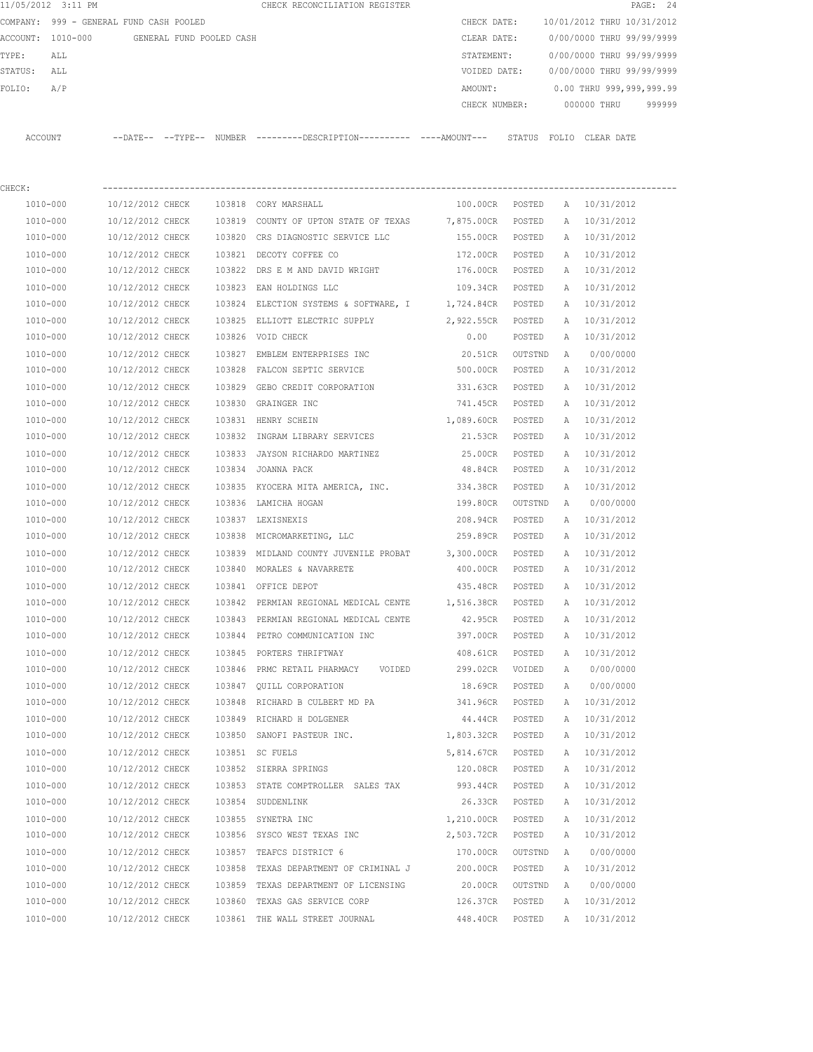11/05/2012 3:11 PM CHECK RECONCILIATION REGISTER

COMPANY: 999 - GENERAL FUND CASH POOLED
ACCOUNT: 1010-000 GENERAL FUND POOLED CASH
TYPE: ALL
STATUS: ALL
FOLIO: A/P

CHECK DATE: 10/01/2012 THRU 10/31/2012
CLEAR DATE: 0/00/0000 THRU 99/99/9999
STATEMENT: 0/00/0000 THRU 99/99/9999
VOIDED DATE: 0/00/0000 THRU 99/99/9999
AMOUNT: 0.00 THRU 999,999,999.99
CHECK NUMBER: 000000 THRU 999999

CHECK:

| ACCOUNT | --DATE-- | --TYPE-- | NUMBER | ---------DESCRIPTION---------- | ----AMOUNT--- | STATUS | FOLIO | CLEAR DATE |
|---|---|---|---|---|---|---|---|---|
| 1010-000 | 10/12/2012 | CHECK | 103818 | CORY MARSHALL | 100.00CR | POSTED | A | 10/31/2012 |
| 1010-000 | 10/12/2012 | CHECK | 103819 | COUNTY OF UPTON STATE OF TEXAS | 7,875.00CR | POSTED | A | 10/31/2012 |
| 1010-000 | 10/12/2012 | CHECK | 103820 | CRS DIAGNOSTIC SERVICE LLC | 155.00CR | POSTED | A | 10/31/2012 |
| 1010-000 | 10/12/2012 | CHECK | 103821 | DECOTY COFFEE CO | 172.00CR | POSTED | A | 10/31/2012 |
| 1010-000 | 10/12/2012 | CHECK | 103822 | DRS E M AND DAVID WRIGHT | 176.00CR | POSTED | A | 10/31/2012 |
| 1010-000 | 10/12/2012 | CHECK | 103823 | EAN HOLDINGS LLC | 109.34CR | POSTED | A | 10/31/2012 |
| 1010-000 | 10/12/2012 | CHECK | 103824 | ELECTION SYSTEMS & SOFTWARE, I | 1,724.84CR | POSTED | A | 10/31/2012 |
| 1010-000 | 10/12/2012 | CHECK | 103825 | ELLIOTT ELECTRIC SUPPLY | 2,922.55CR | POSTED | A | 10/31/2012 |
| 1010-000 | 10/12/2012 | CHECK | 103826 | VOID CHECK | 0.00 | POSTED | A | 10/31/2012 |
| 1010-000 | 10/12/2012 | CHECK | 103827 | EMBLEM ENTERPRISES INC | 20.51CR | OUTSTND | A | 0/00/0000 |
| 1010-000 | 10/12/2012 | CHECK | 103828 | FALCON SEPTIC SERVICE | 500.00CR | POSTED | A | 10/31/2012 |
| 1010-000 | 10/12/2012 | CHECK | 103829 | GEBO CREDIT CORPORATION | 331.63CR | POSTED | A | 10/31/2012 |
| 1010-000 | 10/12/2012 | CHECK | 103830 | GRAINGER INC | 741.45CR | POSTED | A | 10/31/2012 |
| 1010-000 | 10/12/2012 | CHECK | 103831 | HENRY SCHEIN | 1,089.60CR | POSTED | A | 10/31/2012 |
| 1010-000 | 10/12/2012 | CHECK | 103832 | INGRAM LIBRARY SERVICES | 21.53CR | POSTED | A | 10/31/2012 |
| 1010-000 | 10/12/2012 | CHECK | 103833 | JAYSON RICHARDO MARTINEZ | 25.00CR | POSTED | A | 10/31/2012 |
| 1010-000 | 10/12/2012 | CHECK | 103834 | JOANNA PACK | 48.84CR | POSTED | A | 10/31/2012 |
| 1010-000 | 10/12/2012 | CHECK | 103835 | KYOCERA MITA AMERICA, INC. | 334.38CR | POSTED | A | 10/31/2012 |
| 1010-000 | 10/12/2012 | CHECK | 103836 | LAMICHA HOGAN | 199.80CR | OUTSTND | A | 0/00/0000 |
| 1010-000 | 10/12/2012 | CHECK | 103837 | LEXISNEXIS | 208.94CR | POSTED | A | 10/31/2012 |
| 1010-000 | 10/12/2012 | CHECK | 103838 | MICROMARKETING, LLC | 259.89CR | POSTED | A | 10/31/2012 |
| 1010-000 | 10/12/2012 | CHECK | 103839 | MIDLAND COUNTY JUVENILE PROBAT | 3,300.00CR | POSTED | A | 10/31/2012 |
| 1010-000 | 10/12/2012 | CHECK | 103840 | MORALES & NAVARRETE | 400.00CR | POSTED | A | 10/31/2012 |
| 1010-000 | 10/12/2012 | CHECK | 103841 | OFFICE DEPOT | 435.48CR | POSTED | A | 10/31/2012 |
| 1010-000 | 10/12/2012 | CHECK | 103842 | PERMIAN REGIONAL MEDICAL CENTE | 1,516.38CR | POSTED | A | 10/31/2012 |
| 1010-000 | 10/12/2012 | CHECK | 103843 | PERMIAN REGIONAL MEDICAL CENTE | 42.95CR | POSTED | A | 10/31/2012 |
| 1010-000 | 10/12/2012 | CHECK | 103844 | PETRO COMMUNICATION INC | 397.00CR | POSTED | A | 10/31/2012 |
| 1010-000 | 10/12/2012 | CHECK | 103845 | PORTERS THRIFTWAY | 408.61CR | POSTED | A | 10/31/2012 |
| 1010-000 | 10/12/2012 | CHECK | 103846 | PRMC RETAIL PHARMACY VOIDED | 299.02CR | VOIDED | A | 0/00/0000 |
| 1010-000 | 10/12/2012 | CHECK | 103847 | QUILL CORPORATION | 18.69CR | POSTED | A | 0/00/0000 |
| 1010-000 | 10/12/2012 | CHECK | 103848 | RICHARD B CULBERT MD PA | 341.96CR | POSTED | A | 10/31/2012 |
| 1010-000 | 10/12/2012 | CHECK | 103849 | RICHARD H DOLGENER | 44.44CR | POSTED | A | 10/31/2012 |
| 1010-000 | 10/12/2012 | CHECK | 103850 | SANOFI PASTEUR INC. | 1,803.32CR | POSTED | A | 10/31/2012 |
| 1010-000 | 10/12/2012 | CHECK | 103851 | SC FUELS | 5,814.67CR | POSTED | A | 10/31/2012 |
| 1010-000 | 10/12/2012 | CHECK | 103852 | SIERRA SPRINGS | 120.08CR | POSTED | A | 10/31/2012 |
| 1010-000 | 10/12/2012 | CHECK | 103853 | STATE COMPTROLLER SALES TAX | 993.44CR | POSTED | A | 10/31/2012 |
| 1010-000 | 10/12/2012 | CHECK | 103854 | SUDDENLINK | 26.33CR | POSTED | A | 10/31/2012 |
| 1010-000 | 10/12/2012 | CHECK | 103855 | SYNETRA INC | 1,210.00CR | POSTED | A | 10/31/2012 |
| 1010-000 | 10/12/2012 | CHECK | 103856 | SYSCO WEST TEXAS INC | 2,503.72CR | POSTED | A | 10/31/2012 |
| 1010-000 | 10/12/2012 | CHECK | 103857 | TEAFCS DISTRICT 6 | 170.00CR | OUTSTND | A | 0/00/0000 |
| 1010-000 | 10/12/2012 | CHECK | 103858 | TEXAS DEPARTMENT OF CRIMINAL J | 200.00CR | POSTED | A | 10/31/2012 |
| 1010-000 | 10/12/2012 | CHECK | 103859 | TEXAS DEPARTMENT OF LICENSING | 20.00CR | OUTSTND | A | 0/00/0000 |
| 1010-000 | 10/12/2012 | CHECK | 103860 | TEXAS GAS SERVICE CORP | 126.37CR | POSTED | A | 10/31/2012 |
| 1010-000 | 10/12/2012 | CHECK | 103861 | THE WALL STREET JOURNAL | 448.40CR | POSTED | A | 10/31/2012 |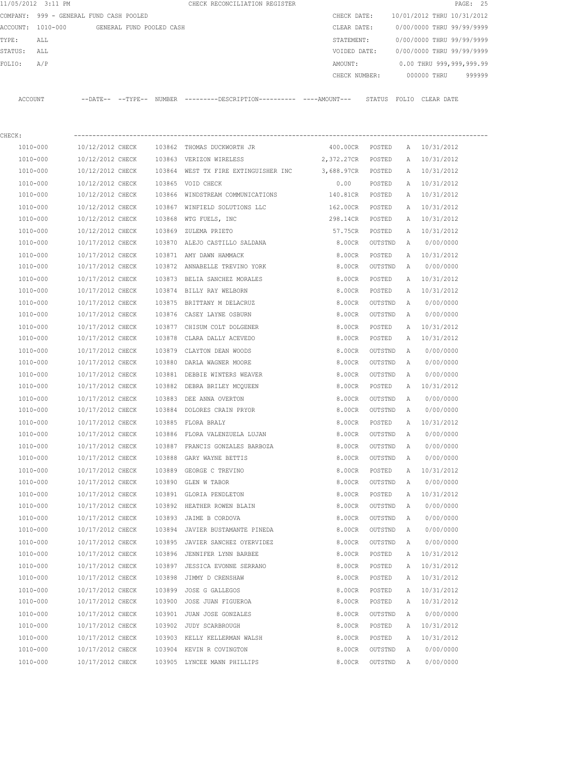11/05/2012 3:11 PM CHECK RECONCILIATION REGISTER

COMPANY: 999 - GENERAL FUND CASH POOLED
ACCOUNT: 1010-000 GENERAL FUND POOLED CASH
TYPE: ALL
STATUS: ALL
FOLIO: A/P

CHECK DATE: 10/01/2012 THRU 10/31/2012
CLEAR DATE: 0/00/0000 THRU 99/99/9999
STATEMENT: 0/00/0000 THRU 99/99/9999
VOIDED DATE: 0/00/0000 THRU 99/99/9999
AMOUNT: 0.00 THRU 999,999,999.99
CHECK NUMBER: 000000 THRU 999999

CHECK:

| ACCOUNT | --DATE-- | --TYPE-- | NUMBER | ---------DESCRIPTION---------- | ----AMOUNT--- | STATUS | FOLIO | CLEAR DATE |
|---|---|---|---|---|---|---|---|---|
| 1010-000 | 10/12/2012 | CHECK | 103862 | THOMAS DUCKWORTH JR | 400.00CR | POSTED | A | 10/31/2012 |
| 1010-000 | 10/12/2012 | CHECK | 103863 | VERIZON WIRELESS | 2,372.27CR | POSTED | A | 10/31/2012 |
| 1010-000 | 10/12/2012 | CHECK | 103864 | WEST TX FIRE EXTINGUISHER INC | 3,688.97CR | POSTED | A | 10/31/2012 |
| 1010-000 | 10/12/2012 | CHECK | 103865 | VOID CHECK | 0.00 | POSTED | A | 10/31/2012 |
| 1010-000 | 10/12/2012 | CHECK | 103866 | WINDSTREAM COMMUNICATIONS | 140.81CR | POSTED | A | 10/31/2012 |
| 1010-000 | 10/12/2012 | CHECK | 103867 | WINFIELD SOLUTIONS LLC | 162.00CR | POSTED | A | 10/31/2012 |
| 1010-000 | 10/12/2012 | CHECK | 103868 | WTG FUELS, INC | 298.14CR | POSTED | A | 10/31/2012 |
| 1010-000 | 10/12/2012 | CHECK | 103869 | ZULEMA PRIETO | 57.75CR | POSTED | A | 10/31/2012 |
| 1010-000 | 10/17/2012 | CHECK | 103870 | ALEJO CASTILLO SALDANA | 8.00CR | OUTSTND | A | 0/00/0000 |
| 1010-000 | 10/17/2012 | CHECK | 103871 | AMY DAWN HAMMACK | 8.00CR | POSTED | A | 10/31/2012 |
| 1010-000 | 10/17/2012 | CHECK | 103872 | ANNABELLE TREVINO YORK | 8.00CR | OUTSTND | A | 0/00/0000 |
| 1010-000 | 10/17/2012 | CHECK | 103873 | BELIA SANCHEZ MORALES | 8.00CR | POSTED | A | 10/31/2012 |
| 1010-000 | 10/17/2012 | CHECK | 103874 | BILLY RAY WELBORN | 8.00CR | POSTED | A | 10/31/2012 |
| 1010-000 | 10/17/2012 | CHECK | 103875 | BRITTANY M DELACRUZ | 8.00CR | OUTSTND | A | 0/00/0000 |
| 1010-000 | 10/17/2012 | CHECK | 103876 | CASEY LAYNE OSBURN | 8.00CR | OUTSTND | A | 0/00/0000 |
| 1010-000 | 10/17/2012 | CHECK | 103877 | CHISUM COLT DOLGENER | 8.00CR | POSTED | A | 10/31/2012 |
| 1010-000 | 10/17/2012 | CHECK | 103878 | CLARA DALLY ACEVEDO | 8.00CR | POSTED | A | 10/31/2012 |
| 1010-000 | 10/17/2012 | CHECK | 103879 | CLAYTON DEAN WOODS | 8.00CR | OUTSTND | A | 0/00/0000 |
| 1010-000 | 10/17/2012 | CHECK | 103880 | DARLA WAGNER MOORE | 8.00CR | OUTSTND | A | 0/00/0000 |
| 1010-000 | 10/17/2012 | CHECK | 103881 | DEBBIE WINTERS WEAVER | 8.00CR | OUTSTND | A | 0/00/0000 |
| 1010-000 | 10/17/2012 | CHECK | 103882 | DEBRA BRILEY MCQUEEN | 8.00CR | POSTED | A | 10/31/2012 |
| 1010-000 | 10/17/2012 | CHECK | 103883 | DEE ANNA OVERTON | 8.00CR | OUTSTND | A | 0/00/0000 |
| 1010-000 | 10/17/2012 | CHECK | 103884 | DOLORES CRAIN PRYOR | 8.00CR | OUTSTND | A | 0/00/0000 |
| 1010-000 | 10/17/2012 | CHECK | 103885 | FLORA BRALY | 8.00CR | POSTED | A | 10/31/2012 |
| 1010-000 | 10/17/2012 | CHECK | 103886 | FLORA VALENZUELA LUJAN | 8.00CR | OUTSTND | A | 0/00/0000 |
| 1010-000 | 10/17/2012 | CHECK | 103887 | FRANCIS GONZALES BARBOZA | 8.00CR | OUTSTND | A | 0/00/0000 |
| 1010-000 | 10/17/2012 | CHECK | 103888 | GARY WAYNE BETTIS | 8.00CR | OUTSTND | A | 0/00/0000 |
| 1010-000 | 10/17/2012 | CHECK | 103889 | GEORGE C TREVINO | 8.00CR | POSTED | A | 10/31/2012 |
| 1010-000 | 10/17/2012 | CHECK | 103890 | GLEN W TABOR | 8.00CR | OUTSTND | A | 0/00/0000 |
| 1010-000 | 10/17/2012 | CHECK | 103891 | GLORIA PENDLETON | 8.00CR | POSTED | A | 10/31/2012 |
| 1010-000 | 10/17/2012 | CHECK | 103892 | HEATHER ROWEN BLAIN | 8.00CR | OUTSTND | A | 0/00/0000 |
| 1010-000 | 10/17/2012 | CHECK | 103893 | JAIME B CORDOVA | 8.00CR | OUTSTND | A | 0/00/0000 |
| 1010-000 | 10/17/2012 | CHECK | 103894 | JAVIER BUSTAMANTE PINEDA | 8.00CR | OUTSTND | A | 0/00/0000 |
| 1010-000 | 10/17/2012 | CHECK | 103895 | JAVIER SANCHEZ OYERVIDEZ | 8.00CR | OUTSTND | A | 0/00/0000 |
| 1010-000 | 10/17/2012 | CHECK | 103896 | JENNIFER LYNN BARBEE | 8.00CR | POSTED | A | 10/31/2012 |
| 1010-000 | 10/17/2012 | CHECK | 103897 | JESSICA EVONNE SERRANO | 8.00CR | POSTED | A | 10/31/2012 |
| 1010-000 | 10/17/2012 | CHECK | 103898 | JIMMY D CRENSHAW | 8.00CR | POSTED | A | 10/31/2012 |
| 1010-000 | 10/17/2012 | CHECK | 103899 | JOSE G GALLEGOS | 8.00CR | POSTED | A | 10/31/2012 |
| 1010-000 | 10/17/2012 | CHECK | 103900 | JOSE JUAN FIGUEROA | 8.00CR | POSTED | A | 10/31/2012 |
| 1010-000 | 10/17/2012 | CHECK | 103901 | JUAN JOSE GONZALES | 8.00CR | OUTSTND | A | 0/00/0000 |
| 1010-000 | 10/17/2012 | CHECK | 103902 | JUDY SCARBROUGH | 8.00CR | POSTED | A | 10/31/2012 |
| 1010-000 | 10/17/2012 | CHECK | 103903 | KELLY KELLERMAN WALSH | 8.00CR | POSTED | A | 10/31/2012 |
| 1010-000 | 10/17/2012 | CHECK | 103904 | KEVIN R COVINGTON | 8.00CR | OUTSTND | A | 0/00/0000 |
| 1010-000 | 10/17/2012 | CHECK | 103905 | LYNCEE MANN PHILLIPS | 8.00CR | OUTSTND | A | 0/00/0000 |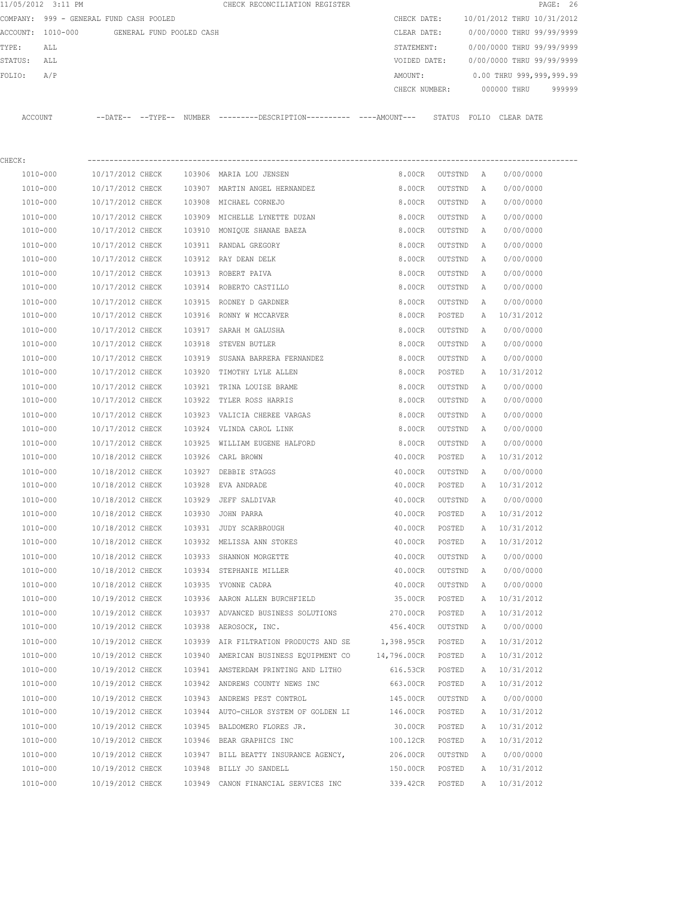11/05/2012 3:11 PM CHECK RECONCILIATION REGISTER

COMPANY: 999 - GENERAL FUND CASH POOLED

ACCOUNT: 1010-000 GENERAL FUND POOLED CASH

TYPE: ALL

STATUS: ALL

FOLIO: A/P

CHECK DATE: 10/01/2012 THRU 10/31/2012

CLEAR DATE: 0/00/0000 THRU 99/99/9999

STATEMENT: 0/00/0000 THRU 99/99/9999

VOIDED DATE: 0/00/0000 THRU 99/99/9999

AMOUNT: 0.00 THRU 999,999,999.99

CHECK NUMBER: 000000 THRU 999999

CHECK:

| ACCOUNT | --DATE-- | --TYPE-- | NUMBER | ---------DESCRIPTION---------- | ----AMOUNT--- | STATUS | FOLIO | CLEAR DATE |
|---|---|---|---|---|---|---|---|---|
| 1010-000 | 10/17/2012 | CHECK | 103906 | MARIA LOU JENSEN | 8.00CR | OUTSTND | A | 0/00/0000 |
| 1010-000 | 10/17/2012 | CHECK | 103907 | MARTIN ANGEL HERNANDEZ | 8.00CR | OUTSTND | A | 0/00/0000 |
| 1010-000 | 10/17/2012 | CHECK | 103908 | MICHAEL CORNEJO | 8.00CR | OUTSTND | A | 0/00/0000 |
| 1010-000 | 10/17/2012 | CHECK | 103909 | MICHELLE LYNETTE DUZAN | 8.00CR | OUTSTND | A | 0/00/0000 |
| 1010-000 | 10/17/2012 | CHECK | 103910 | MONIQUE SHANAE BAEZA | 8.00CR | OUTSTND | A | 0/00/0000 |
| 1010-000 | 10/17/2012 | CHECK | 103911 | RANDAL GREGORY | 8.00CR | OUTSTND | A | 0/00/0000 |
| 1010-000 | 10/17/2012 | CHECK | 103912 | RAY DEAN DELK | 8.00CR | OUTSTND | A | 0/00/0000 |
| 1010-000 | 10/17/2012 | CHECK | 103913 | ROBERT PAIVA | 8.00CR | OUTSTND | A | 0/00/0000 |
| 1010-000 | 10/17/2012 | CHECK | 103914 | ROBERTO CASTILLO | 8.00CR | OUTSTND | A | 0/00/0000 |
| 1010-000 | 10/17/2012 | CHECK | 103915 | RODNEY D GARDNER | 8.00CR | OUTSTND | A | 0/00/0000 |
| 1010-000 | 10/17/2012 | CHECK | 103916 | RONNY W MCCARVER | 8.00CR | POSTED | A | 10/31/2012 |
| 1010-000 | 10/17/2012 | CHECK | 103917 | SARAH M GALUSHA | 8.00CR | OUTSTND | A | 0/00/0000 |
| 1010-000 | 10/17/2012 | CHECK | 103918 | STEVEN BUTLER | 8.00CR | OUTSTND | A | 0/00/0000 |
| 1010-000 | 10/17/2012 | CHECK | 103919 | SUSANA BARRERA FERNANDEZ | 8.00CR | OUTSTND | A | 0/00/0000 |
| 1010-000 | 10/17/2012 | CHECK | 103920 | TIMOTHY LYLE ALLEN | 8.00CR | POSTED | A | 10/31/2012 |
| 1010-000 | 10/17/2012 | CHECK | 103921 | TRINA LOUISE BRAME | 8.00CR | OUTSTND | A | 0/00/0000 |
| 1010-000 | 10/17/2012 | CHECK | 103922 | TYLER ROSS HARRIS | 8.00CR | OUTSTND | A | 0/00/0000 |
| 1010-000 | 10/17/2012 | CHECK | 103923 | VALICIA CHEREE VARGAS | 8.00CR | OUTSTND | A | 0/00/0000 |
| 1010-000 | 10/17/2012 | CHECK | 103924 | VLINDA CAROL LINK | 8.00CR | OUTSTND | A | 0/00/0000 |
| 1010-000 | 10/17/2012 | CHECK | 103925 | WILLIAM EUGENE HALFORD | 8.00CR | OUTSTND | A | 0/00/0000 |
| 1010-000 | 10/18/2012 | CHECK | 103926 | CARL BROWN | 40.00CR | POSTED | A | 10/31/2012 |
| 1010-000 | 10/18/2012 | CHECK | 103927 | DEBBIE STAGGS | 40.00CR | OUTSTND | A | 0/00/0000 |
| 1010-000 | 10/18/2012 | CHECK | 103928 | EVA ANDRADE | 40.00CR | POSTED | A | 10/31/2012 |
| 1010-000 | 10/18/2012 | CHECK | 103929 | JEFF SALDIVAR | 40.00CR | OUTSTND | A | 0/00/0000 |
| 1010-000 | 10/18/2012 | CHECK | 103930 | JOHN PARRA | 40.00CR | POSTED | A | 10/31/2012 |
| 1010-000 | 10/18/2012 | CHECK | 103931 | JUDY SCARBROUGH | 40.00CR | POSTED | A | 10/31/2012 |
| 1010-000 | 10/18/2012 | CHECK | 103932 | MELISSA ANN STOKES | 40.00CR | POSTED | A | 10/31/2012 |
| 1010-000 | 10/18/2012 | CHECK | 103933 | SHANNON MORGETTE | 40.00CR | OUTSTND | A | 0/00/0000 |
| 1010-000 | 10/18/2012 | CHECK | 103934 | STEPHANIE MILLER | 40.00CR | OUTSTND | A | 0/00/0000 |
| 1010-000 | 10/18/2012 | CHECK | 103935 | YVONNE CADRA | 40.00CR | OUTSTND | A | 0/00/0000 |
| 1010-000 | 10/19/2012 | CHECK | 103936 | AARON ALLEN BURCHFIELD | 35.00CR | POSTED | A | 10/31/2012 |
| 1010-000 | 10/19/2012 | CHECK | 103937 | ADVANCED BUSINESS SOLUTIONS | 270.00CR | POSTED | A | 10/31/2012 |
| 1010-000 | 10/19/2012 | CHECK | 103938 | AEROSOCK, INC. | 456.40CR | OUTSTND | A | 0/00/0000 |
| 1010-000 | 10/19/2012 | CHECK | 103939 | AIR FILTRATION PRODUCTS AND SE | 1,398.95CR | POSTED | A | 10/31/2012 |
| 1010-000 | 10/19/2012 | CHECK | 103940 | AMERICAN BUSINESS EQUIPMENT CO | 14,796.00CR | POSTED | A | 10/31/2012 |
| 1010-000 | 10/19/2012 | CHECK | 103941 | AMSTERDAM PRINTING AND LITHO | 616.53CR | POSTED | A | 10/31/2012 |
| 1010-000 | 10/19/2012 | CHECK | 103942 | ANDREWS COUNTY NEWS INC | 663.00CR | POSTED | A | 10/31/2012 |
| 1010-000 | 10/19/2012 | CHECK | 103943 | ANDREWS PEST CONTROL | 145.00CR | OUTSTND | A | 0/00/0000 |
| 1010-000 | 10/19/2012 | CHECK | 103944 | AUTO-CHLOR SYSTEM OF GOLDEN LI | 146.00CR | POSTED | A | 10/31/2012 |
| 1010-000 | 10/19/2012 | CHECK | 103945 | BALDOMERO FLORES JR. | 30.00CR | POSTED | A | 10/31/2012 |
| 1010-000 | 10/19/2012 | CHECK | 103946 | BEAR GRAPHICS INC | 100.12CR | POSTED | A | 10/31/2012 |
| 1010-000 | 10/19/2012 | CHECK | 103947 | BILL BEATTY INSURANCE AGENCY, | 206.00CR | OUTSTND | A | 0/00/0000 |
| 1010-000 | 10/19/2012 | CHECK | 103948 | BILLY JO SANDELL | 150.00CR | POSTED | A | 10/31/2012 |
| 1010-000 | 10/19/2012 | CHECK | 103949 | CANON FINANCIAL SERVICES INC | 339.42CR | POSTED | A | 10/31/2012 |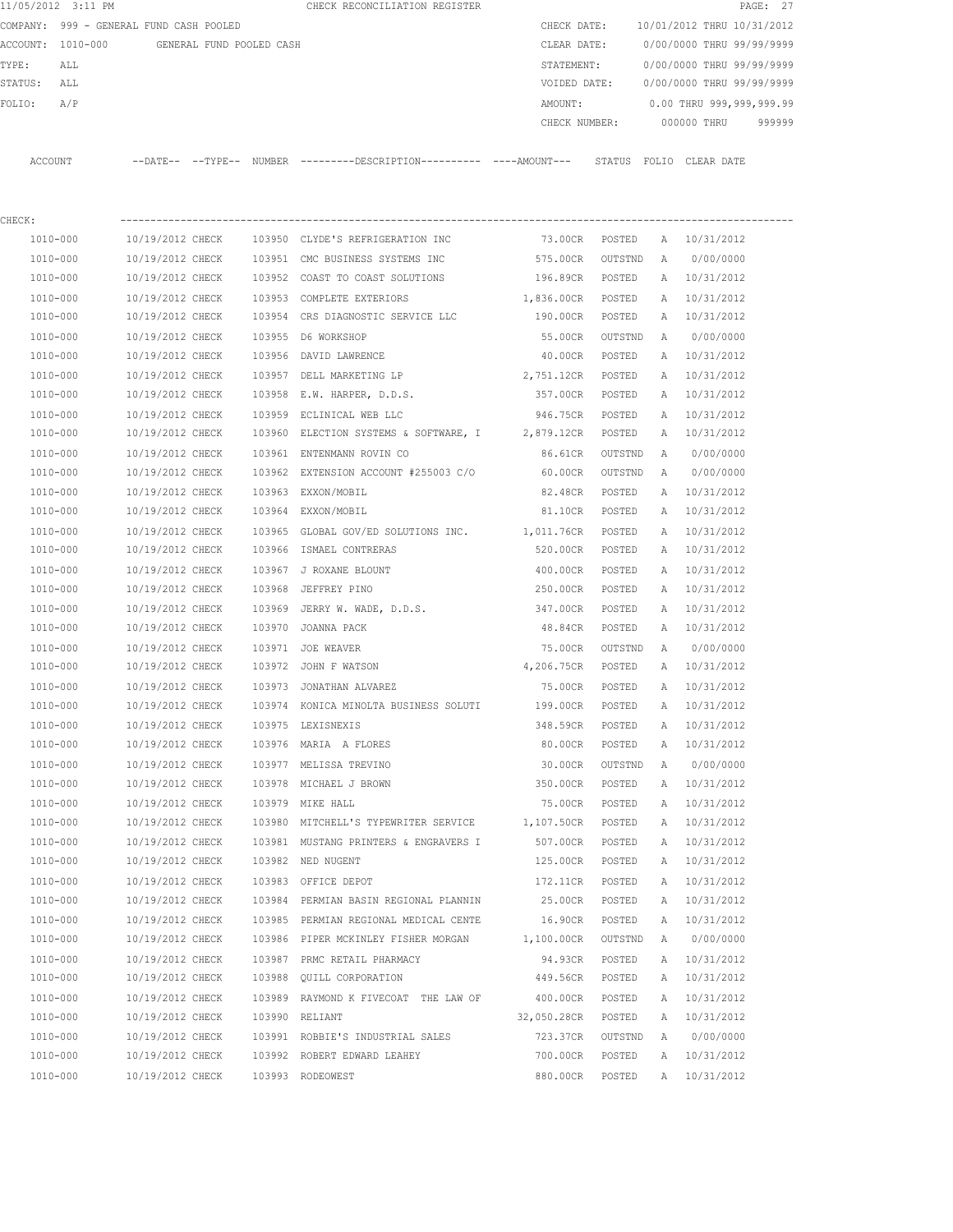11/05/2012 3:11 PM CHECK RECONCILIATION REGISTER

COMPANY: 999 - GENERAL FUND CASH POOLED
ACCOUNT: 1010-000 GENERAL FUND POOLED CASH
TYPE: ALL
STATUS: ALL
FOLIO: A/P

CHECK DATE: 10/01/2012 THRU 10/31/2012
CLEAR DATE: 0/00/0000 THRU 99/99/9999
STATEMENT: 0/00/0000 THRU 99/99/9999
VOIDED DATE: 0/00/0000 THRU 99/99/9999
AMOUNT: 0.00 THRU 999,999,999.99
CHECK NUMBER: 000000 THRU 999999

CHECK:

| ACCOUNT | --DATE-- | --TYPE-- | NUMBER | ---------DESCRIPTION---------- | ----AMOUNT--- | STATUS | FOLIO | CLEAR DATE |
|---|---|---|---|---|---|---|---|---|
| 1010-000 | 10/19/2012 | CHECK | 103950 | CLYDE'S REFRIGERATION INC | 73.00CR | POSTED | A | 10/31/2012 |
| 1010-000 | 10/19/2012 | CHECK | 103951 | CMC BUSINESS SYSTEMS INC | 575.00CR | OUTSTND | A | 0/00/0000 |
| 1010-000 | 10/19/2012 | CHECK | 103952 | COAST TO COAST SOLUTIONS | 196.89CR | POSTED | A | 10/31/2012 |
| 1010-000 | 10/19/2012 | CHECK | 103953 | COMPLETE EXTERIORS | 1,836.00CR | POSTED | A | 10/31/2012 |
| 1010-000 | 10/19/2012 | CHECK | 103954 | CRS DIAGNOSTIC SERVICE LLC | 190.00CR | POSTED | A | 10/31/2012 |
| 1010-000 | 10/19/2012 | CHECK | 103955 | D6 WORKSHOP | 55.00CR | OUTSTND | A | 0/00/0000 |
| 1010-000 | 10/19/2012 | CHECK | 103956 | DAVID LAWRENCE | 40.00CR | POSTED | A | 10/31/2012 |
| 1010-000 | 10/19/2012 | CHECK | 103957 | DELL MARKETING LP | 2,751.12CR | POSTED | A | 10/31/2012 |
| 1010-000 | 10/19/2012 | CHECK | 103958 | E.W. HARPER, D.D.S. | 357.00CR | POSTED | A | 10/31/2012 |
| 1010-000 | 10/19/2012 | CHECK | 103959 | ECLINICAL WEB LLC | 946.75CR | POSTED | A | 10/31/2012 |
| 1010-000 | 10/19/2012 | CHECK | 103960 | ELECTION SYSTEMS & SOFTWARE, I | 2,879.12CR | POSTED | A | 10/31/2012 |
| 1010-000 | 10/19/2012 | CHECK | 103961 | ENTENMANN ROVIN CO | 86.61CR | OUTSTND | A | 0/00/0000 |
| 1010-000 | 10/19/2012 | CHECK | 103962 | EXTENSION ACCOUNT #255003 C/O | 60.00CR | OUTSTND | A | 0/00/0000 |
| 1010-000 | 10/19/2012 | CHECK | 103963 | EXXON/MOBIL | 82.48CR | POSTED | A | 10/31/2012 |
| 1010-000 | 10/19/2012 | CHECK | 103964 | EXXON/MOBIL | 81.10CR | POSTED | A | 10/31/2012 |
| 1010-000 | 10/19/2012 | CHECK | 103965 | GLOBAL GOV/ED SOLUTIONS INC. | 1,011.76CR | POSTED | A | 10/31/2012 |
| 1010-000 | 10/19/2012 | CHECK | 103966 | ISMAEL CONTRERAS | 520.00CR | POSTED | A | 10/31/2012 |
| 1010-000 | 10/19/2012 | CHECK | 103967 | J ROXANE BLOUNT | 400.00CR | POSTED | A | 10/31/2012 |
| 1010-000 | 10/19/2012 | CHECK | 103968 | JEFFREY PINO | 250.00CR | POSTED | A | 10/31/2012 |
| 1010-000 | 10/19/2012 | CHECK | 103969 | JERRY W. WADE, D.D.S. | 347.00CR | POSTED | A | 10/31/2012 |
| 1010-000 | 10/19/2012 | CHECK | 103970 | JOANNA PACK | 48.84CR | POSTED | A | 10/31/2012 |
| 1010-000 | 10/19/2012 | CHECK | 103971 | JOE WEAVER | 75.00CR | OUTSTND | A | 0/00/0000 |
| 1010-000 | 10/19/2012 | CHECK | 103972 | JOHN F WATSON | 4,206.75CR | POSTED | A | 10/31/2012 |
| 1010-000 | 10/19/2012 | CHECK | 103973 | JONATHAN ALVAREZ | 75.00CR | POSTED | A | 10/31/2012 |
| 1010-000 | 10/19/2012 | CHECK | 103974 | KONICA MINOLTA BUSINESS SOLUTI | 199.00CR | POSTED | A | 10/31/2012 |
| 1010-000 | 10/19/2012 | CHECK | 103975 | LEXISNEXIS | 348.59CR | POSTED | A | 10/31/2012 |
| 1010-000 | 10/19/2012 | CHECK | 103976 | MARIA A FLORES | 80.00CR | POSTED | A | 10/31/2012 |
| 1010-000 | 10/19/2012 | CHECK | 103977 | MELISSA TREVINO | 30.00CR | OUTSTND | A | 0/00/0000 |
| 1010-000 | 10/19/2012 | CHECK | 103978 | MICHAEL J BROWN | 350.00CR | POSTED | A | 10/31/2012 |
| 1010-000 | 10/19/2012 | CHECK | 103979 | MIKE HALL | 75.00CR | POSTED | A | 10/31/2012 |
| 1010-000 | 10/19/2012 | CHECK | 103980 | MITCHELL'S TYPEWRITER SERVICE | 1,107.50CR | POSTED | A | 10/31/2012 |
| 1010-000 | 10/19/2012 | CHECK | 103981 | MUSTANG PRINTERS & ENGRAVERS I | 507.00CR | POSTED | A | 10/31/2012 |
| 1010-000 | 10/19/2012 | CHECK | 103982 | NED NUGENT | 125.00CR | POSTED | A | 10/31/2012 |
| 1010-000 | 10/19/2012 | CHECK | 103983 | OFFICE DEPOT | 172.11CR | POSTED | A | 10/31/2012 |
| 1010-000 | 10/19/2012 | CHECK | 103984 | PERMIAN BASIN REGIONAL PLANNIN | 25.00CR | POSTED | A | 10/31/2012 |
| 1010-000 | 10/19/2012 | CHECK | 103985 | PERMIAN REGIONAL MEDICAL CENTE | 16.90CR | POSTED | A | 10/31/2012 |
| 1010-000 | 10/19/2012 | CHECK | 103986 | PIPER MCKINLEY FISHER MORGAN | 1,100.00CR | OUTSTND | A | 0/00/0000 |
| 1010-000 | 10/19/2012 | CHECK | 103987 | PRMC RETAIL PHARMACY | 94.93CR | POSTED | A | 10/31/2012 |
| 1010-000 | 10/19/2012 | CHECK | 103988 | QUILL CORPORATION | 449.56CR | POSTED | A | 10/31/2012 |
| 1010-000 | 10/19/2012 | CHECK | 103989 | RAYMOND K FIVECOAT THE LAW OF | 400.00CR | POSTED | A | 10/31/2012 |
| 1010-000 | 10/19/2012 | CHECK | 103990 | RELIANT | 32,050.28CR | POSTED | A | 10/31/2012 |
| 1010-000 | 10/19/2012 | CHECK | 103991 | ROBBIE'S INDUSTRIAL SALES | 723.37CR | OUTSTND | A | 0/00/0000 |
| 1010-000 | 10/19/2012 | CHECK | 103992 | ROBERT EDWARD LEAHEY | 700.00CR | POSTED | A | 10/31/2012 |
| 1010-000 | 10/19/2012 | CHECK | 103993 | RODEOWEST | 880.00CR | POSTED | A | 10/31/2012 |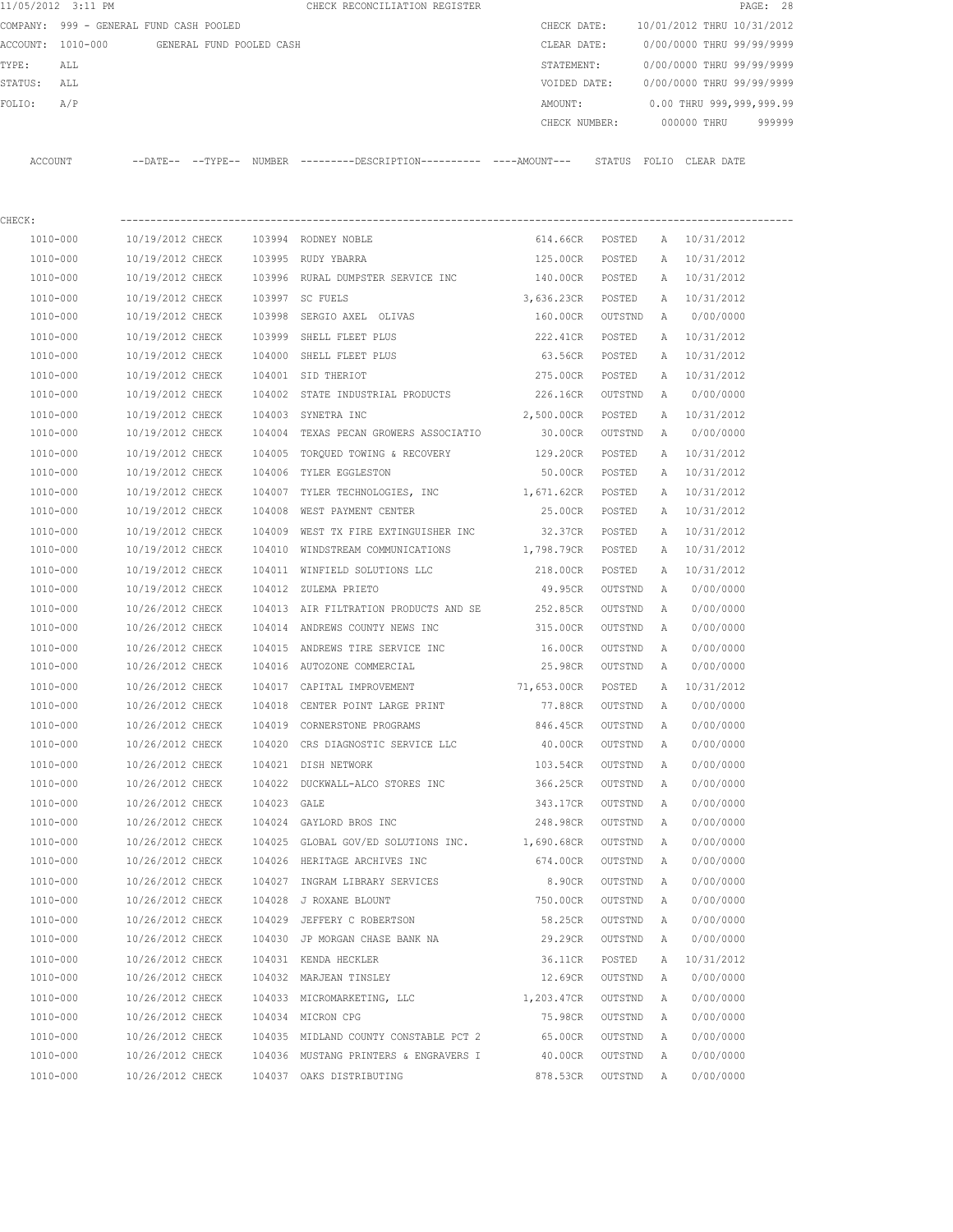11/05/2012 3:11 PM CHECK RECONCILIATION REGISTER

COMPANY: 999 - GENERAL FUND CASH POOLED CHECK DATE: 10/01/2012 THRU 10/31/2012
ACCOUNT: 1010-000 GENERAL FUND POOLED CASH CLEAR DATE: 0/00/0000 THRU 99/99/9999
TYPE: ALL STATEMENT: 0/00/0000 THRU 99/99/9999
STATUS: ALL VOIDED DATE: 0/00/0000 THRU 99/99/9999
FOLIO: A/P AMOUNT: 0.00 THRU 999,999,999.99
CHECK NUMBER: 000000 THRU 999999

CHECK:

| ACCOUNT | DATE | TYPE | NUMBER | DESCRIPTION | AMOUNT | STATUS | FOLIO | CLEAR DATE |
|---|---|---|---|---|---|---|---|---|
| 1010-000 | 10/19/2012 | CHECK | 103994 | RODNEY NOBLE | 614.66CR | POSTED | A | 10/31/2012 |
| 1010-000 | 10/19/2012 | CHECK | 103995 | RUDY YBARRA | 125.00CR | POSTED | A | 10/31/2012 |
| 1010-000 | 10/19/2012 | CHECK | 103996 | RURAL DUMPSTER SERVICE INC | 140.00CR | POSTED | A | 10/31/2012 |
| 1010-000 | 10/19/2012 | CHECK | 103997 | SC FUELS | 3,636.23CR | POSTED | A | 10/31/2012 |
| 1010-000 | 10/19/2012 | CHECK | 103998 | SERGIO AXEL OLIVAS | 160.00CR | OUTSTND | A | 0/00/0000 |
| 1010-000 | 10/19/2012 | CHECK | 103999 | SHELL FLEET PLUS | 222.41CR | POSTED | A | 10/31/2012 |
| 1010-000 | 10/19/2012 | CHECK | 104000 | SHELL FLEET PLUS | 63.56CR | POSTED | A | 10/31/2012 |
| 1010-000 | 10/19/2012 | CHECK | 104001 | SID THERIOT | 275.00CR | POSTED | A | 10/31/2012 |
| 1010-000 | 10/19/2012 | CHECK | 104002 | STATE INDUSTRIAL PRODUCTS | 226.16CR | OUTSTND | A | 0/00/0000 |
| 1010-000 | 10/19/2012 | CHECK | 104003 | SYNETRA INC | 2,500.00CR | POSTED | A | 10/31/2012 |
| 1010-000 | 10/19/2012 | CHECK | 104004 | TEXAS PECAN GROWERS ASSOCIATIO | 30.00CR | OUTSTND | A | 0/00/0000 |
| 1010-000 | 10/19/2012 | CHECK | 104005 | TORQUED TOWING & RECOVERY | 129.20CR | POSTED | A | 10/31/2012 |
| 1010-000 | 10/19/2012 | CHECK | 104006 | TYLER EGGLESTON | 50.00CR | POSTED | A | 10/31/2012 |
| 1010-000 | 10/19/2012 | CHECK | 104007 | TYLER TECHNOLOGIES, INC | 1,671.62CR | POSTED | A | 10/31/2012 |
| 1010-000 | 10/19/2012 | CHECK | 104008 | WEST PAYMENT CENTER | 25.00CR | POSTED | A | 10/31/2012 |
| 1010-000 | 10/19/2012 | CHECK | 104009 | WEST TX FIRE EXTINGUISHER INC | 32.37CR | POSTED | A | 10/31/2012 |
| 1010-000 | 10/19/2012 | CHECK | 104010 | WINDSTREAM COMMUNICATIONS | 1,798.79CR | POSTED | A | 10/31/2012 |
| 1010-000 | 10/19/2012 | CHECK | 104011 | WINFIELD SOLUTIONS LLC | 218.00CR | POSTED | A | 10/31/2012 |
| 1010-000 | 10/19/2012 | CHECK | 104012 | ZULEMA PRIETO | 49.95CR | OUTSTND | A | 0/00/0000 |
| 1010-000 | 10/26/2012 | CHECK | 104013 | AIR FILTRATION PRODUCTS AND SE | 252.85CR | OUTSTND | A | 0/00/0000 |
| 1010-000 | 10/26/2012 | CHECK | 104014 | ANDREWS COUNTY NEWS INC | 315.00CR | OUTSTND | A | 0/00/0000 |
| 1010-000 | 10/26/2012 | CHECK | 104015 | ANDREWS TIRE SERVICE INC | 16.00CR | OUTSTND | A | 0/00/0000 |
| 1010-000 | 10/26/2012 | CHECK | 104016 | AUTOZONE COMMERCIAL | 25.98CR | OUTSTND | A | 0/00/0000 |
| 1010-000 | 10/26/2012 | CHECK | 104017 | CAPITAL IMPROVEMENT | 71,653.00CR | POSTED | A | 10/31/2012 |
| 1010-000 | 10/26/2012 | CHECK | 104018 | CENTER POINT LARGE PRINT | 77.88CR | OUTSTND | A | 0/00/0000 |
| 1010-000 | 10/26/2012 | CHECK | 104019 | CORNERSTONE PROGRAMS | 846.45CR | OUTSTND | A | 0/00/0000 |
| 1010-000 | 10/26/2012 | CHECK | 104020 | CRS DIAGNOSTIC SERVICE LLC | 40.00CR | OUTSTND | A | 0/00/0000 |
| 1010-000 | 10/26/2012 | CHECK | 104021 | DISH NETWORK | 103.54CR | OUTSTND | A | 0/00/0000 |
| 1010-000 | 10/26/2012 | CHECK | 104022 | DUCKWALL-ALCO STORES INC | 366.25CR | OUTSTND | A | 0/00/0000 |
| 1010-000 | 10/26/2012 | CHECK | 104023 | GALE | 343.17CR | OUTSTND | A | 0/00/0000 |
| 1010-000 | 10/26/2012 | CHECK | 104024 | GAYLORD BROS INC | 248.98CR | OUTSTND | A | 0/00/0000 |
| 1010-000 | 10/26/2012 | CHECK | 104025 | GLOBAL GOV/ED SOLUTIONS INC. | 1,690.68CR | OUTSTND | A | 0/00/0000 |
| 1010-000 | 10/26/2012 | CHECK | 104026 | HERITAGE ARCHIVES INC | 674.00CR | OUTSTND | A | 0/00/0000 |
| 1010-000 | 10/26/2012 | CHECK | 104027 | INGRAM LIBRARY SERVICES | 8.90CR | OUTSTND | A | 0/00/0000 |
| 1010-000 | 10/26/2012 | CHECK | 104028 | J ROXANE BLOUNT | 750.00CR | OUTSTND | A | 0/00/0000 |
| 1010-000 | 10/26/2012 | CHECK | 104029 | JEFFERY C ROBERTSON | 58.25CR | OUTSTND | A | 0/00/0000 |
| 1010-000 | 10/26/2012 | CHECK | 104030 | JP MORGAN CHASE BANK NA | 29.29CR | OUTSTND | A | 0/00/0000 |
| 1010-000 | 10/26/2012 | CHECK | 104031 | KENDA HECKLER | 36.11CR | POSTED | A | 10/31/2012 |
| 1010-000 | 10/26/2012 | CHECK | 104032 | MARJEAN TINSLEY | 12.69CR | OUTSTND | A | 0/00/0000 |
| 1010-000 | 10/26/2012 | CHECK | 104033 | MICROMARKETING, LLC | 1,203.47CR | OUTSTND | A | 0/00/0000 |
| 1010-000 | 10/26/2012 | CHECK | 104034 | MICRON CPG | 75.98CR | OUTSTND | A | 0/00/0000 |
| 1010-000 | 10/26/2012 | CHECK | 104035 | MIDLAND COUNTY CONSTABLE PCT 2 | 65.00CR | OUTSTND | A | 0/00/0000 |
| 1010-000 | 10/26/2012 | CHECK | 104036 | MUSTANG PRINTERS & ENGRAVERS I | 40.00CR | OUTSTND | A | 0/00/0000 |
| 1010-000 | 10/26/2012 | CHECK | 104037 | OAKS DISTRIBUTING | 878.53CR | OUTSTND | A | 0/00/0000 |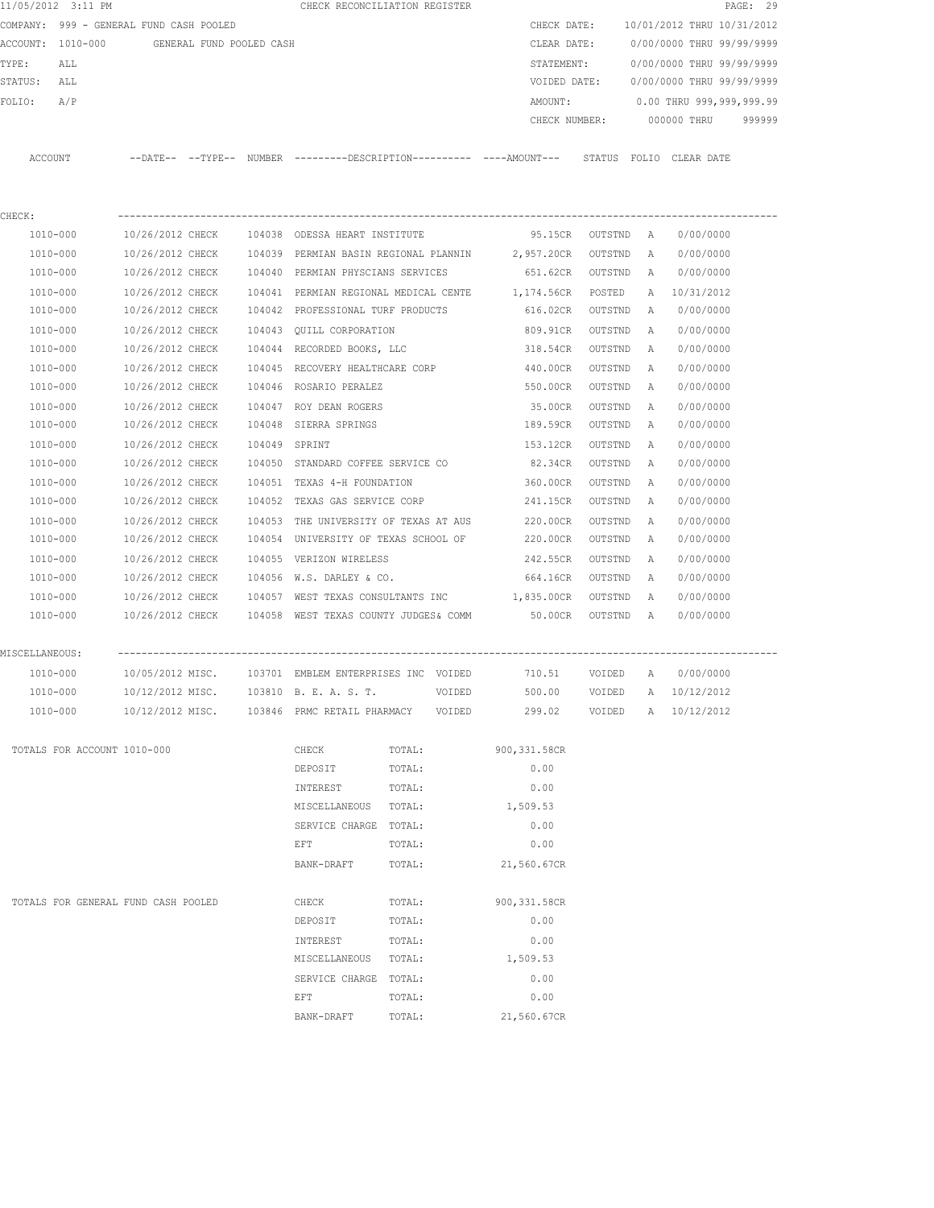11/05/2012 3:11 PM CHECK RECONCILIATION REGISTER

COMPANY: 999 - GENERAL FUND CASH POOLED

ACCOUNT: 1010-000 GENERAL FUND POOLED CASH

TYPE: ALL

STATUS: ALL

FOLIO: A/P

CHECK DATE: 10/01/2012 THRU 10/31/2012

CLEAR DATE: 0/00/0000 THRU 99/99/9999

STATEMENT: 0/00/0000 THRU 99/99/9999

VOIDED DATE: 0/00/0000 THRU 99/99/9999

AMOUNT: 0.00 THRU 999,999,999.99

CHECK NUMBER: 000000 THRU 999999

| ACCOUNT | --DATE-- | --TYPE-- | NUMBER | ---------DESCRIPTION---------- | ----AMOUNT--- | STATUS | FOLIO | CLEAR DATE |
|---|---|---|---|---|---|---|---|---|
| CHECK: | | | | | | | | |
| 1010-000 | 10/26/2012 | CHECK | 104038 | ODESSA HEART INSTITUTE | 95.15CR | OUTSTND | A | 0/00/0000 |
| 1010-000 | 10/26/2012 | CHECK | 104039 | PERMIAN BASIN REGIONAL PLANNIN | 2,957.20CR | OUTSTND | A | 0/00/0000 |
| 1010-000 | 10/26/2012 | CHECK | 104040 | PERMIAN PHYSCIANS SERVICES | 651.62CR | OUTSTND | A | 0/00/0000 |
| 1010-000 | 10/26/2012 | CHECK | 104041 | PERMIAN REGIONAL MEDICAL CENTE | 1,174.56CR | POSTED | A | 10/31/2012 |
| 1010-000 | 10/26/2012 | CHECK | 104042 | PROFESSIONAL TURF PRODUCTS | 616.02CR | OUTSTND | A | 0/00/0000 |
| 1010-000 | 10/26/2012 | CHECK | 104043 | QUILL CORPORATION | 809.91CR | OUTSTND | A | 0/00/0000 |
| 1010-000 | 10/26/2012 | CHECK | 104044 | RECORDED BOOKS, LLC | 318.54CR | OUTSTND | A | 0/00/0000 |
| 1010-000 | 10/26/2012 | CHECK | 104045 | RECOVERY HEALTHCARE CORP | 440.00CR | OUTSTND | A | 0/00/0000 |
| 1010-000 | 10/26/2012 | CHECK | 104046 | ROSARIO PERALEZ | 550.00CR | OUTSTND | A | 0/00/0000 |
| 1010-000 | 10/26/2012 | CHECK | 104047 | ROY DEAN ROGERS | 35.00CR | OUTSTND | A | 0/00/0000 |
| 1010-000 | 10/26/2012 | CHECK | 104048 | SIERRA SPRINGS | 189.59CR | OUTSTND | A | 0/00/0000 |
| 1010-000 | 10/26/2012 | CHECK | 104049 | SPRINT | 153.12CR | OUTSTND | A | 0/00/0000 |
| 1010-000 | 10/26/2012 | CHECK | 104050 | STANDARD COFFEE SERVICE CO | 82.34CR | OUTSTND | A | 0/00/0000 |
| 1010-000 | 10/26/2012 | CHECK | 104051 | TEXAS 4-H FOUNDATION | 360.00CR | OUTSTND | A | 0/00/0000 |
| 1010-000 | 10/26/2012 | CHECK | 104052 | TEXAS GAS SERVICE CORP | 241.15CR | OUTSTND | A | 0/00/0000 |
| 1010-000 | 10/26/2012 | CHECK | 104053 | THE UNIVERSITY OF TEXAS AT AUS | 220.00CR | OUTSTND | A | 0/00/0000 |
| 1010-000 | 10/26/2012 | CHECK | 104054 | UNIVERSITY OF TEXAS SCHOOL OF | 220.00CR | OUTSTND | A | 0/00/0000 |
| 1010-000 | 10/26/2012 | CHECK | 104055 | VERIZON WIRELESS | 242.55CR | OUTSTND | A | 0/00/0000 |
| 1010-000 | 10/26/2012 | CHECK | 104056 | W.S. DARLEY & CO. | 664.16CR | OUTSTND | A | 0/00/0000 |
| 1010-000 | 10/26/2012 | CHECK | 104057 | WEST TEXAS CONSULTANTS INC | 1,835.00CR | OUTSTND | A | 0/00/0000 |
| 1010-000 | 10/26/2012 | CHECK | 104058 | WEST TEXAS COUNTY JUDGES& COMM | 50.00CR | OUTSTND | A | 0/00/0000 |
| MISCELLANEOUS: | | | | | | | | |
| 1010-000 | 10/05/2012 | MISC. | 103701 | EMBLEM ENTERPRISES INC VOIDED | 710.51 | VOIDED | A | 0/00/0000 |
| 1010-000 | 10/12/2012 | MISC. | 103810 | B. E. A. S. T. VOIDED | 500.00 | VOIDED | A | 10/12/2012 |
| 1010-000 | 10/12/2012 | MISC. | 103846 | PRMC RETAIL PHARMACY VOIDED | 299.02 | VOIDED | A | 10/12/2012 |

| TOTALS FOR ACCOUNT 1010-000 | | |
|---|---|---|
| CHECK | TOTAL: | 900,331.58CR |
| DEPOSIT | TOTAL: | 0.00 |
| INTEREST | TOTAL: | 0.00 |
| MISCELLANEOUS | TOTAL: | 1,509.53 |
| SERVICE CHARGE | TOTAL: | 0.00 |
| EFT | TOTAL: | 0.00 |
| BANK-DRAFT | TOTAL: | 21,560.67CR |

| TOTALS FOR GENERAL FUND CASH POOLED | | |
|---|---|---|
| CHECK | TOTAL: | 900,331.58CR |
| DEPOSIT | TOTAL: | 0.00 |
| INTEREST | TOTAL: | 0.00 |
| MISCELLANEOUS | TOTAL: | 1,509.53 |
| SERVICE CHARGE | TOTAL: | 0.00 |
| EFT | TOTAL: | 0.00 |
| BANK-DRAFT | TOTAL: | 21,560.67CR |